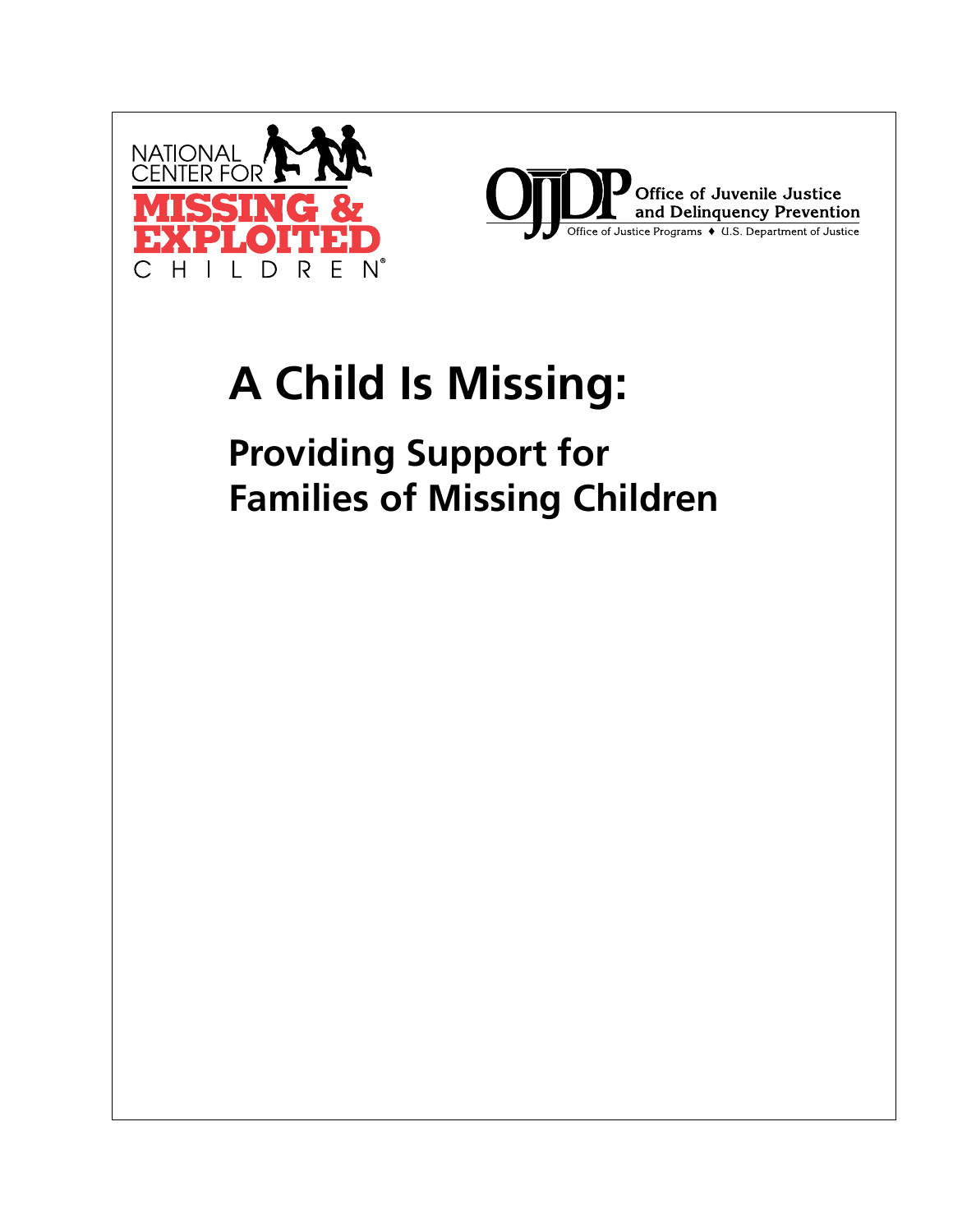NATIONAL CENTER FOR MISSING & EXPLOITED CHILDREN®

OJJDP Office of Juvenile Justice and Delinquency Prevention
Office of Justice Programs ♦ U.S. Department of Justice

# A Child Is Missing:

## Providing Support for Families of Missing Children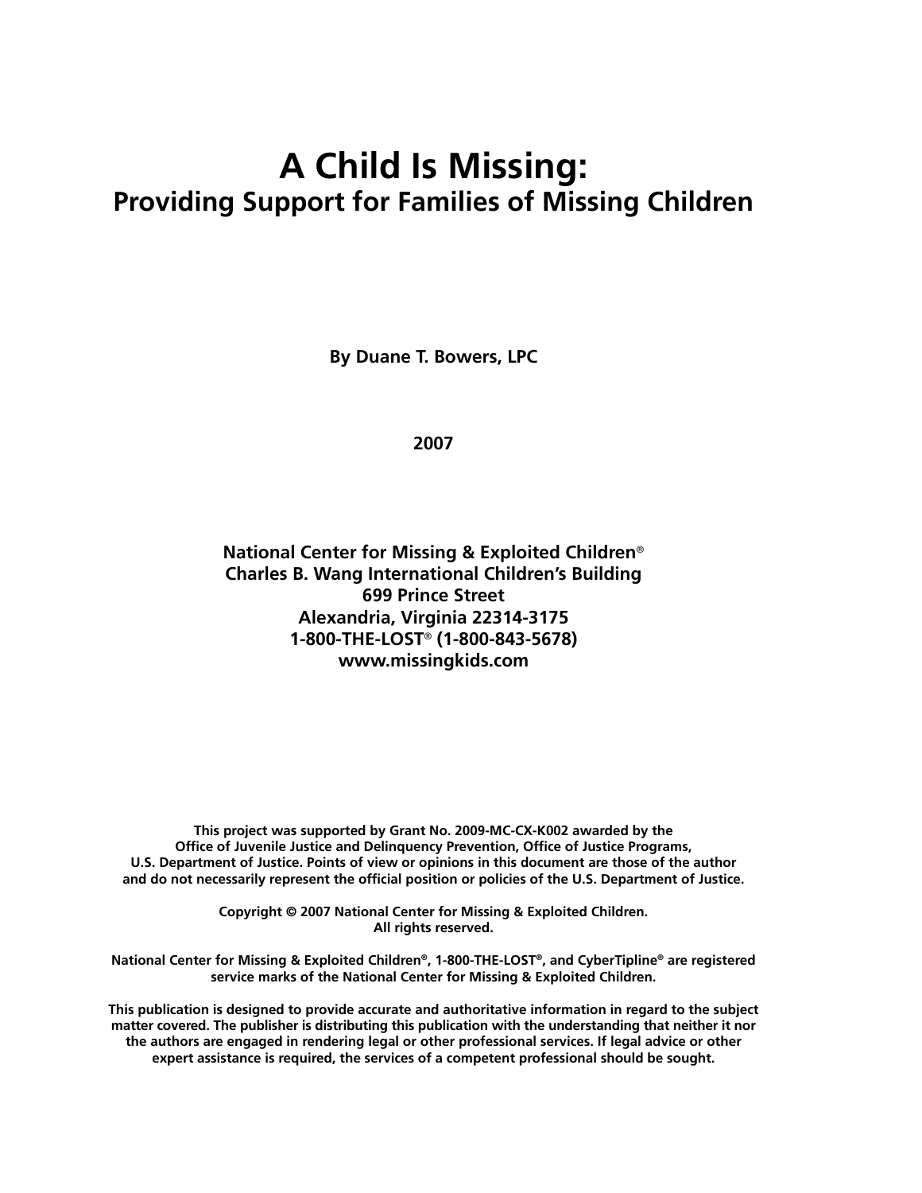# A Child Is Missing:
## Providing Support for Families of Missing Children

**By Duane T. Bowers, LPC**

**2007**

**National Center for Missing & Exploited Children®**
**Charles B. Wang International Children's Building**
**699 Prince Street**
**Alexandria, Virginia 22314-3175**
**1-800-THE-LOST® (1-800-843-5678)**
**www.missingkids.com**

**This project was supported by Grant No. 2009-MC-CX-K002 awarded by the Office of Juvenile Justice and Delinquency Prevention, Office of Justice Programs, U.S. Department of Justice. Points of view or opinions in this document are those of the author and do not necessarily represent the official position or policies of the U.S. Department of Justice.**

**Copyright © 2007 National Center for Missing & Exploited Children. All rights reserved.**

**National Center for Missing & Exploited Children®, 1-800-THE-LOST®, and CyberTipline® are registered service marks of the National Center for Missing & Exploited Children.**

**This publication is designed to provide accurate and authoritative information in regard to the subject matter covered. The publisher is distributing this publication with the understanding that neither it nor the authors are engaged in rendering legal or other professional services. If legal advice or other expert assistance is required, the services of a competent professional should be sought.**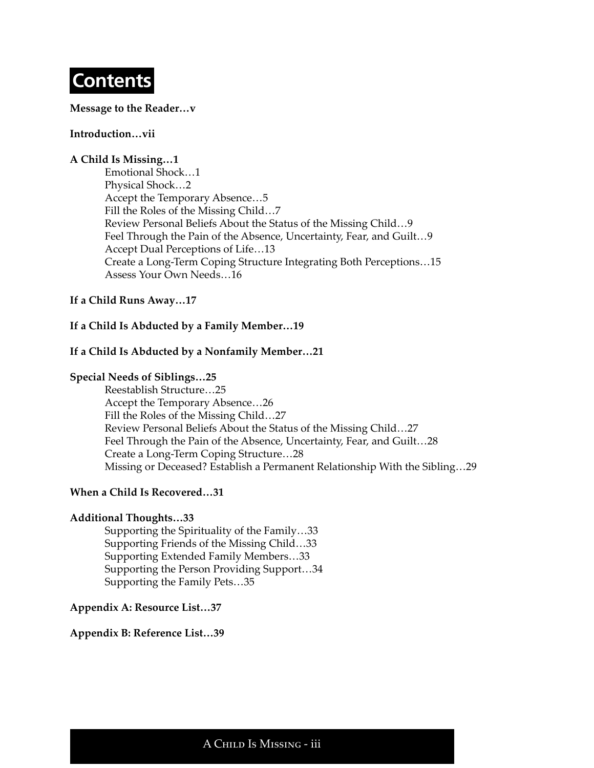# Contents

**Message to the Reader…v**

**Introduction…vii**

**A Child Is Missing…1**

- Emotional Shock…1
- Physical Shock…2
- Accept the Temporary Absence…5
- Fill the Roles of the Missing Child…7
- Review Personal Beliefs About the Status of the Missing Child…9
- Feel Through the Pain of the Absence, Uncertainty, Fear, and Guilt…9
- Accept Dual Perceptions of Life…13
- Create a Long-Term Coping Structure Integrating Both Perceptions…15
- Assess Your Own Needs…16

**If a Child Runs Away…17**

**If a Child Is Abducted by a Family Member…19**

**If a Child Is Abducted by a Nonfamily Member…21**

**Special Needs of Siblings…25**

- Reestablish Structure…25
- Accept the Temporary Absence…26
- Fill the Roles of the Missing Child…27
- Review Personal Beliefs About the Status of the Missing Child…27
- Feel Through the Pain of the Absence, Uncertainty, Fear, and Guilt…28
- Create a Long-Term Coping Structure…28
- Missing or Deceased? Establish a Permanent Relationship With the Sibling…29

**When a Child Is Recovered…31**

**Additional Thoughts…33**

- Supporting the Spirituality of the Family…33
- Supporting Friends of the Missing Child…33
- Supporting Extended Family Members…33
- Supporting the Person Providing Support…34
- Supporting the Family Pets…35

**Appendix A: Resource List…37**

**Appendix B: Reference List…39**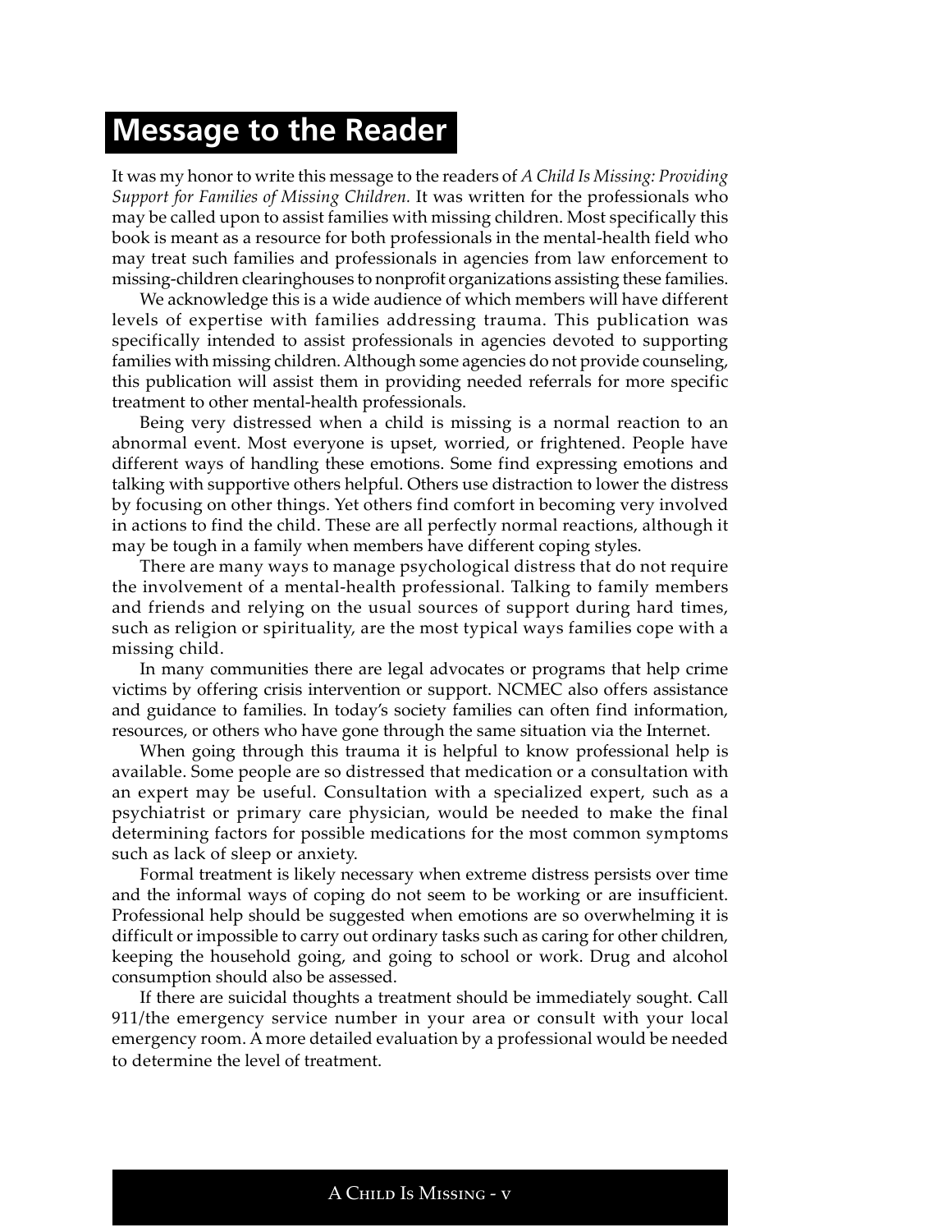# Message to the Reader

It was my honor to write this message to the readers of *A Child Is Missing: Providing Support for Families of Missing Children.* It was written for the professionals who may be called upon to assist families with missing children. Most specifically this book is meant as a resource for both professionals in the mental-health field who may treat such families and professionals in agencies from law enforcement to missing-children clearinghouses to nonprofit organizations assisting these families.

We acknowledge this is a wide audience of which members will have different levels of expertise with families addressing trauma. This publication was specifically intended to assist professionals in agencies devoted to supporting families with missing children. Although some agencies do not provide counseling, this publication will assist them in providing needed referrals for more specific treatment to other mental-health professionals.

Being very distressed when a child is missing is a normal reaction to an abnormal event. Most everyone is upset, worried, or frightened. People have different ways of handling these emotions. Some find expressing emotions and talking with supportive others helpful. Others use distraction to lower the distress by focusing on other things. Yet others find comfort in becoming very involved in actions to find the child. These are all perfectly normal reactions, although it may be tough in a family when members have different coping styles.

There are many ways to manage psychological distress that do not require the involvement of a mental-health professional. Talking to family members and friends and relying on the usual sources of support during hard times, such as religion or spirituality, are the most typical ways families cope with a missing child.

In many communities there are legal advocates or programs that help crime victims by offering crisis intervention or support. NCMEC also offers assistance and guidance to families. In today's society families can often find information, resources, or others who have gone through the same situation via the Internet.

When going through this trauma it is helpful to know professional help is available. Some people are so distressed that medication or a consultation with an expert may be useful. Consultation with a specialized expert, such as a psychiatrist or primary care physician, would be needed to make the final determining factors for possible medications for the most common symptoms such as lack of sleep or anxiety.

Formal treatment is likely necessary when extreme distress persists over time and the informal ways of coping do not seem to be working or are insufficient. Professional help should be suggested when emotions are so overwhelming it is difficult or impossible to carry out ordinary tasks such as caring for other children, keeping the household going, and going to school or work. Drug and alcohol consumption should also be assessed.

If there are suicidal thoughts a treatment should be immediately sought. Call 911/the emergency service number in your area or consult with your local emergency room. A more detailed evaluation by a professional would be needed to determine the level of treatment.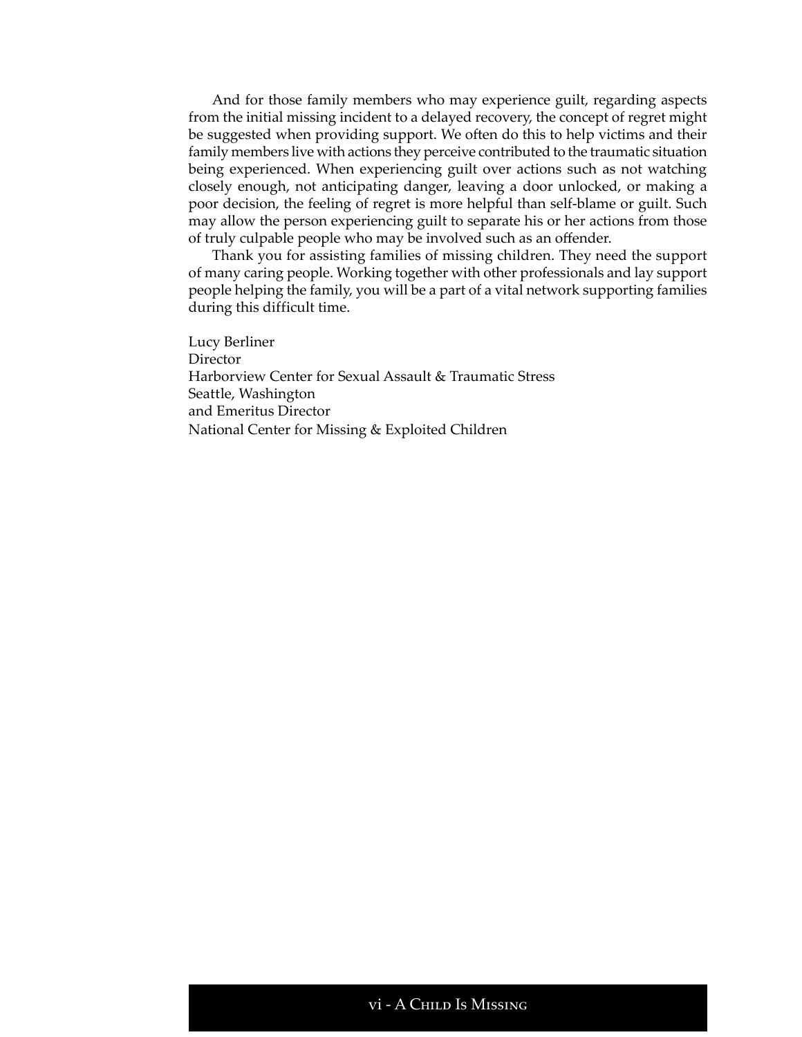And for those family members who may experience guilt, regarding aspects from the initial missing incident to a delayed recovery, the concept of regret might be suggested when providing support. We often do this to help victims and their family members live with actions they perceive contributed to the traumatic situation being experienced. When experiencing guilt over actions such as not watching closely enough, not anticipating danger, leaving a door unlocked, or making a poor decision, the feeling of regret is more helpful than self-blame or guilt. Such may allow the person experiencing guilt to separate his or her actions from those of truly culpable people who may be involved such as an offender.

Thank you for assisting families of missing children. They need the support of many caring people. Working together with other professionals and lay support people helping the family, you will be a part of a vital network supporting families during this difficult time.

Lucy Berliner
Director
Harborview Center for Sexual Assault & Traumatic Stress
Seattle, Washington
and Emeritus Director
National Center for Missing & Exploited Children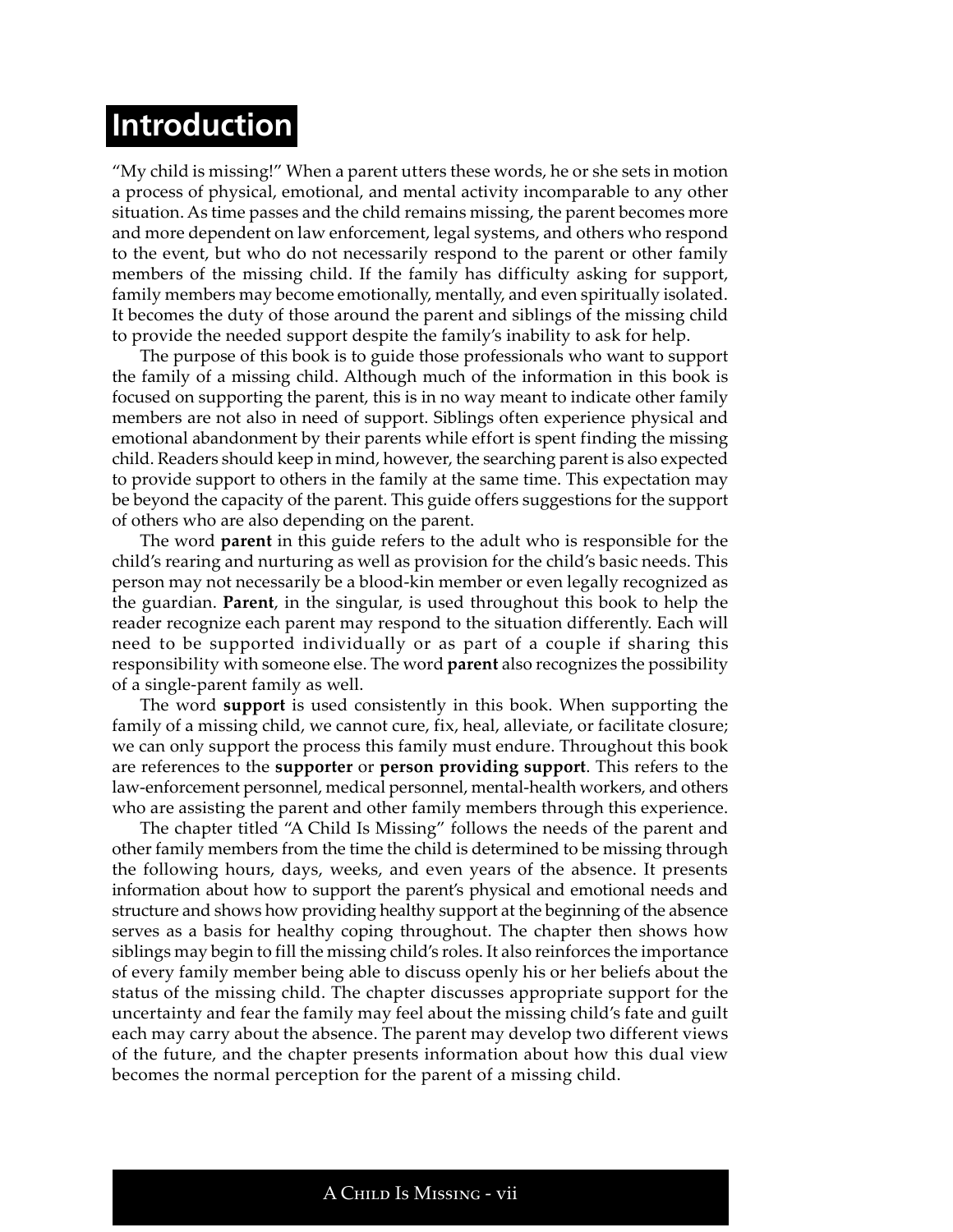# Introduction

"My child is missing!" When a parent utters these words, he or she sets in motion a process of physical, emotional, and mental activity incomparable to any other situation. As time passes and the child remains missing, the parent becomes more and more dependent on law enforcement, legal systems, and others who respond to the event, but who do not necessarily respond to the parent or other family members of the missing child. If the family has difficulty asking for support, family members may become emotionally, mentally, and even spiritually isolated. It becomes the duty of those around the parent and siblings of the missing child to provide the needed support despite the family's inability to ask for help.

The purpose of this book is to guide those professionals who want to support the family of a missing child. Although much of the information in this book is focused on supporting the parent, this is in no way meant to indicate other family members are not also in need of support. Siblings often experience physical and emotional abandonment by their parents while effort is spent finding the missing child. Readers should keep in mind, however, the searching parent is also expected to provide support to others in the family at the same time. This expectation may be beyond the capacity of the parent. This guide offers suggestions for the support of others who are also depending on the parent.

The word **parent** in this guide refers to the adult who is responsible for the child's rearing and nurturing as well as provision for the child's basic needs. This person may not necessarily be a blood-kin member or even legally recognized as the guardian. **Parent**, in the singular, is used throughout this book to help the reader recognize each parent may respond to the situation differently. Each will need to be supported individually or as part of a couple if sharing this responsibility with someone else. The word **parent** also recognizes the possibility of a single-parent family as well.

The word **support** is used consistently in this book. When supporting the family of a missing child, we cannot cure, fix, heal, alleviate, or facilitate closure; we can only support the process this family must endure. Throughout this book are references to the **supporter** or **person providing support**. This refers to the law-enforcement personnel, medical personnel, mental-health workers, and others who are assisting the parent and other family members through this experience.

The chapter titled "A Child Is Missing" follows the needs of the parent and other family members from the time the child is determined to be missing through the following hours, days, weeks, and even years of the absence. It presents information about how to support the parent's physical and emotional needs and structure and shows how providing healthy support at the beginning of the absence serves as a basis for healthy coping throughout. The chapter then shows how siblings may begin to fill the missing child's roles. It also reinforces the importance of every family member being able to discuss openly his or her beliefs about the status of the missing child. The chapter discusses appropriate support for the uncertainty and fear the family may feel about the missing child's fate and guilt each may carry about the absence. The parent may develop two different views of the future, and the chapter presents information about how this dual view becomes the normal perception for the parent of a missing child.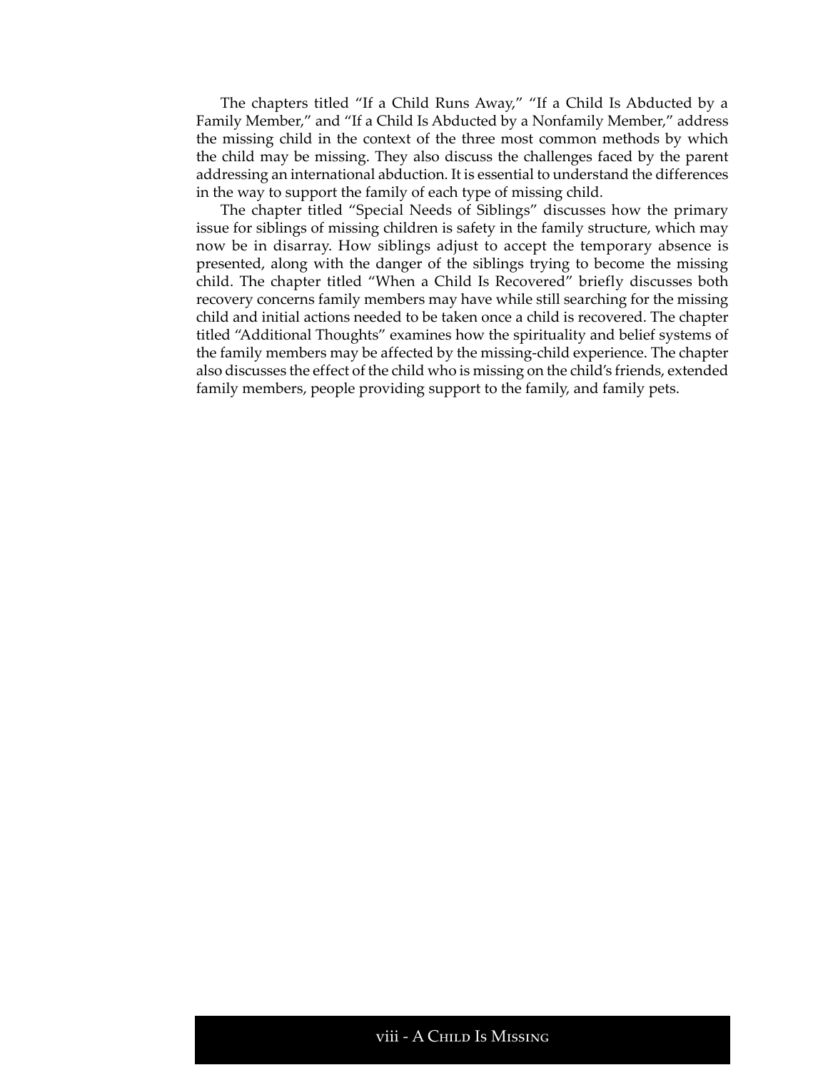The chapters titled "If a Child Runs Away," "If a Child Is Abducted by a Family Member," and "If a Child Is Abducted by a Nonfamily Member," address the missing child in the context of the three most common methods by which the child may be missing. They also discuss the challenges faced by the parent addressing an international abduction. It is essential to understand the differences in the way to support the family of each type of missing child.

The chapter titled "Special Needs of Siblings" discusses how the primary issue for siblings of missing children is safety in the family structure, which may now be in disarray. How siblings adjust to accept the temporary absence is presented, along with the danger of the siblings trying to become the missing child. The chapter titled "When a Child Is Recovered" briefly discusses both recovery concerns family members may have while still searching for the missing child and initial actions needed to be taken once a child is recovered. The chapter titled "Additional Thoughts" examines how the spirituality and belief systems of the family members may be affected by the missing-child experience. The chapter also discusses the effect of the child who is missing on the child's friends, extended family members, people providing support to the family, and family pets.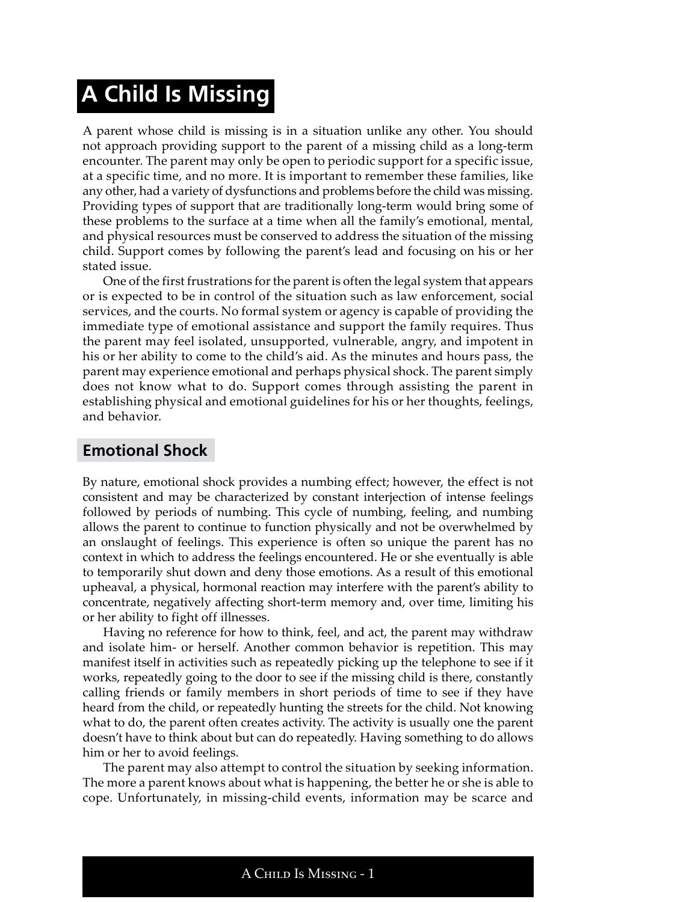# A Child Is Missing

A parent whose child is missing is in a situation unlike any other. You should not approach providing support to the parent of a missing child as a long-term encounter. The parent may only be open to periodic support for a specific issue, at a specific time, and no more. It is important to remember these families, like any other, had a variety of dysfunctions and problems before the child was missing. Providing types of support that are traditionally long-term would bring some of these problems to the surface at a time when all the family's emotional, mental, and physical resources must be conserved to address the situation of the missing child. Support comes by following the parent's lead and focusing on his or her stated issue.

One of the first frustrations for the parent is often the legal system that appears or is expected to be in control of the situation such as law enforcement, social services, and the courts. No formal system or agency is capable of providing the immediate type of emotional assistance and support the family requires. Thus the parent may feel isolated, unsupported, vulnerable, angry, and impotent in his or her ability to come to the child's aid. As the minutes and hours pass, the parent may experience emotional and perhaps physical shock. The parent simply does not know what to do. Support comes through assisting the parent in establishing physical and emotional guidelines for his or her thoughts, feelings, and behavior.

## Emotional Shock

By nature, emotional shock provides a numbing effect; however, the effect is not consistent and may be characterized by constant interjection of intense feelings followed by periods of numbing. This cycle of numbing, feeling, and numbing allows the parent to continue to function physically and not be overwhelmed by an onslaught of feelings. This experience is often so unique the parent has no context in which to address the feelings encountered. He or she eventually is able to temporarily shut down and deny those emotions. As a result of this emotional upheaval, a physical, hormonal reaction may interfere with the parent's ability to concentrate, negatively affecting short-term memory and, over time, limiting his or her ability to fight off illnesses.

Having no reference for how to think, feel, and act, the parent may withdraw and isolate him- or herself. Another common behavior is repetition. This may manifest itself in activities such as repeatedly picking up the telephone to see if it works, repeatedly going to the door to see if the missing child is there, constantly calling friends or family members in short periods of time to see if they have heard from the child, or repeatedly hunting the streets for the child. Not knowing what to do, the parent often creates activity. The activity is usually one the parent doesn't have to think about but can do repeatedly. Having something to do allows him or her to avoid feelings.

The parent may also attempt to control the situation by seeking information. The more a parent knows about what is happening, the better he or she is able to cope. Unfortunately, in missing-child events, information may be scarce and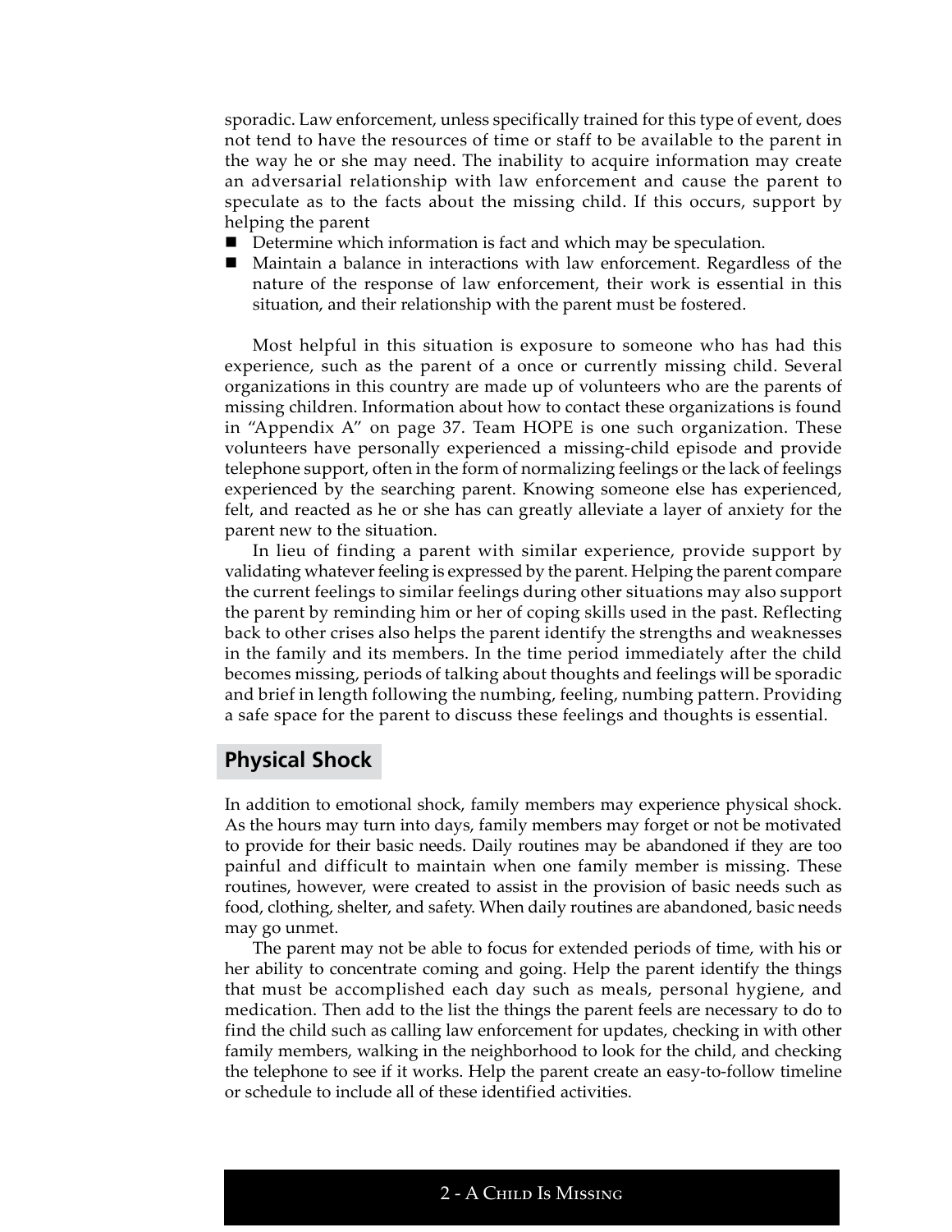sporadic. Law enforcement, unless specifically trained for this type of event, does not tend to have the resources of time or staff to be available to the parent in the way he or she may need. The inability to acquire information may create an adversarial relationship with law enforcement and cause the parent to speculate as to the facts about the missing child. If this occurs, support by helping the parent

- Determine which information is fact and which may be speculation.
- Maintain a balance in interactions with law enforcement. Regardless of the nature of the response of law enforcement, their work is essential in this situation, and their relationship with the parent must be fostered.

Most helpful in this situation is exposure to someone who has had this experience, such as the parent of a once or currently missing child. Several organizations in this country are made up of volunteers who are the parents of missing children. Information about how to contact these organizations is found in "Appendix A" on page 37. Team HOPE is one such organization. These volunteers have personally experienced a missing-child episode and provide telephone support, often in the form of normalizing feelings or the lack of feelings experienced by the searching parent. Knowing someone else has experienced, felt, and reacted as he or she has can greatly alleviate a layer of anxiety for the parent new to the situation.

In lieu of finding a parent with similar experience, provide support by validating whatever feeling is expressed by the parent. Helping the parent compare the current feelings to similar feelings during other situations may also support the parent by reminding him or her of coping skills used in the past. Reflecting back to other crises also helps the parent identify the strengths and weaknesses in the family and its members. In the time period immediately after the child becomes missing, periods of talking about thoughts and feelings will be sporadic and brief in length following the numbing, feeling, numbing pattern. Providing a safe space for the parent to discuss these feelings and thoughts is essential.

## Physical Shock

In addition to emotional shock, family members may experience physical shock. As the hours may turn into days, family members may forget or not be motivated to provide for their basic needs. Daily routines may be abandoned if they are too painful and difficult to maintain when one family member is missing. These routines, however, were created to assist in the provision of basic needs such as food, clothing, shelter, and safety. When daily routines are abandoned, basic needs may go unmet.

The parent may not be able to focus for extended periods of time, with his or her ability to concentrate coming and going. Help the parent identify the things that must be accomplished each day such as meals, personal hygiene, and medication. Then add to the list the things the parent feels are necessary to do to find the child such as calling law enforcement for updates, checking in with other family members, walking in the neighborhood to look for the child, and checking the telephone to see if it works. Help the parent create an easy-to-follow timeline or schedule to include all of these identified activities.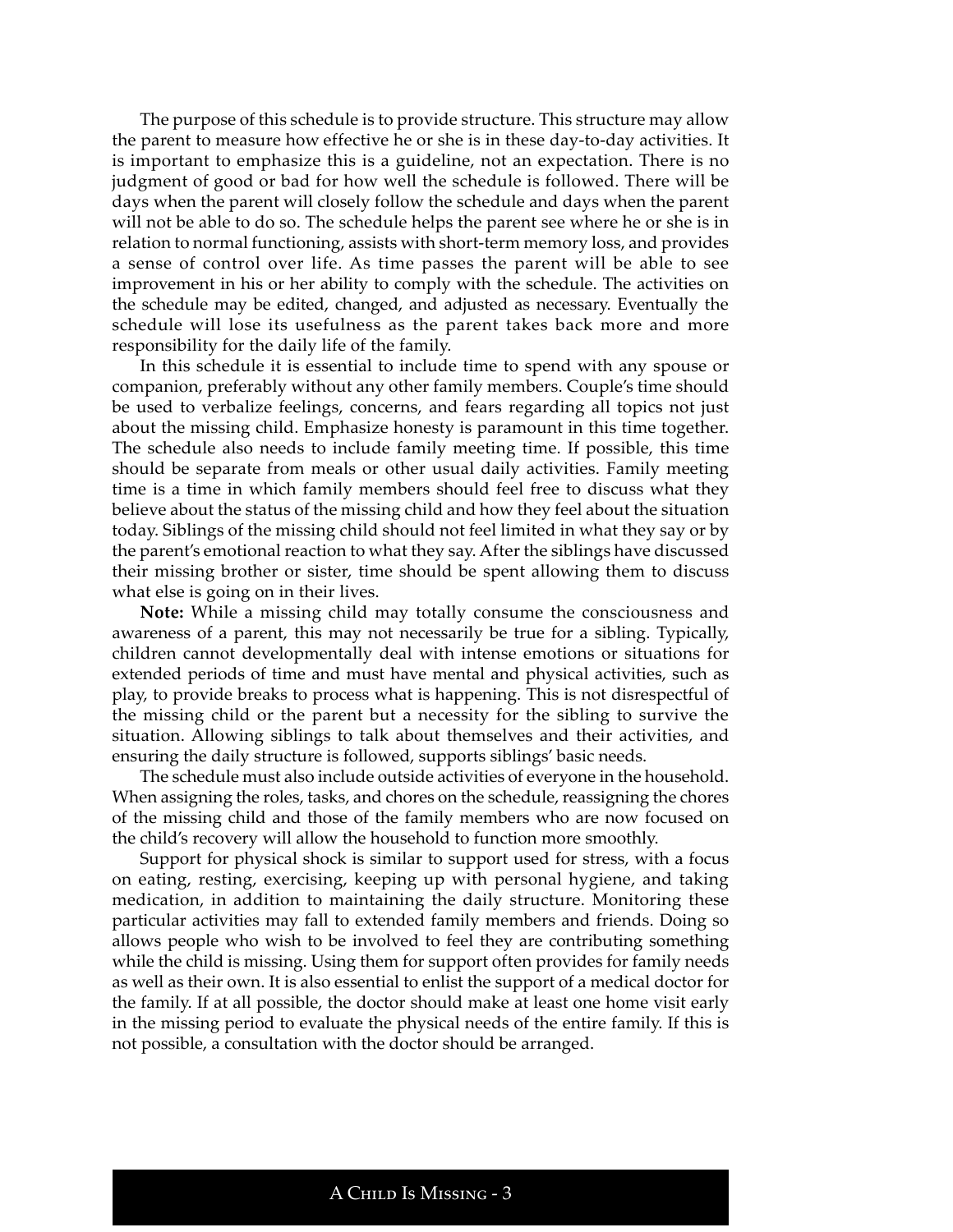The purpose of this schedule is to provide structure. This structure may allow the parent to measure how effective he or she is in these day-to-day activities. It is important to emphasize this is a guideline, not an expectation. There is no judgment of good or bad for how well the schedule is followed. There will be days when the parent will closely follow the schedule and days when the parent will not be able to do so. The schedule helps the parent see where he or she is in relation to normal functioning, assists with short-term memory loss, and provides a sense of control over life. As time passes the parent will be able to see improvement in his or her ability to comply with the schedule. The activities on the schedule may be edited, changed, and adjusted as necessary. Eventually the schedule will lose its usefulness as the parent takes back more and more responsibility for the daily life of the family.

In this schedule it is essential to include time to spend with any spouse or companion, preferably without any other family members. Couple's time should be used to verbalize feelings, concerns, and fears regarding all topics not just about the missing child. Emphasize honesty is paramount in this time together. The schedule also needs to include family meeting time. If possible, this time should be separate from meals or other usual daily activities. Family meeting time is a time in which family members should feel free to discuss what they believe about the status of the missing child and how they feel about the situation today. Siblings of the missing child should not feel limited in what they say or by the parent's emotional reaction to what they say. After the siblings have discussed their missing brother or sister, time should be spent allowing them to discuss what else is going on in their lives.

**Note:** While a missing child may totally consume the consciousness and awareness of a parent, this may not necessarily be true for a sibling. Typically, children cannot developmentally deal with intense emotions or situations for extended periods of time and must have mental and physical activities, such as play, to provide breaks to process what is happening. This is not disrespectful of the missing child or the parent but a necessity for the sibling to survive the situation. Allowing siblings to talk about themselves and their activities, and ensuring the daily structure is followed, supports siblings' basic needs.

The schedule must also include outside activities of everyone in the household. When assigning the roles, tasks, and chores on the schedule, reassigning the chores of the missing child and those of the family members who are now focused on the child's recovery will allow the household to function more smoothly.

Support for physical shock is similar to support used for stress, with a focus on eating, resting, exercising, keeping up with personal hygiene, and taking medication, in addition to maintaining the daily structure. Monitoring these particular activities may fall to extended family members and friends. Doing so allows people who wish to be involved to feel they are contributing something while the child is missing. Using them for support often provides for family needs as well as their own. It is also essential to enlist the support of a medical doctor for the family. If at all possible, the doctor should make at least one home visit early in the missing period to evaluate the physical needs of the entire family. If this is not possible, a consultation with the doctor should be arranged.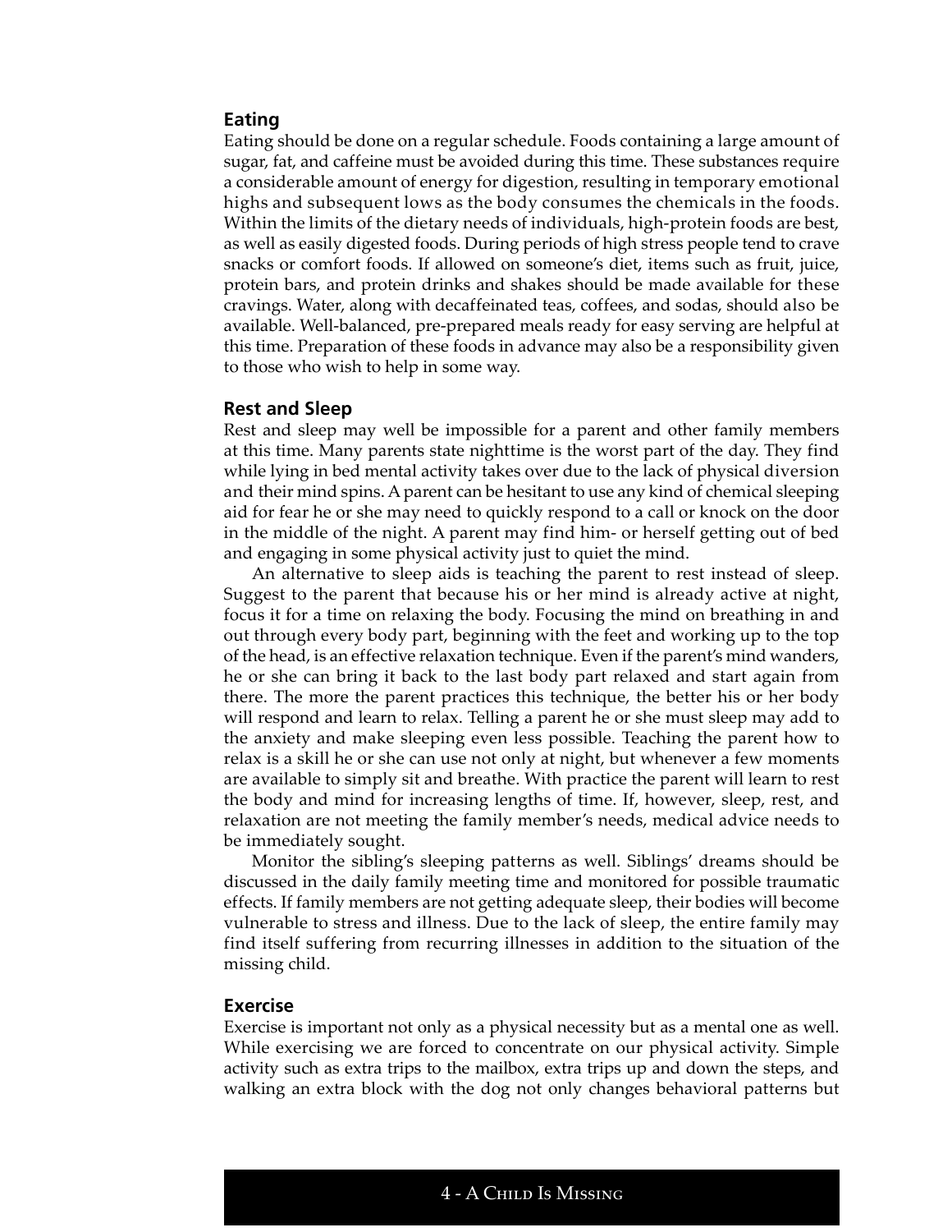## Eating

Eating should be done on a regular schedule. Foods containing a large amount of sugar, fat, and caffeine must be avoided during this time. These substances require a considerable amount of energy for digestion, resulting in temporary emotional highs and subsequent lows as the body consumes the chemicals in the foods. Within the limits of the dietary needs of individuals, high-protein foods are best, as well as easily digested foods. During periods of high stress people tend to crave snacks or comfort foods. If allowed on someone's diet, items such as fruit, juice, protein bars, and protein drinks and shakes should be made available for these cravings. Water, along with decaffeinated teas, coffees, and sodas, should also be available. Well-balanced, pre-prepared meals ready for easy serving are helpful at this time. Preparation of these foods in advance may also be a responsibility given to those who wish to help in some way.

## Rest and Sleep

Rest and sleep may well be impossible for a parent and other family members at this time. Many parents state nighttime is the worst part of the day. They find while lying in bed mental activity takes over due to the lack of physical diversion and their mind spins. A parent can be hesitant to use any kind of chemical sleeping aid for fear he or she may need to quickly respond to a call or knock on the door in the middle of the night. A parent may find him- or herself getting out of bed and engaging in some physical activity just to quiet the mind.

An alternative to sleep aids is teaching the parent to rest instead of sleep. Suggest to the parent that because his or her mind is already active at night, focus it for a time on relaxing the body. Focusing the mind on breathing in and out through every body part, beginning with the feet and working up to the top of the head, is an effective relaxation technique. Even if the parent's mind wanders, he or she can bring it back to the last body part relaxed and start again from there. The more the parent practices this technique, the better his or her body will respond and learn to relax. Telling a parent he or she must sleep may add to the anxiety and make sleeping even less possible. Teaching the parent how to relax is a skill he or she can use not only at night, but whenever a few moments are available to simply sit and breathe. With practice the parent will learn to rest the body and mind for increasing lengths of time. If, however, sleep, rest, and relaxation are not meeting the family member's needs, medical advice needs to be immediately sought.

Monitor the sibling's sleeping patterns as well. Siblings' dreams should be discussed in the daily family meeting time and monitored for possible traumatic effects. If family members are not getting adequate sleep, their bodies will become vulnerable to stress and illness. Due to the lack of sleep, the entire family may find itself suffering from recurring illnesses in addition to the situation of the missing child.

## Exercise

Exercise is important not only as a physical necessity but as a mental one as well. While exercising we are forced to concentrate on our physical activity. Simple activity such as extra trips to the mailbox, extra trips up and down the steps, and walking an extra block with the dog not only changes behavioral patterns but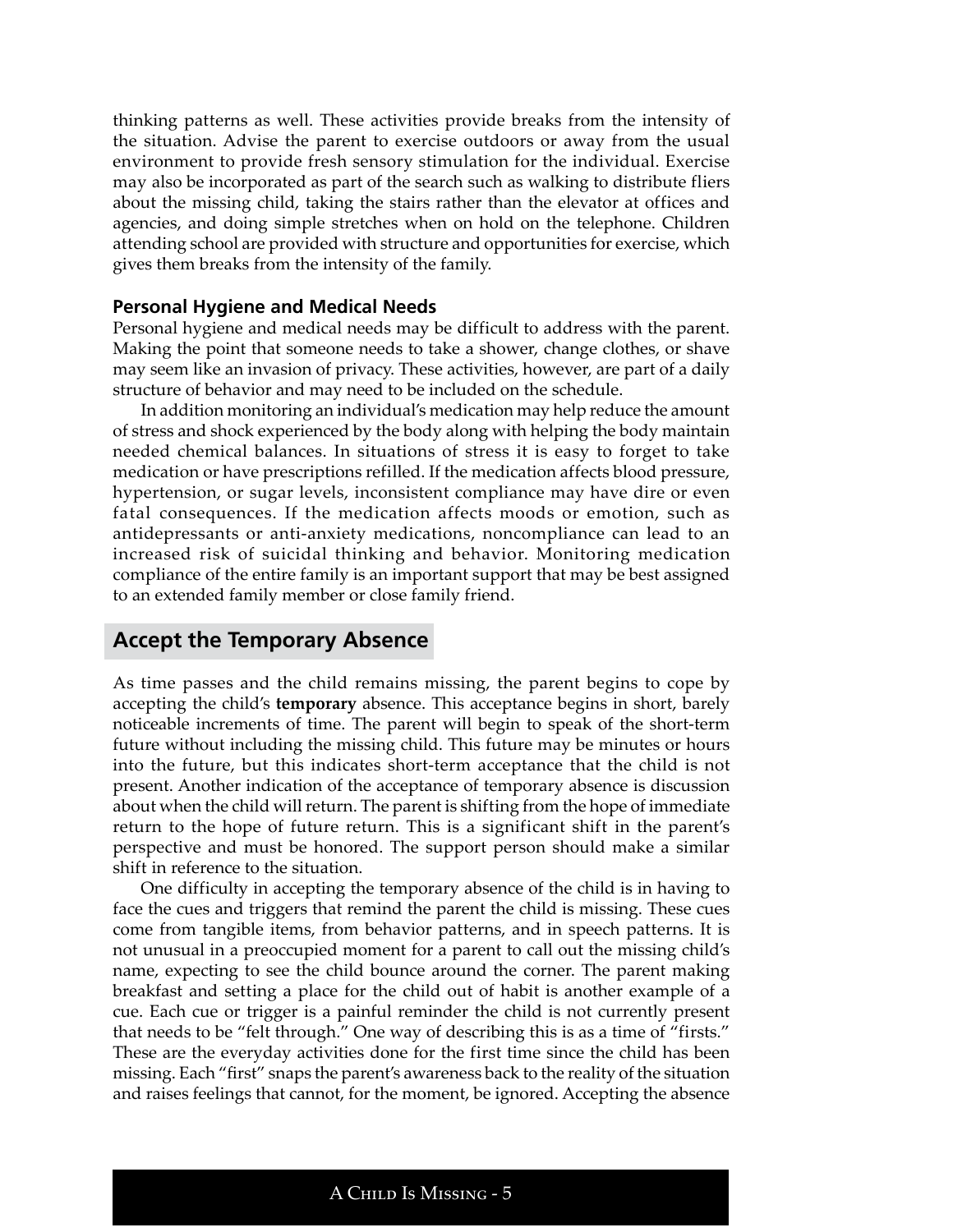thinking patterns as well. These activities provide breaks from the intensity of the situation. Advise the parent to exercise outdoors or away from the usual environment to provide fresh sensory stimulation for the individual. Exercise may also be incorporated as part of the search such as walking to distribute fliers about the missing child, taking the stairs rather than the elevator at offices and agencies, and doing simple stretches when on hold on the telephone. Children attending school are provided with structure and opportunities for exercise, which gives them breaks from the intensity of the family.

### Personal Hygiene and Medical Needs

Personal hygiene and medical needs may be difficult to address with the parent. Making the point that someone needs to take a shower, change clothes, or shave may seem like an invasion of privacy. These activities, however, are part of a daily structure of behavior and may need to be included on the schedule.

In addition monitoring an individual's medication may help reduce the amount of stress and shock experienced by the body along with helping the body maintain needed chemical balances. In situations of stress it is easy to forget to take medication or have prescriptions refilled. If the medication affects blood pressure, hypertension, or sugar levels, inconsistent compliance may have dire or even fatal consequences. If the medication affects moods or emotion, such as antidepressants or anti-anxiety medications, noncompliance can lead to an increased risk of suicidal thinking and behavior. Monitoring medication compliance of the entire family is an important support that may be best assigned to an extended family member or close family friend.

## Accept the Temporary Absence

As time passes and the child remains missing, the parent begins to cope by accepting the child's **temporary** absence. This acceptance begins in short, barely noticeable increments of time. The parent will begin to speak of the short-term future without including the missing child. This future may be minutes or hours into the future, but this indicates short-term acceptance that the child is not present. Another indication of the acceptance of temporary absence is discussion about when the child will return. The parent is shifting from the hope of immediate return to the hope of future return. This is a significant shift in the parent's perspective and must be honored. The support person should make a similar shift in reference to the situation.

One difficulty in accepting the temporary absence of the child is in having to face the cues and triggers that remind the parent the child is missing. These cues come from tangible items, from behavior patterns, and in speech patterns. It is not unusual in a preoccupied moment for a parent to call out the missing child's name, expecting to see the child bounce around the corner. The parent making breakfast and setting a place for the child out of habit is another example of a cue. Each cue or trigger is a painful reminder the child is not currently present that needs to be "felt through." One way of describing this is as a time of "firsts." These are the everyday activities done for the first time since the child has been missing. Each "first" snaps the parent's awareness back to the reality of the situation and raises feelings that cannot, for the moment, be ignored. Accepting the absence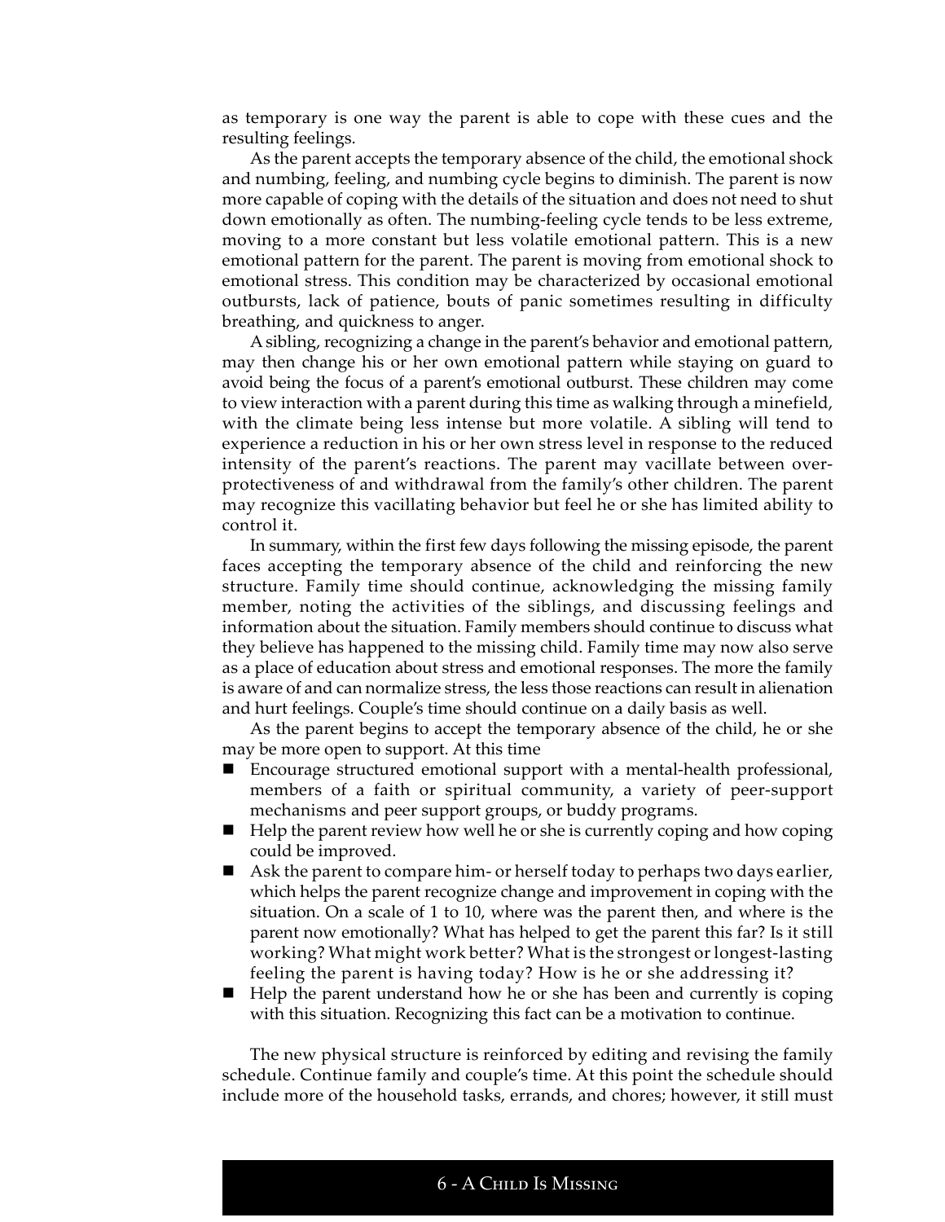as temporary is one way the parent is able to cope with these cues and the resulting feelings.

As the parent accepts the temporary absence of the child, the emotional shock and numbing, feeling, and numbing cycle begins to diminish. The parent is now more capable of coping with the details of the situation and does not need to shut down emotionally as often. The numbing-feeling cycle tends to be less extreme, moving to a more constant but less volatile emotional pattern. This is a new emotional pattern for the parent. The parent is moving from emotional shock to emotional stress. This condition may be characterized by occasional emotional outbursts, lack of patience, bouts of panic sometimes resulting in difficulty breathing, and quickness to anger.

A sibling, recognizing a change in the parent's behavior and emotional pattern, may then change his or her own emotional pattern while staying on guard to avoid being the focus of a parent's emotional outburst. These children may come to view interaction with a parent during this time as walking through a minefield, with the climate being less intense but more volatile. A sibling will tend to experience a reduction in his or her own stress level in response to the reduced intensity of the parent's reactions. The parent may vacillate between over-protectiveness of and withdrawal from the family's other children. The parent may recognize this vacillating behavior but feel he or she has limited ability to control it.

In summary, within the first few days following the missing episode, the parent faces accepting the temporary absence of the child and reinforcing the new structure. Family time should continue, acknowledging the missing family member, noting the activities of the siblings, and discussing feelings and information about the situation. Family members should continue to discuss what they believe has happened to the missing child. Family time may now also serve as a place of education about stress and emotional responses. The more the family is aware of and can normalize stress, the less those reactions can result in alienation and hurt feelings. Couple's time should continue on a daily basis as well.

As the parent begins to accept the temporary absence of the child, he or she may be more open to support. At this time

- Encourage structured emotional support with a mental-health professional, members of a faith or spiritual community, a variety of peer-support mechanisms and peer support groups, or buddy programs.
- Help the parent review how well he or she is currently coping and how coping could be improved.
- Ask the parent to compare him- or herself today to perhaps two days earlier, which helps the parent recognize change and improvement in coping with the situation. On a scale of 1 to 10, where was the parent then, and where is the parent now emotionally? What has helped to get the parent this far? Is it still working? What might work better? What is the strongest or longest-lasting feeling the parent is having today? How is he or she addressing it?
- Help the parent understand how he or she has been and currently is coping with this situation. Recognizing this fact can be a motivation to continue.

The new physical structure is reinforced by editing and revising the family schedule. Continue family and couple's time. At this point the schedule should include more of the household tasks, errands, and chores; however, it still must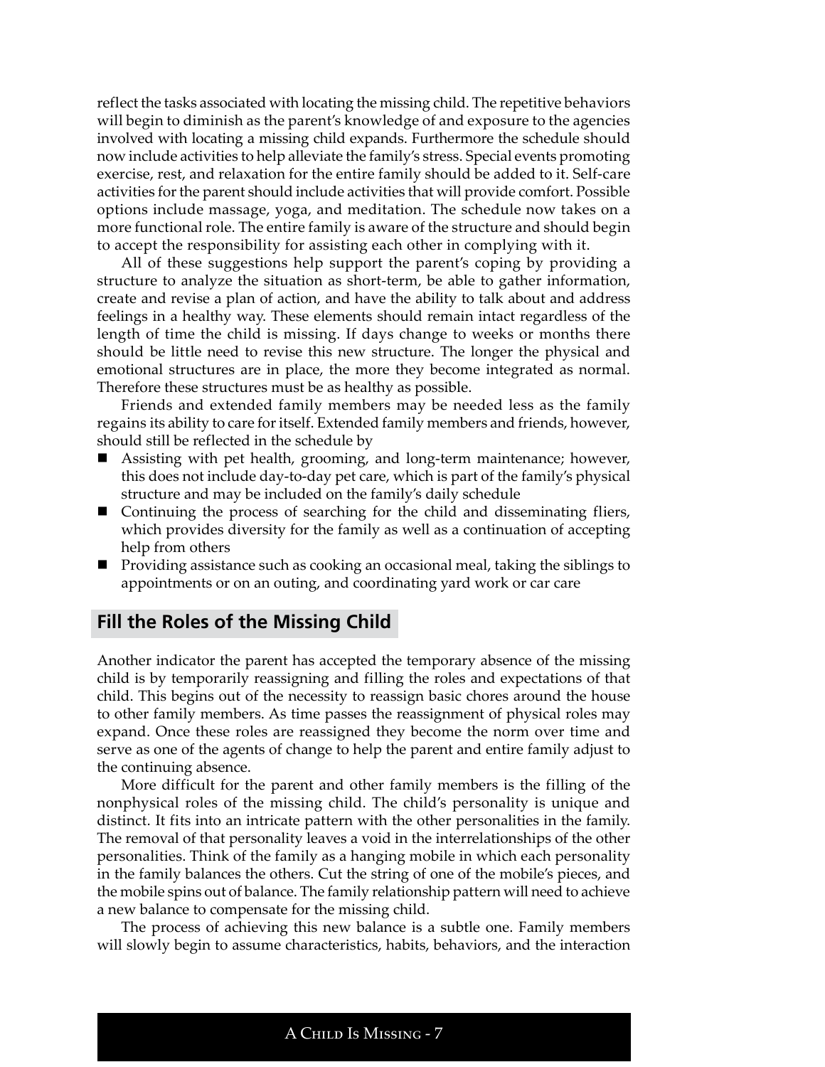reflect the tasks associated with locating the missing child. The repetitive behaviors will begin to diminish as the parent's knowledge of and exposure to the agencies involved with locating a missing child expands. Furthermore the schedule should now include activities to help alleviate the family's stress. Special events promoting exercise, rest, and relaxation for the entire family should be added to it. Self-care activities for the parent should include activities that will provide comfort. Possible options include massage, yoga, and meditation. The schedule now takes on a more functional role. The entire family is aware of the structure and should begin to accept the responsibility for assisting each other in complying with it.

All of these suggestions help support the parent's coping by providing a structure to analyze the situation as short-term, be able to gather information, create and revise a plan of action, and have the ability to talk about and address feelings in a healthy way. These elements should remain intact regardless of the length of time the child is missing. If days change to weeks or months there should be little need to revise this new structure. The longer the physical and emotional structures are in place, the more they become integrated as normal. Therefore these structures must be as healthy as possible.

Friends and extended family members may be needed less as the family regains its ability to care for itself. Extended family members and friends, however, should still be reflected in the schedule by

- Assisting with pet health, grooming, and long-term maintenance; however, this does not include day-to-day pet care, which is part of the family's physical structure and may be included on the family's daily schedule
- Continuing the process of searching for the child and disseminating fliers, which provides diversity for the family as well as a continuation of accepting help from others
- Providing assistance such as cooking an occasional meal, taking the siblings to appointments or on an outing, and coordinating yard work or car care

## Fill the Roles of the Missing Child

Another indicator the parent has accepted the temporary absence of the missing child is by temporarily reassigning and filling the roles and expectations of that child. This begins out of the necessity to reassign basic chores around the house to other family members. As time passes the reassignment of physical roles may expand. Once these roles are reassigned they become the norm over time and serve as one of the agents of change to help the parent and entire family adjust to the continuing absence.

More difficult for the parent and other family members is the filling of the nonphysical roles of the missing child. The child's personality is unique and distinct. It fits into an intricate pattern with the other personalities in the family. The removal of that personality leaves a void in the interrelationships of the other personalities. Think of the family as a hanging mobile in which each personality in the family balances the others. Cut the string of one of the mobile's pieces, and the mobile spins out of balance. The family relationship pattern will need to achieve a new balance to compensate for the missing child.

The process of achieving this new balance is a subtle one. Family members will slowly begin to assume characteristics, habits, behaviors, and the interaction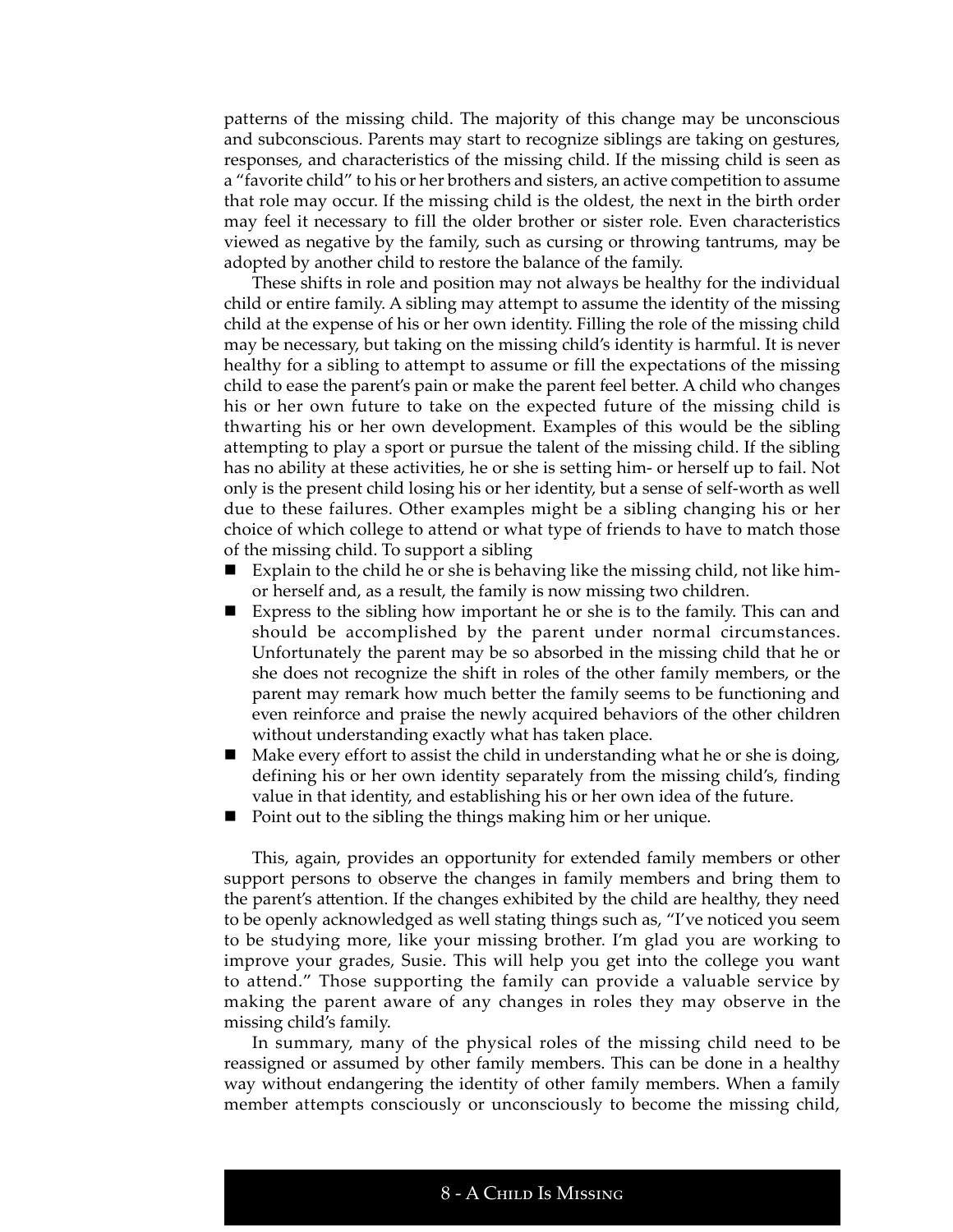patterns of the missing child. The majority of this change may be unconscious and subconscious. Parents may start to recognize siblings are taking on gestures, responses, and characteristics of the missing child. If the missing child is seen as a "favorite child" to his or her brothers and sisters, an active competition to assume that role may occur. If the missing child is the oldest, the next in the birth order may feel it necessary to fill the older brother or sister role. Even characteristics viewed as negative by the family, such as cursing or throwing tantrums, may be adopted by another child to restore the balance of the family.

These shifts in role and position may not always be healthy for the individual child or entire family. A sibling may attempt to assume the identity of the missing child at the expense of his or her own identity. Filling the role of the missing child may be necessary, but taking on the missing child's identity is harmful. It is never healthy for a sibling to attempt to assume or fill the expectations of the missing child to ease the parent's pain or make the parent feel better. A child who changes his or her own future to take on the expected future of the missing child is thwarting his or her own development. Examples of this would be the sibling attempting to play a sport or pursue the talent of the missing child. If the sibling has no ability at these activities, he or she is setting him- or herself up to fail. Not only is the present child losing his or her identity, but a sense of self-worth as well due to these failures. Other examples might be a sibling changing his or her choice of which college to attend or what type of friends to have to match those of the missing child. To support a sibling

- Explain to the child he or she is behaving like the missing child, not like him- or herself and, as a result, the family is now missing two children.
- Express to the sibling how important he or she is to the family. This can and should be accomplished by the parent under normal circumstances. Unfortunately the parent may be so absorbed in the missing child that he or she does not recognize the shift in roles of the other family members, or the parent may remark how much better the family seems to be functioning and even reinforce and praise the newly acquired behaviors of the other children without understanding exactly what has taken place.
- Make every effort to assist the child in understanding what he or she is doing, defining his or her own identity separately from the missing child's, finding value in that identity, and establishing his or her own idea of the future.
- Point out to the sibling the things making him or her unique.

This, again, provides an opportunity for extended family members or other support persons to observe the changes in family members and bring them to the parent's attention. If the changes exhibited by the child are healthy, they need to be openly acknowledged as well stating things such as, "I've noticed you seem to be studying more, like your missing brother. I'm glad you are working to improve your grades, Susie. This will help you get into the college you want to attend." Those supporting the family can provide a valuable service by making the parent aware of any changes in roles they may observe in the missing child's family.

In summary, many of the physical roles of the missing child need to be reassigned or assumed by other family members. This can be done in a healthy way without endangering the identity of other family members. When a family member attempts consciously or unconsciously to become the missing child,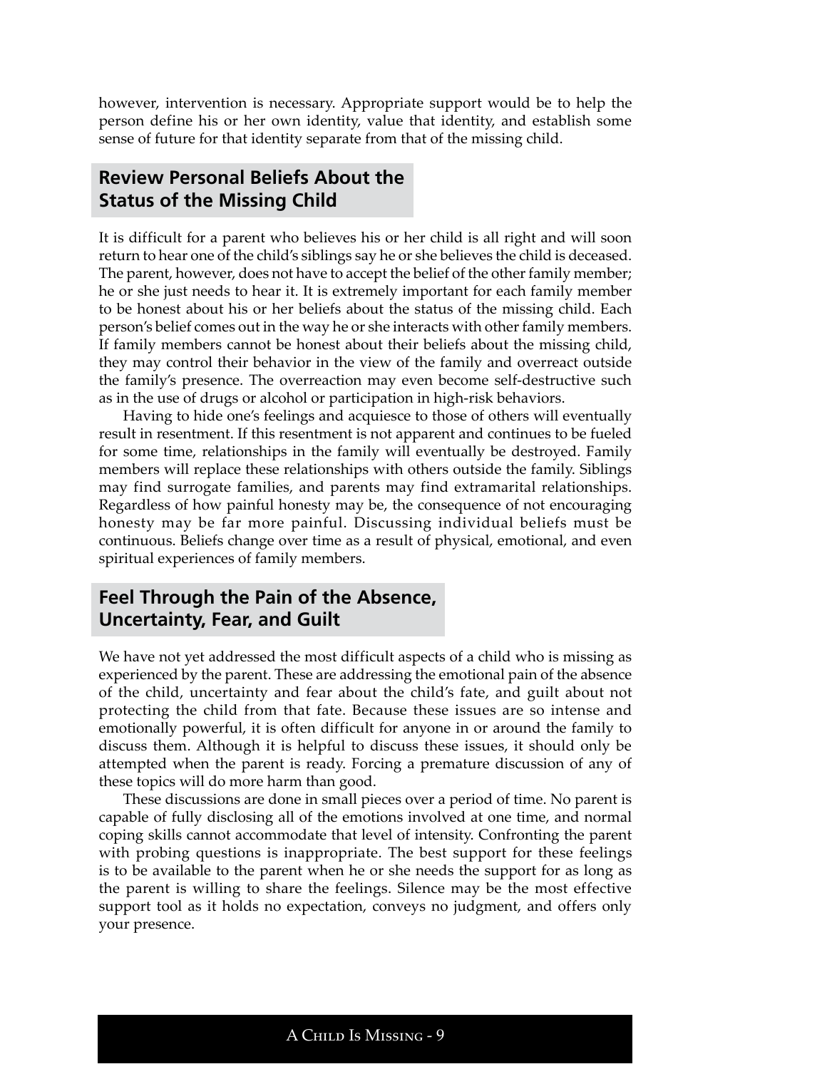however, intervention is necessary. Appropriate support would be to help the person define his or her own identity, value that identity, and establish some sense of future for that identity separate from that of the missing child.

## Review Personal Beliefs About the Status of the Missing Child

It is difficult for a parent who believes his or her child is all right and will soon return to hear one of the child's siblings say he or she believes the child is deceased. The parent, however, does not have to accept the belief of the other family member; he or she just needs to hear it. It is extremely important for each family member to be honest about his or her beliefs about the status of the missing child. Each person's belief comes out in the way he or she interacts with other family members. If family members cannot be honest about their beliefs about the missing child, they may control their behavior in the view of the family and overreact outside the family's presence. The overreaction may even become self-destructive such as in the use of drugs or alcohol or participation in high-risk behaviors.

Having to hide one's feelings and acquiesce to those of others will eventually result in resentment. If this resentment is not apparent and continues to be fueled for some time, relationships in the family will eventually be destroyed. Family members will replace these relationships with others outside the family. Siblings may find surrogate families, and parents may find extramarital relationships. Regardless of how painful honesty may be, the consequence of not encouraging honesty may be far more painful. Discussing individual beliefs must be continuous. Beliefs change over time as a result of physical, emotional, and even spiritual experiences of family members.

## Feel Through the Pain of the Absence, Uncertainty, Fear, and Guilt

We have not yet addressed the most difficult aspects of a child who is missing as experienced by the parent. These are addressing the emotional pain of the absence of the child, uncertainty and fear about the child's fate, and guilt about not protecting the child from that fate. Because these issues are so intense and emotionally powerful, it is often difficult for anyone in or around the family to discuss them. Although it is helpful to discuss these issues, it should only be attempted when the parent is ready. Forcing a premature discussion of any of these topics will do more harm than good.

These discussions are done in small pieces over a period of time. No parent is capable of fully disclosing all of the emotions involved at one time, and normal coping skills cannot accommodate that level of intensity. Confronting the parent with probing questions is inappropriate. The best support for these feelings is to be available to the parent when he or she needs the support for as long as the parent is willing to share the feelings. Silence may be the most effective support tool as it holds no expectation, conveys no judgment, and offers only your presence.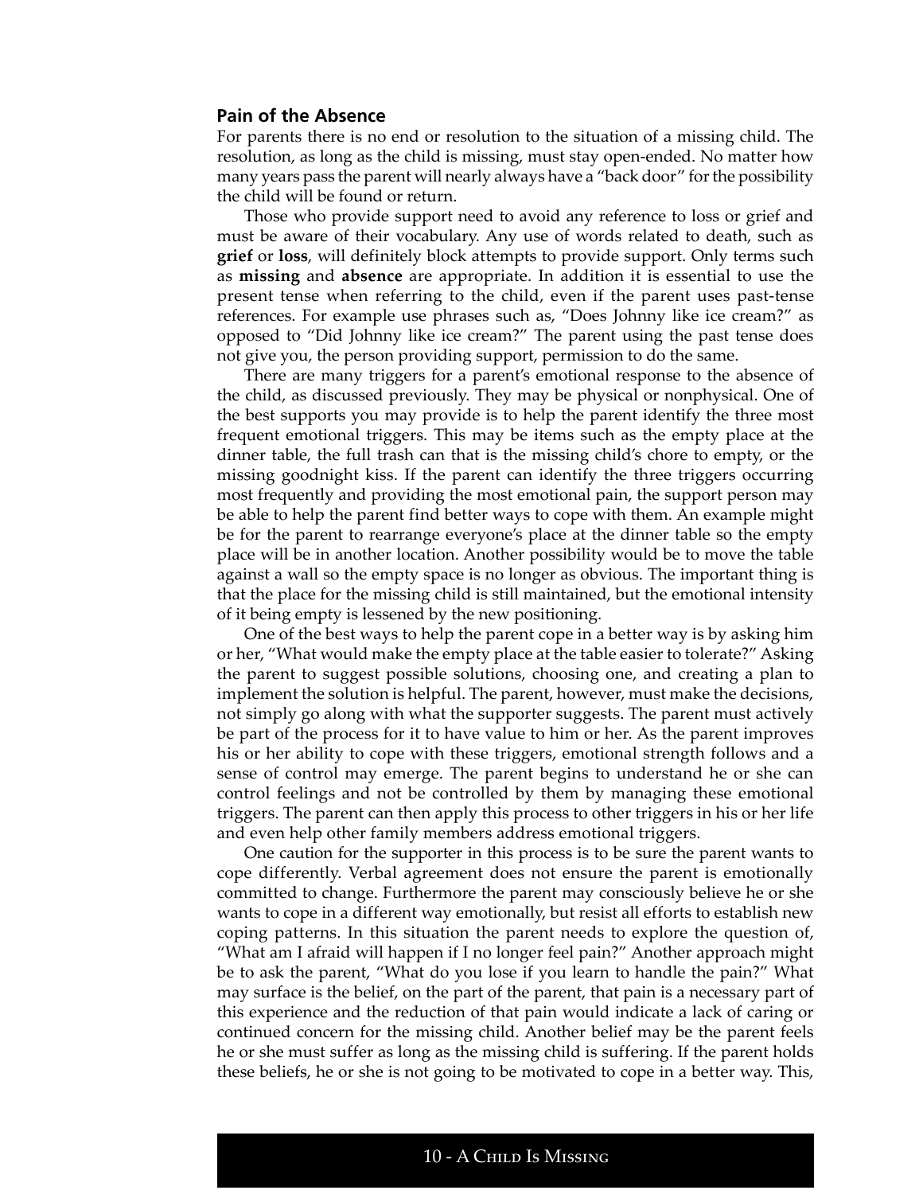### Pain of the Absence

For parents there is no end or resolution to the situation of a missing child. The resolution, as long as the child is missing, must stay open-ended. No matter how many years pass the parent will nearly always have a "back door" for the possibility the child will be found or return.

Those who provide support need to avoid any reference to loss or grief and must be aware of their vocabulary. Any use of words related to death, such as **grief** or **loss**, will definitely block attempts to provide support. Only terms such as **missing** and **absence** are appropriate. In addition it is essential to use the present tense when referring to the child, even if the parent uses past-tense references. For example use phrases such as, "Does Johnny like ice cream?" as opposed to "Did Johnny like ice cream?" The parent using the past tense does not give you, the person providing support, permission to do the same.

There are many triggers for a parent's emotional response to the absence of the child, as discussed previously. They may be physical or nonphysical. One of the best supports you may provide is to help the parent identify the three most frequent emotional triggers. This may be items such as the empty place at the dinner table, the full trash can that is the missing child's chore to empty, or the missing goodnight kiss. If the parent can identify the three triggers occurring most frequently and providing the most emotional pain, the support person may be able to help the parent find better ways to cope with them. An example might be for the parent to rearrange everyone's place at the dinner table so the empty place will be in another location. Another possibility would be to move the table against a wall so the empty space is no longer as obvious. The important thing is that the place for the missing child is still maintained, but the emotional intensity of it being empty is lessened by the new positioning.

One of the best ways to help the parent cope in a better way is by asking him or her, "What would make the empty place at the table easier to tolerate?" Asking the parent to suggest possible solutions, choosing one, and creating a plan to implement the solution is helpful. The parent, however, must make the decisions, not simply go along with what the supporter suggests. The parent must actively be part of the process for it to have value to him or her. As the parent improves his or her ability to cope with these triggers, emotional strength follows and a sense of control may emerge. The parent begins to understand he or she can control feelings and not be controlled by them by managing these emotional triggers. The parent can then apply this process to other triggers in his or her life and even help other family members address emotional triggers.

One caution for the supporter in this process is to be sure the parent wants to cope differently. Verbal agreement does not ensure the parent is emotionally committed to change. Furthermore the parent may consciously believe he or she wants to cope in a different way emotionally, but resist all efforts to establish new coping patterns. In this situation the parent needs to explore the question of, "What am I afraid will happen if I no longer feel pain?" Another approach might be to ask the parent, "What do you lose if you learn to handle the pain?" What may surface is the belief, on the part of the parent, that pain is a necessary part of this experience and the reduction of that pain would indicate a lack of caring or continued concern for the missing child. Another belief may be the parent feels he or she must suffer as long as the missing child is suffering. If the parent holds these beliefs, he or she is not going to be motivated to cope in a better way. This,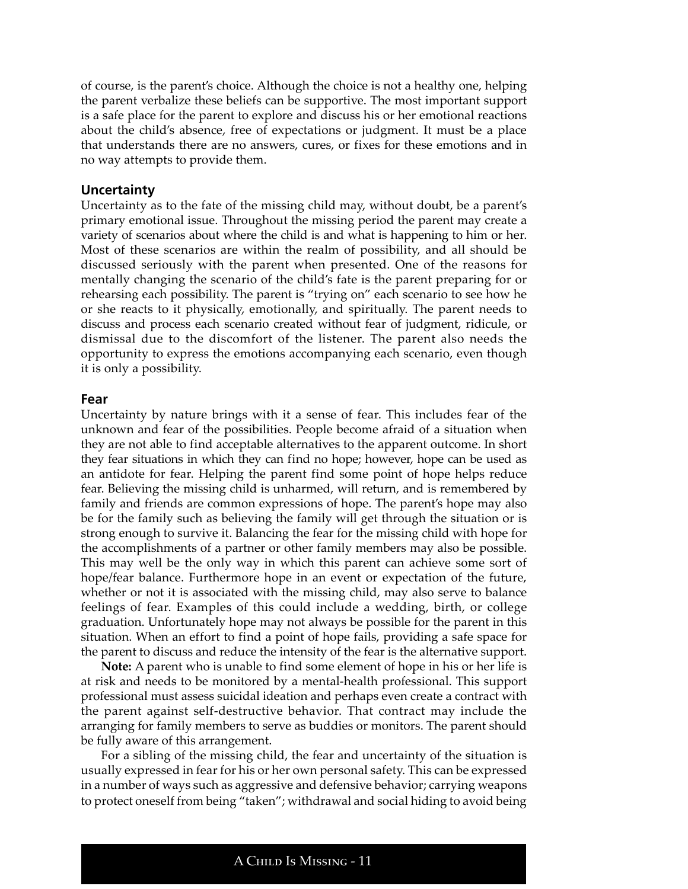of course, is the parent's choice. Although the choice is not a healthy one, helping the parent verbalize these beliefs can be supportive. The most important support is a safe place for the parent to explore and discuss his or her emotional reactions about the child's absence, free of expectations or judgment. It must be a place that understands there are no answers, cures, or fixes for these emotions and in no way attempts to provide them.

### Uncertainty

Uncertainty as to the fate of the missing child may, without doubt, be a parent's primary emotional issue. Throughout the missing period the parent may create a variety of scenarios about where the child is and what is happening to him or her. Most of these scenarios are within the realm of possibility, and all should be discussed seriously with the parent when presented. One of the reasons for mentally changing the scenario of the child's fate is the parent preparing for or rehearsing each possibility. The parent is "trying on" each scenario to see how he or she reacts to it physically, emotionally, and spiritually. The parent needs to discuss and process each scenario created without fear of judgment, ridicule, or dismissal due to the discomfort of the listener. The parent also needs the opportunity to express the emotions accompanying each scenario, even though it is only a possibility.

### Fear

Uncertainty by nature brings with it a sense of fear. This includes fear of the unknown and fear of the possibilities. People become afraid of a situation when they are not able to find acceptable alternatives to the apparent outcome. In short they fear situations in which they can find no hope; however, hope can be used as an antidote for fear. Helping the parent find some point of hope helps reduce fear. Believing the missing child is unharmed, will return, and is remembered by family and friends are common expressions of hope. The parent's hope may also be for the family such as believing the family will get through the situation or is strong enough to survive it. Balancing the fear for the missing child with hope for the accomplishments of a partner or other family members may also be possible. This may well be the only way in which this parent can achieve some sort of hope/fear balance. Furthermore hope in an event or expectation of the future, whether or not it is associated with the missing child, may also serve to balance feelings of fear. Examples of this could include a wedding, birth, or college graduation. Unfortunately hope may not always be possible for the parent in this situation. When an effort to find a point of hope fails, providing a safe space for the parent to discuss and reduce the intensity of the fear is the alternative support.

**Note:** A parent who is unable to find some element of hope in his or her life is at risk and needs to be monitored by a mental-health professional. This support professional must assess suicidal ideation and perhaps even create a contract with the parent against self-destructive behavior. That contract may include the arranging for family members to serve as buddies or monitors. The parent should be fully aware of this arrangement.

For a sibling of the missing child, the fear and uncertainty of the situation is usually expressed in fear for his or her own personal safety. This can be expressed in a number of ways such as aggressive and defensive behavior; carrying weapons to protect oneself from being "taken"; withdrawal and social hiding to avoid being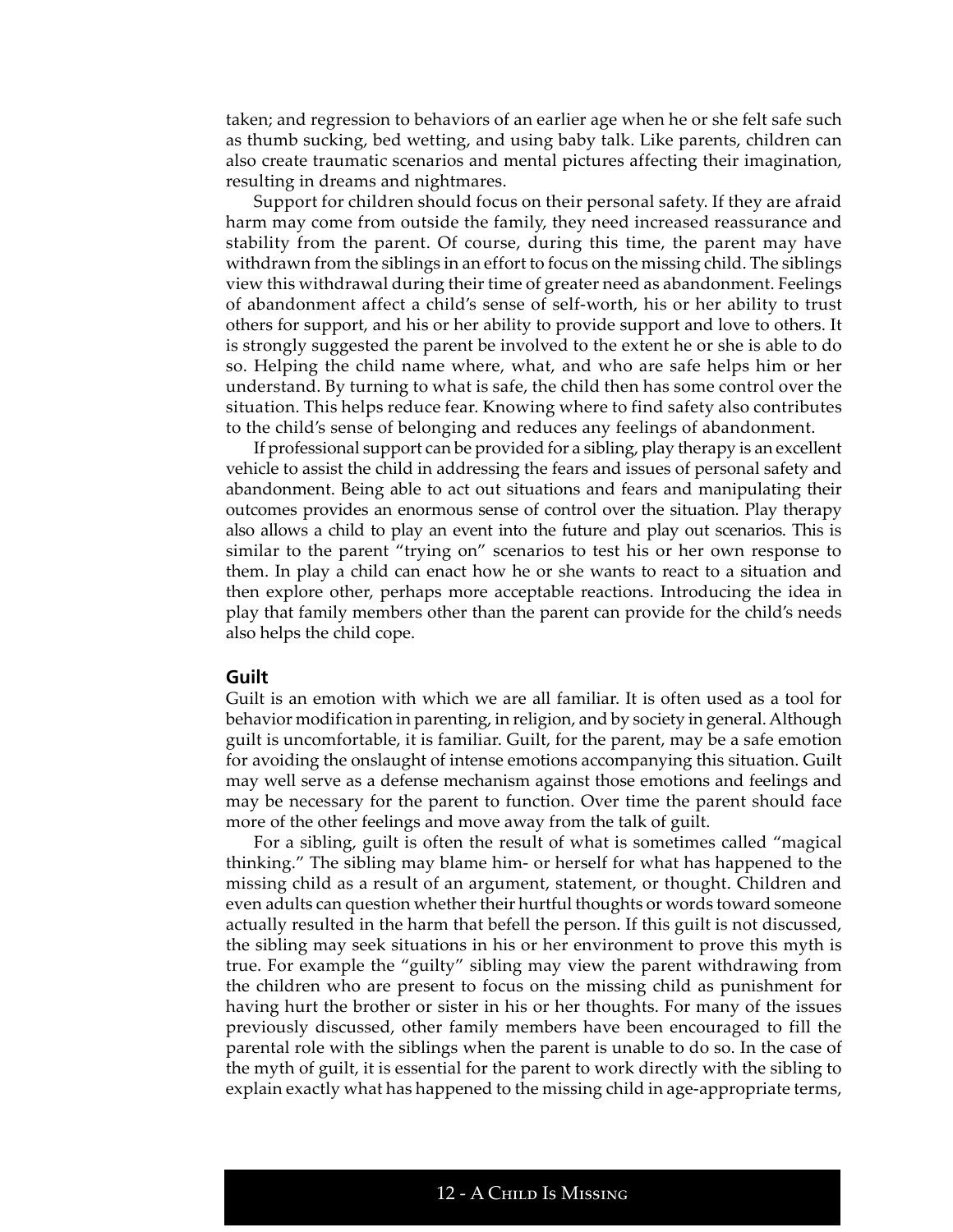taken; and regression to behaviors of an earlier age when he or she felt safe such as thumb sucking, bed wetting, and using baby talk. Like parents, children can also create traumatic scenarios and mental pictures affecting their imagination, resulting in dreams and nightmares.

Support for children should focus on their personal safety. If they are afraid harm may come from outside the family, they need increased reassurance and stability from the parent. Of course, during this time, the parent may have withdrawn from the siblings in an effort to focus on the missing child. The siblings view this withdrawal during their time of greater need as abandonment. Feelings of abandonment affect a child's sense of self-worth, his or her ability to trust others for support, and his or her ability to provide support and love to others. It is strongly suggested the parent be involved to the extent he or she is able to do so. Helping the child name where, what, and who are safe helps him or her understand. By turning to what is safe, the child then has some control over the situation. This helps reduce fear. Knowing where to find safety also contributes to the child's sense of belonging and reduces any feelings of abandonment.

If professional support can be provided for a sibling, play therapy is an excellent vehicle to assist the child in addressing the fears and issues of personal safety and abandonment. Being able to act out situations and fears and manipulating their outcomes provides an enormous sense of control over the situation. Play therapy also allows a child to play an event into the future and play out scenarios. This is similar to the parent "trying on" scenarios to test his or her own response to them. In play a child can enact how he or she wants to react to a situation and then explore other, perhaps more acceptable reactions. Introducing the idea in play that family members other than the parent can provide for the child's needs also helps the child cope.

### Guilt

Guilt is an emotion with which we are all familiar. It is often used as a tool for behavior modification in parenting, in religion, and by society in general. Although guilt is uncomfortable, it is familiar. Guilt, for the parent, may be a safe emotion for avoiding the onslaught of intense emotions accompanying this situation. Guilt may well serve as a defense mechanism against those emotions and feelings and may be necessary for the parent to function. Over time the parent should face more of the other feelings and move away from the talk of guilt.

For a sibling, guilt is often the result of what is sometimes called "magical thinking." The sibling may blame him- or herself for what has happened to the missing child as a result of an argument, statement, or thought. Children and even adults can question whether their hurtful thoughts or words toward someone actually resulted in the harm that befell the person. If this guilt is not discussed, the sibling may seek situations in his or her environment to prove this myth is true. For example the "guilty" sibling may view the parent withdrawing from the children who are present to focus on the missing child as punishment for having hurt the brother or sister in his or her thoughts. For many of the issues previously discussed, other family members have been encouraged to fill the parental role with the siblings when the parent is unable to do so. In the case of the myth of guilt, it is essential for the parent to work directly with the sibling to explain exactly what has happened to the missing child in age-appropriate terms,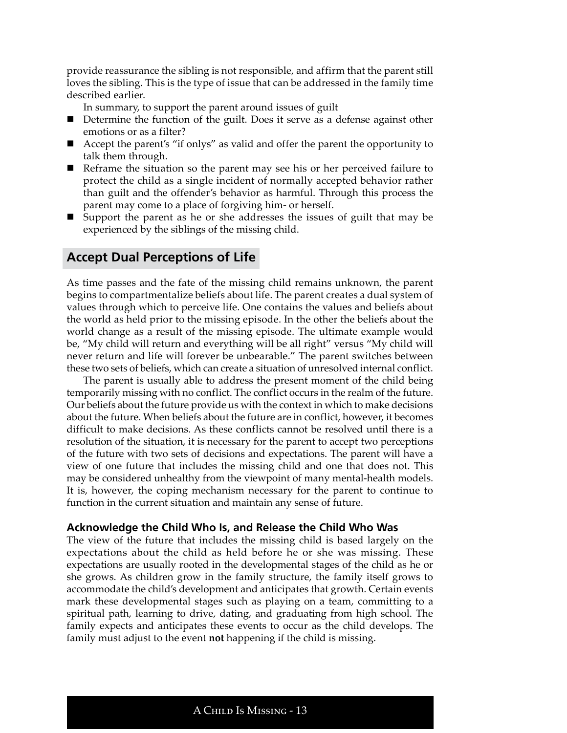provide reassurance the sibling is not responsible, and affirm that the parent still loves the sibling. This is the type of issue that can be addressed in the family time described earlier.

In summary, to support the parent around issues of guilt

- Determine the function of the guilt. Does it serve as a defense against other emotions or as a filter?
- Accept the parent's "if onlys" as valid and offer the parent the opportunity to talk them through.
- Reframe the situation so the parent may see his or her perceived failure to protect the child as a single incident of normally accepted behavior rather than guilt and the offender's behavior as harmful. Through this process the parent may come to a place of forgiving him- or herself.
- Support the parent as he or she addresses the issues of guilt that may be experienced by the siblings of the missing child.

## Accept Dual Perceptions of Life

As time passes and the fate of the missing child remains unknown, the parent begins to compartmentalize beliefs about life. The parent creates a dual system of values through which to perceive life. One contains the values and beliefs about the world as held prior to the missing episode. In the other the beliefs about the world change as a result of the missing episode. The ultimate example would be, "My child will return and everything will be all right" versus "My child will never return and life will forever be unbearable." The parent switches between these two sets of beliefs, which can create a situation of unresolved internal conflict.

The parent is usually able to address the present moment of the child being temporarily missing with no conflict. The conflict occurs in the realm of the future. Our beliefs about the future provide us with the context in which to make decisions about the future. When beliefs about the future are in conflict, however, it becomes difficult to make decisions. As these conflicts cannot be resolved until there is a resolution of the situation, it is necessary for the parent to accept two perceptions of the future with two sets of decisions and expectations. The parent will have a view of one future that includes the missing child and one that does not. This may be considered unhealthy from the viewpoint of many mental-health models. It is, however, the coping mechanism necessary for the parent to continue to function in the current situation and maintain any sense of future.

### Acknowledge the Child Who Is, and Release the Child Who Was

The view of the future that includes the missing child is based largely on the expectations about the child as held before he or she was missing. These expectations are usually rooted in the developmental stages of the child as he or she grows. As children grow in the family structure, the family itself grows to accommodate the child's development and anticipates that growth. Certain events mark these developmental stages such as playing on a team, committing to a spiritual path, learning to drive, dating, and graduating from high school. The family expects and anticipates these events to occur as the child develops. The family must adjust to the event **not** happening if the child is missing.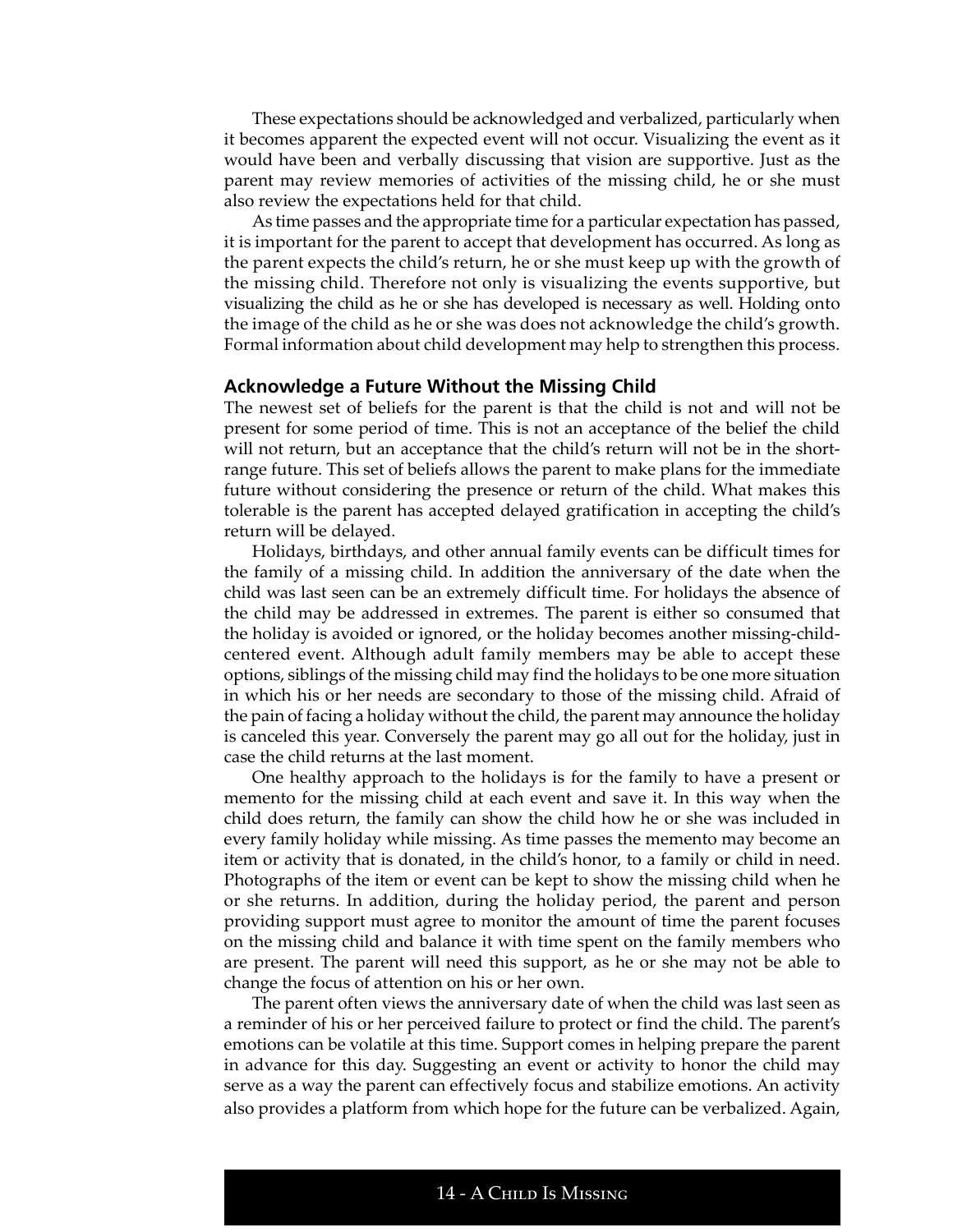These expectations should be acknowledged and verbalized, particularly when it becomes apparent the expected event will not occur. Visualizing the event as it would have been and verbally discussing that vision are supportive. Just as the parent may review memories of activities of the missing child, he or she must also review the expectations held for that child.

As time passes and the appropriate time for a particular expectation has passed, it is important for the parent to accept that development has occurred. As long as the parent expects the child's return, he or she must keep up with the growth of the missing child. Therefore not only is visualizing the events supportive, but visualizing the child as he or she has developed is necessary as well. Holding onto the image of the child as he or she was does not acknowledge the child's growth. Formal information about child development may help to strengthen this process.

### Acknowledge a Future Without the Missing Child

The newest set of beliefs for the parent is that the child is not and will not be present for some period of time. This is not an acceptance of the belief the child will not return, but an acceptance that the child's return will not be in the short-range future. This set of beliefs allows the parent to make plans for the immediate future without considering the presence or return of the child. What makes this tolerable is the parent has accepted delayed gratification in accepting the child's return will be delayed.

Holidays, birthdays, and other annual family events can be difficult times for the family of a missing child. In addition the anniversary of the date when the child was last seen can be an extremely difficult time. For holidays the absence of the child may be addressed in extremes. The parent is either so consumed that the holiday is avoided or ignored, or the holiday becomes another missing-child-centered event. Although adult family members may be able to accept these options, siblings of the missing child may find the holidays to be one more situation in which his or her needs are secondary to those of the missing child. Afraid of the pain of facing a holiday without the child, the parent may announce the holiday is canceled this year. Conversely the parent may go all out for the holiday, just in case the child returns at the last moment.

One healthy approach to the holidays is for the family to have a present or memento for the missing child at each event and save it. In this way when the child does return, the family can show the child how he or she was included in every family holiday while missing. As time passes the memento may become an item or activity that is donated, in the child's honor, to a family or child in need. Photographs of the item or event can be kept to show the missing child when he or she returns. In addition, during the holiday period, the parent and person providing support must agree to monitor the amount of time the parent focuses on the missing child and balance it with time spent on the family members who are present. The parent will need this support, as he or she may not be able to change the focus of attention on his or her own.

The parent often views the anniversary date of when the child was last seen as a reminder of his or her perceived failure to protect or find the child. The parent's emotions can be volatile at this time. Support comes in helping prepare the parent in advance for this day. Suggesting an event or activity to honor the child may serve as a way the parent can effectively focus and stabilize emotions. An activity also provides a platform from which hope for the future can be verbalized. Again,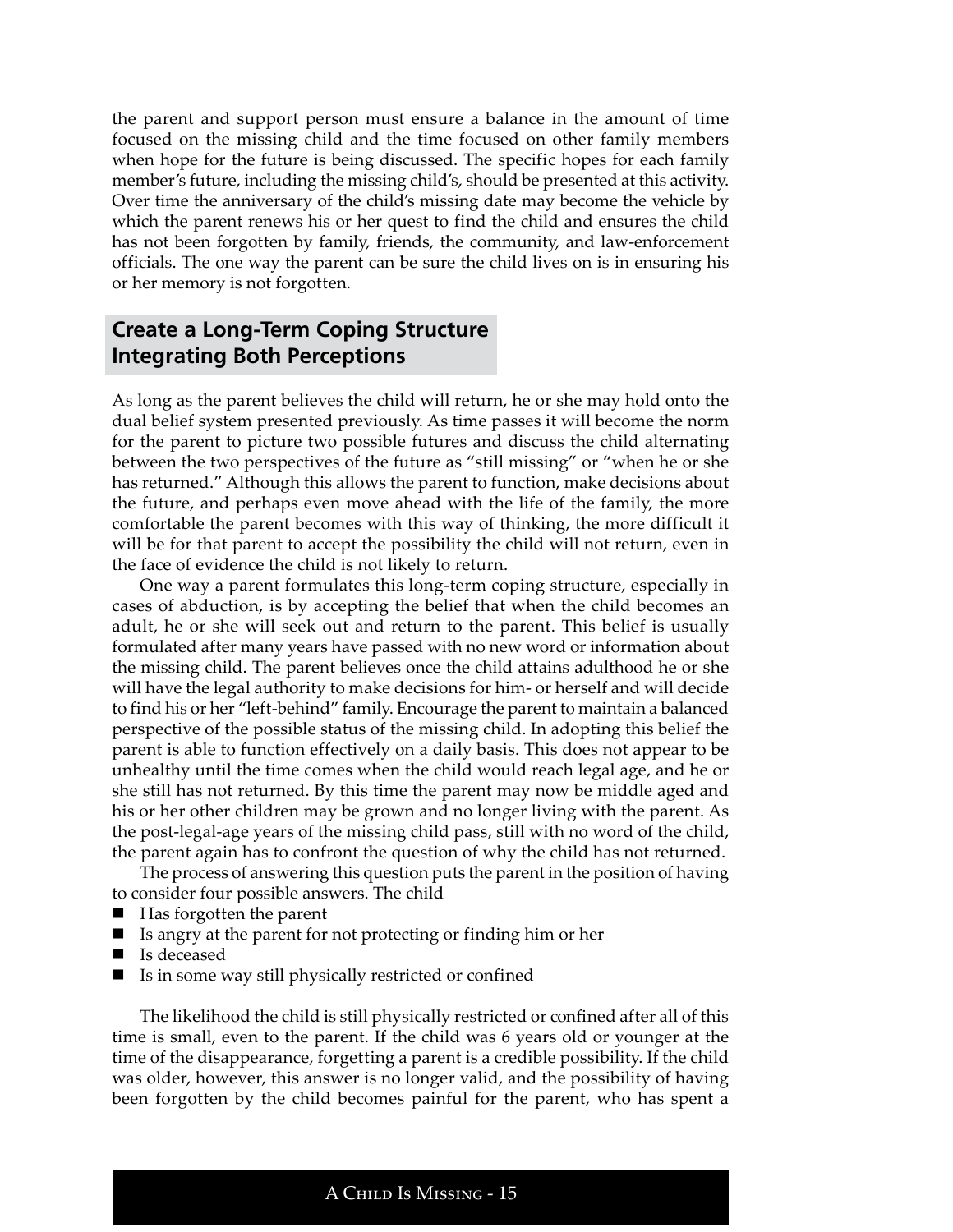the parent and support person must ensure a balance in the amount of time focused on the missing child and the time focused on other family members when hope for the future is being discussed. The specific hopes for each family member's future, including the missing child's, should be presented at this activity. Over time the anniversary of the child's missing date may become the vehicle by which the parent renews his or her quest to find the child and ensures the child has not been forgotten by family, friends, the community, and law-enforcement officials. The one way the parent can be sure the child lives on is in ensuring his or her memory is not forgotten.

## Create a Long-Term Coping Structure Integrating Both Perceptions

As long as the parent believes the child will return, he or she may hold onto the dual belief system presented previously. As time passes it will become the norm for the parent to picture two possible futures and discuss the child alternating between the two perspectives of the future as "still missing" or "when he or she has returned." Although this allows the parent to function, make decisions about the future, and perhaps even move ahead with the life of the family, the more comfortable the parent becomes with this way of thinking, the more difficult it will be for that parent to accept the possibility the child will not return, even in the face of evidence the child is not likely to return.

One way a parent formulates this long-term coping structure, especially in cases of abduction, is by accepting the belief that when the child becomes an adult, he or she will seek out and return to the parent. This belief is usually formulated after many years have passed with no new word or information about the missing child. The parent believes once the child attains adulthood he or she will have the legal authority to make decisions for him- or herself and will decide to find his or her "left-behind" family. Encourage the parent to maintain a balanced perspective of the possible status of the missing child. In adopting this belief the parent is able to function effectively on a daily basis. This does not appear to be unhealthy until the time comes when the child would reach legal age, and he or she still has not returned. By this time the parent may now be middle aged and his or her other children may be grown and no longer living with the parent. As the post-legal-age years of the missing child pass, still with no word of the child, the parent again has to confront the question of why the child has not returned.

The process of answering this question puts the parent in the position of having to consider four possible answers. The child

- Has forgotten the parent
- Is angry at the parent for not protecting or finding him or her
- Is deceased
- Is in some way still physically restricted or confined

The likelihood the child is still physically restricted or confined after all of this time is small, even to the parent. If the child was 6 years old or younger at the time of the disappearance, forgetting a parent is a credible possibility. If the child was older, however, this answer is no longer valid, and the possibility of having been forgotten by the child becomes painful for the parent, who has spent a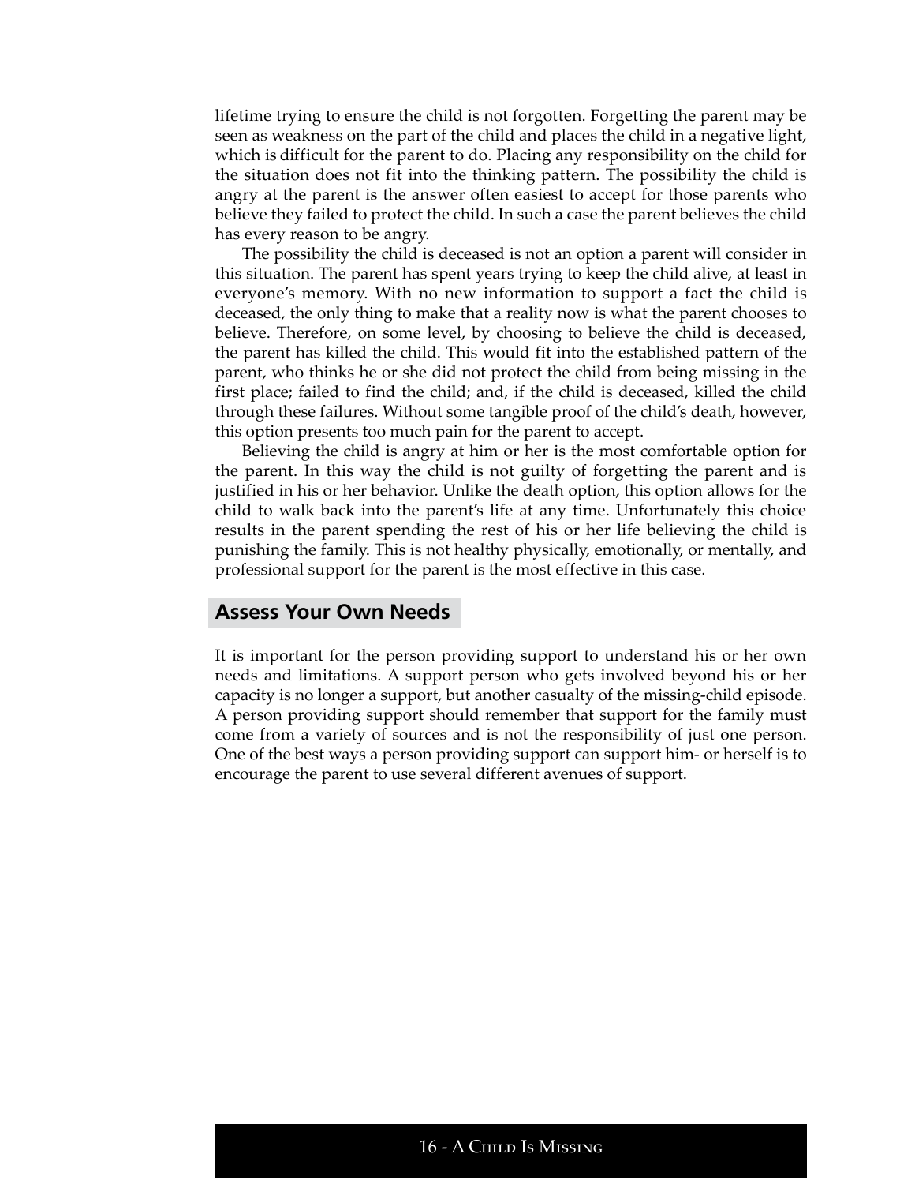lifetime trying to ensure the child is not forgotten. Forgetting the parent may be seen as weakness on the part of the child and places the child in a negative light, which is difficult for the parent to do. Placing any responsibility on the child for the situation does not fit into the thinking pattern. The possibility the child is angry at the parent is the answer often easiest to accept for those parents who believe they failed to protect the child. In such a case the parent believes the child has every reason to be angry.

The possibility the child is deceased is not an option a parent will consider in this situation. The parent has spent years trying to keep the child alive, at least in everyone's memory. With no new information to support a fact the child is deceased, the only thing to make that a reality now is what the parent chooses to believe. Therefore, on some level, by choosing to believe the child is deceased, the parent has killed the child. This would fit into the established pattern of the parent, who thinks he or she did not protect the child from being missing in the first place; failed to find the child; and, if the child is deceased, killed the child through these failures. Without some tangible proof of the child's death, however, this option presents too much pain for the parent to accept.

Believing the child is angry at him or her is the most comfortable option for the parent. In this way the child is not guilty of forgetting the parent and is justified in his or her behavior. Unlike the death option, this option allows for the child to walk back into the parent's life at any time. Unfortunately this choice results in the parent spending the rest of his or her life believing the child is punishing the family. This is not healthy physically, emotionally, or mentally, and professional support for the parent is the most effective in this case.

## Assess Your Own Needs

It is important for the person providing support to understand his or her own needs and limitations. A support person who gets involved beyond his or her capacity is no longer a support, but another casualty of the missing-child episode. A person providing support should remember that support for the family must come from a variety of sources and is not the responsibility of just one person. One of the best ways a person providing support can support him- or herself is to encourage the parent to use several different avenues of support.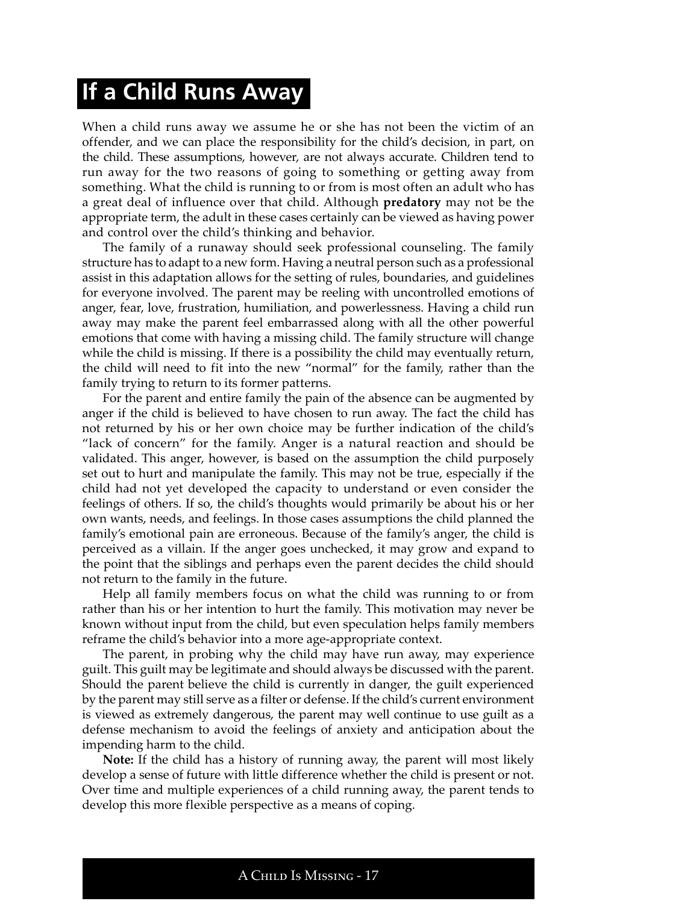# If a Child Runs Away

When a child runs away we assume he or she has not been the victim of an offender, and we can place the responsibility for the child's decision, in part, on the child. These assumptions, however, are not always accurate. Children tend to run away for the two reasons of going to something or getting away from something. What the child is running to or from is most often an adult who has a great deal of influence over that child. Although **predatory** may not be the appropriate term, the adult in these cases certainly can be viewed as having power and control over the child's thinking and behavior.

The family of a runaway should seek professional counseling. The family structure has to adapt to a new form. Having a neutral person such as a professional assist in this adaptation allows for the setting of rules, boundaries, and guidelines for everyone involved. The parent may be reeling with uncontrolled emotions of anger, fear, love, frustration, humiliation, and powerlessness. Having a child run away may make the parent feel embarrassed along with all the other powerful emotions that come with having a missing child. The family structure will change while the child is missing. If there is a possibility the child may eventually return, the child will need to fit into the new "normal" for the family, rather than the family trying to return to its former patterns.

For the parent and entire family the pain of the absence can be augmented by anger if the child is believed to have chosen to run away. The fact the child has not returned by his or her own choice may be further indication of the child's "lack of concern" for the family. Anger is a natural reaction and should be validated. This anger, however, is based on the assumption the child purposely set out to hurt and manipulate the family. This may not be true, especially if the child had not yet developed the capacity to understand or even consider the feelings of others. If so, the child's thoughts would primarily be about his or her own wants, needs, and feelings. In those cases assumptions the child planned the family's emotional pain are erroneous. Because of the family's anger, the child is perceived as a villain. If the anger goes unchecked, it may grow and expand to the point that the siblings and perhaps even the parent decides the child should not return to the family in the future.

Help all family members focus on what the child was running to or from rather than his or her intention to hurt the family. This motivation may never be known without input from the child, but even speculation helps family members reframe the child's behavior into a more age-appropriate context.

The parent, in probing why the child may have run away, may experience guilt. This guilt may be legitimate and should always be discussed with the parent. Should the parent believe the child is currently in danger, the guilt experienced by the parent may still serve as a filter or defense. If the child's current environment is viewed as extremely dangerous, the parent may well continue to use guilt as a defense mechanism to avoid the feelings of anxiety and anticipation about the impending harm to the child.

**Note:** If the child has a history of running away, the parent will most likely develop a sense of future with little difference whether the child is present or not. Over time and multiple experiences of a child running away, the parent tends to develop this more flexible perspective as a means of coping.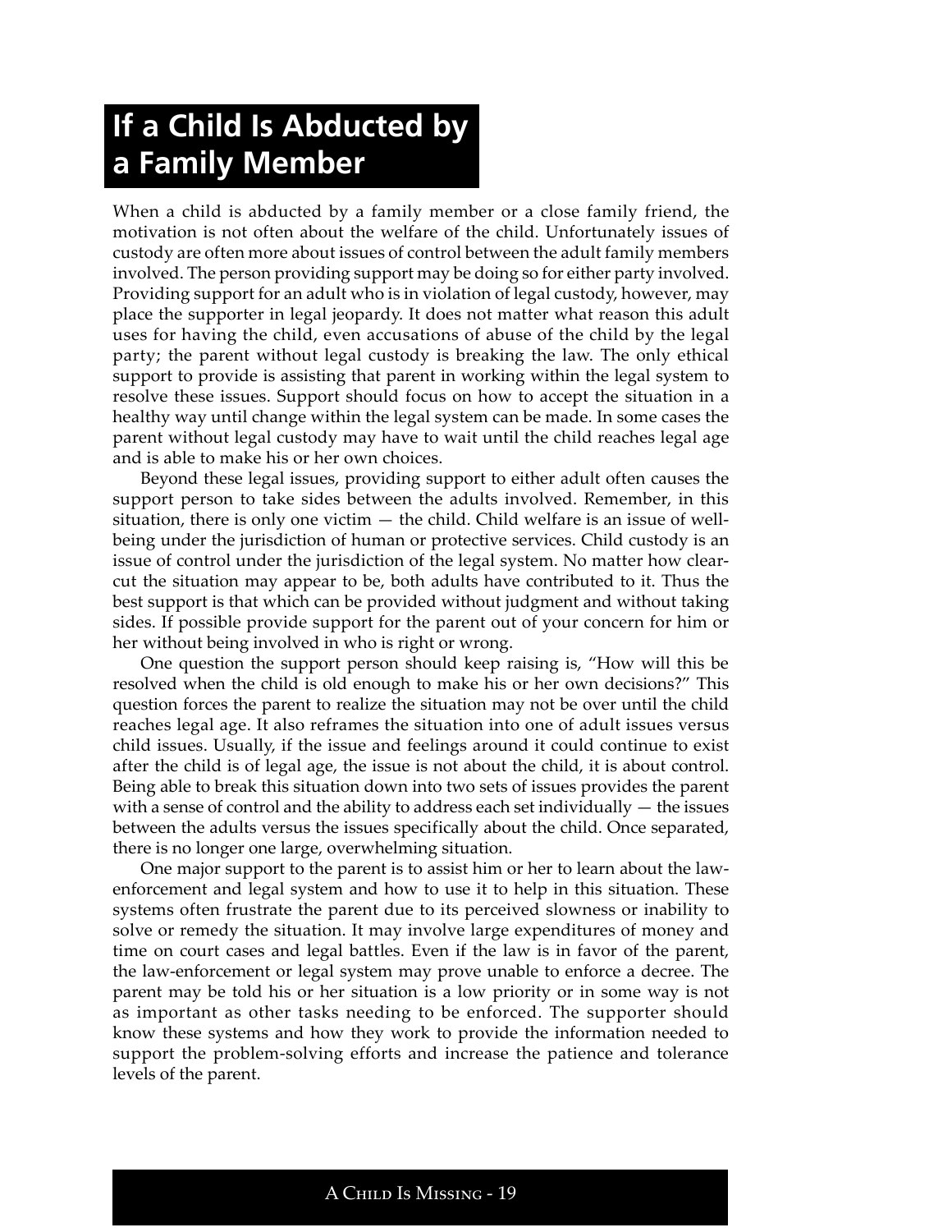# If a Child Is Abducted by a Family Member

When a child is abducted by a family member or a close family friend, the motivation is not often about the welfare of the child. Unfortunately issues of custody are often more about issues of control between the adult family members involved. The person providing support may be doing so for either party involved. Providing support for an adult who is in violation of legal custody, however, may place the supporter in legal jeopardy. It does not matter what reason this adult uses for having the child, even accusations of abuse of the child by the legal party; the parent without legal custody is breaking the law. The only ethical support to provide is assisting that parent in working within the legal system to resolve these issues. Support should focus on how to accept the situation in a healthy way until change within the legal system can be made. In some cases the parent without legal custody may have to wait until the child reaches legal age and is able to make his or her own choices.

Beyond these legal issues, providing support to either adult often causes the support person to take sides between the adults involved. Remember, in this situation, there is only one victim — the child. Child welfare is an issue of well-being under the jurisdiction of human or protective services. Child custody is an issue of control under the jurisdiction of the legal system. No matter how clear-cut the situation may appear to be, both adults have contributed to it. Thus the best support is that which can be provided without judgment and without taking sides. If possible provide support for the parent out of your concern for him or her without being involved in who is right or wrong.

One question the support person should keep raising is, "How will this be resolved when the child is old enough to make his or her own decisions?" This question forces the parent to realize the situation may not be over until the child reaches legal age. It also reframes the situation into one of adult issues versus child issues. Usually, if the issue and feelings around it could continue to exist after the child is of legal age, the issue is not about the child, it is about control. Being able to break this situation down into two sets of issues provides the parent with a sense of control and the ability to address each set individually — the issues between the adults versus the issues specifically about the child. Once separated, there is no longer one large, overwhelming situation.

One major support to the parent is to assist him or her to learn about the law-enforcement and legal system and how to use it to help in this situation. These systems often frustrate the parent due to its perceived slowness or inability to solve or remedy the situation. It may involve large expenditures of money and time on court cases and legal battles. Even if the law is in favor of the parent, the law-enforcement or legal system may prove unable to enforce a decree. The parent may be told his or her situation is a low priority or in some way is not as important as other tasks needing to be enforced. The supporter should know these systems and how they work to provide the information needed to support the problem-solving efforts and increase the patience and tolerance levels of the parent.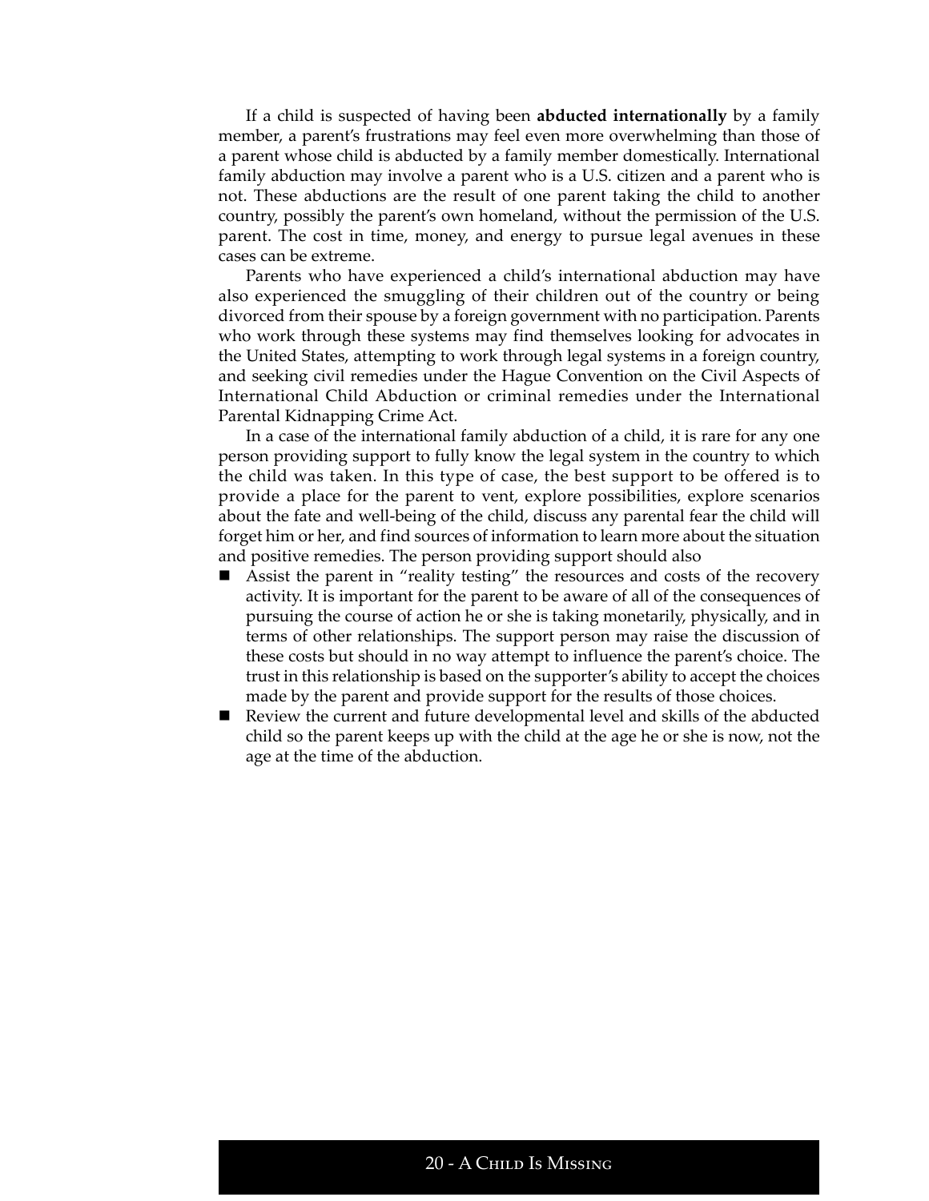If a child is suspected of having been **abducted internationally** by a family member, a parent's frustrations may feel even more overwhelming than those of a parent whose child is abducted by a family member domestically. International family abduction may involve a parent who is a U.S. citizen and a parent who is not. These abductions are the result of one parent taking the child to another country, possibly the parent's own homeland, without the permission of the U.S. parent. The cost in time, money, and energy to pursue legal avenues in these cases can be extreme.

Parents who have experienced a child's international abduction may have also experienced the smuggling of their children out of the country or being divorced from their spouse by a foreign government with no participation. Parents who work through these systems may find themselves looking for advocates in the United States, attempting to work through legal systems in a foreign country, and seeking civil remedies under the Hague Convention on the Civil Aspects of International Child Abduction or criminal remedies under the International Parental Kidnapping Crime Act.

In a case of the international family abduction of a child, it is rare for any one person providing support to fully know the legal system in the country to which the child was taken. In this type of case, the best support to be offered is to provide a place for the parent to vent, explore possibilities, explore scenarios about the fate and well-being of the child, discuss any parental fear the child will forget him or her, and find sources of information to learn more about the situation and positive remedies. The person providing support should also

- Assist the parent in "reality testing" the resources and costs of the recovery activity. It is important for the parent to be aware of all of the consequences of pursuing the course of action he or she is taking monetarily, physically, and in terms of other relationships. The support person may raise the discussion of these costs but should in no way attempt to influence the parent's choice. The trust in this relationship is based on the supporter's ability to accept the choices made by the parent and provide support for the results of those choices.
- Review the current and future developmental level and skills of the abducted child so the parent keeps up with the child at the age he or she is now, not the age at the time of the abduction.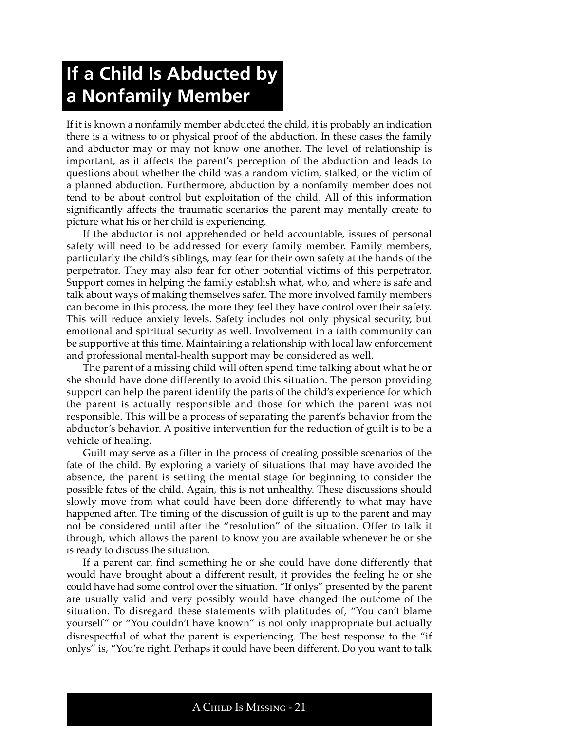# If a Child Is Abducted by a Nonfamily Member

If it is known a nonfamily member abducted the child, it is probably an indication there is a witness to or physical proof of the abduction. In these cases the family and abductor may or may not know one another. The level of relationship is important, as it affects the parent's perception of the abduction and leads to questions about whether the child was a random victim, stalked, or the victim of a planned abduction. Furthermore, abduction by a nonfamily member does not tend to be about control but exploitation of the child. All of this information significantly affects the traumatic scenarios the parent may mentally create to picture what his or her child is experiencing.

If the abductor is not apprehended or held accountable, issues of personal safety will need to be addressed for every family member. Family members, particularly the child's siblings, may fear for their own safety at the hands of the perpetrator. They may also fear for other potential victims of this perpetrator. Support comes in helping the family establish what, who, and where is safe and talk about ways of making themselves safer. The more involved family members can become in this process, the more they feel they have control over their safety. This will reduce anxiety levels. Safety includes not only physical security, but emotional and spiritual security as well. Involvement in a faith community can be supportive at this time. Maintaining a relationship with local law enforcement and professional mental-health support may be considered as well.

The parent of a missing child will often spend time talking about what he or she should have done differently to avoid this situation. The person providing support can help the parent identify the parts of the child's experience for which the parent is actually responsible and those for which the parent was not responsible. This will be a process of separating the parent's behavior from the abductor's behavior. A positive intervention for the reduction of guilt is to be a vehicle of healing.

Guilt may serve as a filter in the process of creating possible scenarios of the fate of the child. By exploring a variety of situations that may have avoided the absence, the parent is setting the mental stage for beginning to consider the possible fates of the child. Again, this is not unhealthy. These discussions should slowly move from what could have been done differently to what may have happened after. The timing of the discussion of guilt is up to the parent and may not be considered until after the "resolution" of the situation. Offer to talk it through, which allows the parent to know you are available whenever he or she is ready to discuss the situation.

If a parent can find something he or she could have done differently that would have brought about a different result, it provides the feeling he or she could have had some control over the situation. "If onlys" presented by the parent are usually valid and very possibly would have changed the outcome of the situation. To disregard these statements with platitudes of, "You can't blame yourself" or "You couldn't have known" is not only inappropriate but actually disrespectful of what the parent is experiencing. The best response to the "if onlys" is, "You're right. Perhaps it could have been different. Do you want to talk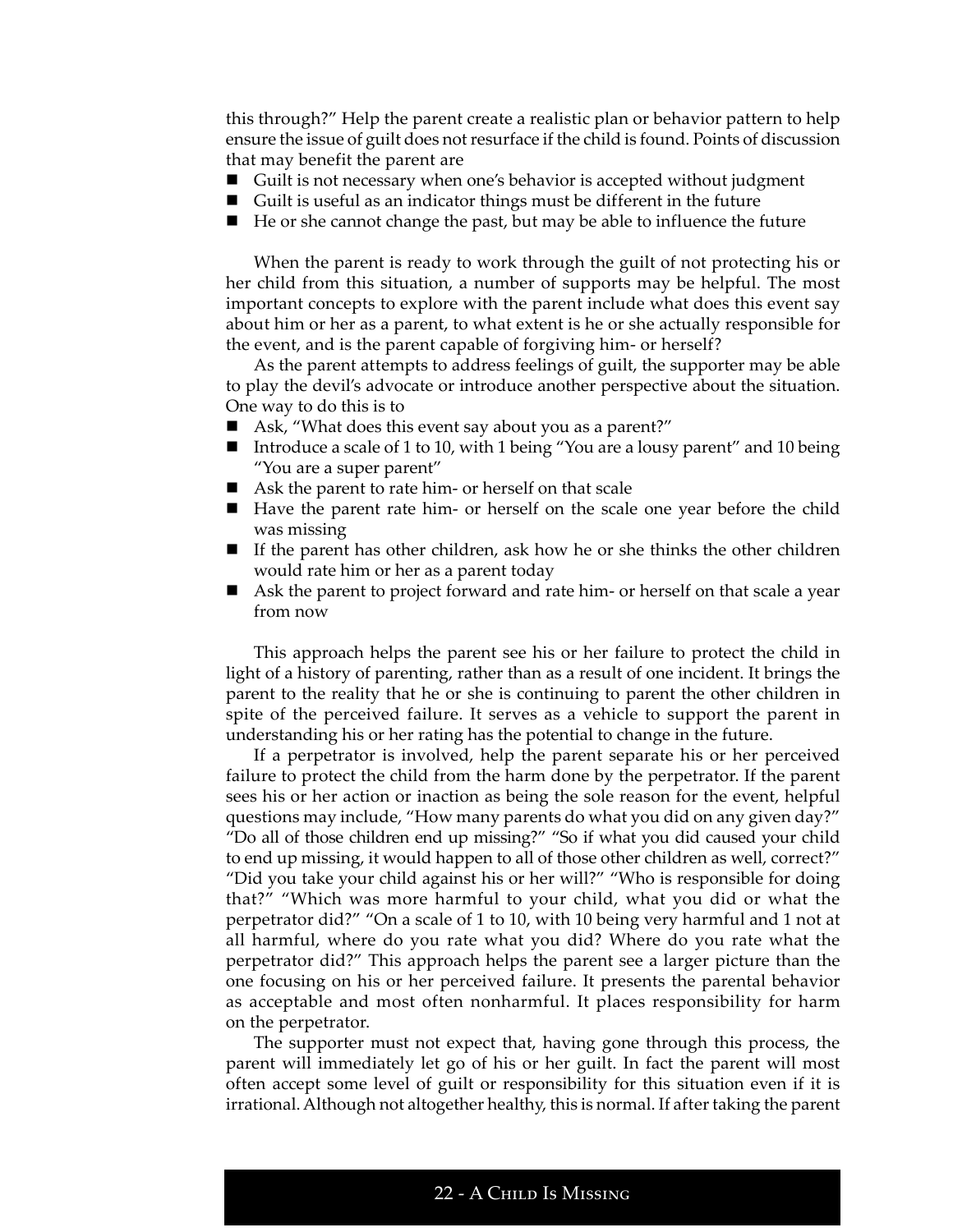this through?" Help the parent create a realistic plan or behavior pattern to help ensure the issue of guilt does not resurface if the child is found. Points of discussion that may benefit the parent are

- Guilt is not necessary when one's behavior is accepted without judgment
- Guilt is useful as an indicator things must be different in the future
- He or she cannot change the past, but may be able to influence the future

When the parent is ready to work through the guilt of not protecting his or her child from this situation, a number of supports may be helpful. The most important concepts to explore with the parent include what does this event say about him or her as a parent, to what extent is he or she actually responsible for the event, and is the parent capable of forgiving him- or herself?

As the parent attempts to address feelings of guilt, the supporter may be able to play the devil's advocate or introduce another perspective about the situation. One way to do this is to

- Ask, "What does this event say about you as a parent?"
- Introduce a scale of 1 to 10, with 1 being "You are a lousy parent" and 10 being "You are a super parent"
- Ask the parent to rate him- or herself on that scale
- Have the parent rate him- or herself on the scale one year before the child was missing
- If the parent has other children, ask how he or she thinks the other children would rate him or her as a parent today
- Ask the parent to project forward and rate him- or herself on that scale a year from now

This approach helps the parent see his or her failure to protect the child in light of a history of parenting, rather than as a result of one incident. It brings the parent to the reality that he or she is continuing to parent the other children in spite of the perceived failure. It serves as a vehicle to support the parent in understanding his or her rating has the potential to change in the future.

If a perpetrator is involved, help the parent separate his or her perceived failure to protect the child from the harm done by the perpetrator. If the parent sees his or her action or inaction as being the sole reason for the event, helpful questions may include, "How many parents do what you did on any given day?" "Do all of those children end up missing?" "So if what you did caused your child to end up missing, it would happen to all of those other children as well, correct?" "Did you take your child against his or her will?" "Who is responsible for doing that?" "Which was more harmful to your child, what you did or what the perpetrator did?" "On a scale of 1 to 10, with 10 being very harmful and 1 not at all harmful, where do you rate what you did? Where do you rate what the perpetrator did?" This approach helps the parent see a larger picture than the one focusing on his or her perceived failure. It presents the parental behavior as acceptable and most often nonharmful. It places responsibility for harm on the perpetrator.

The supporter must not expect that, having gone through this process, the parent will immediately let go of his or her guilt. In fact the parent will most often accept some level of guilt or responsibility for this situation even if it is irrational. Although not altogether healthy, this is normal. If after taking the parent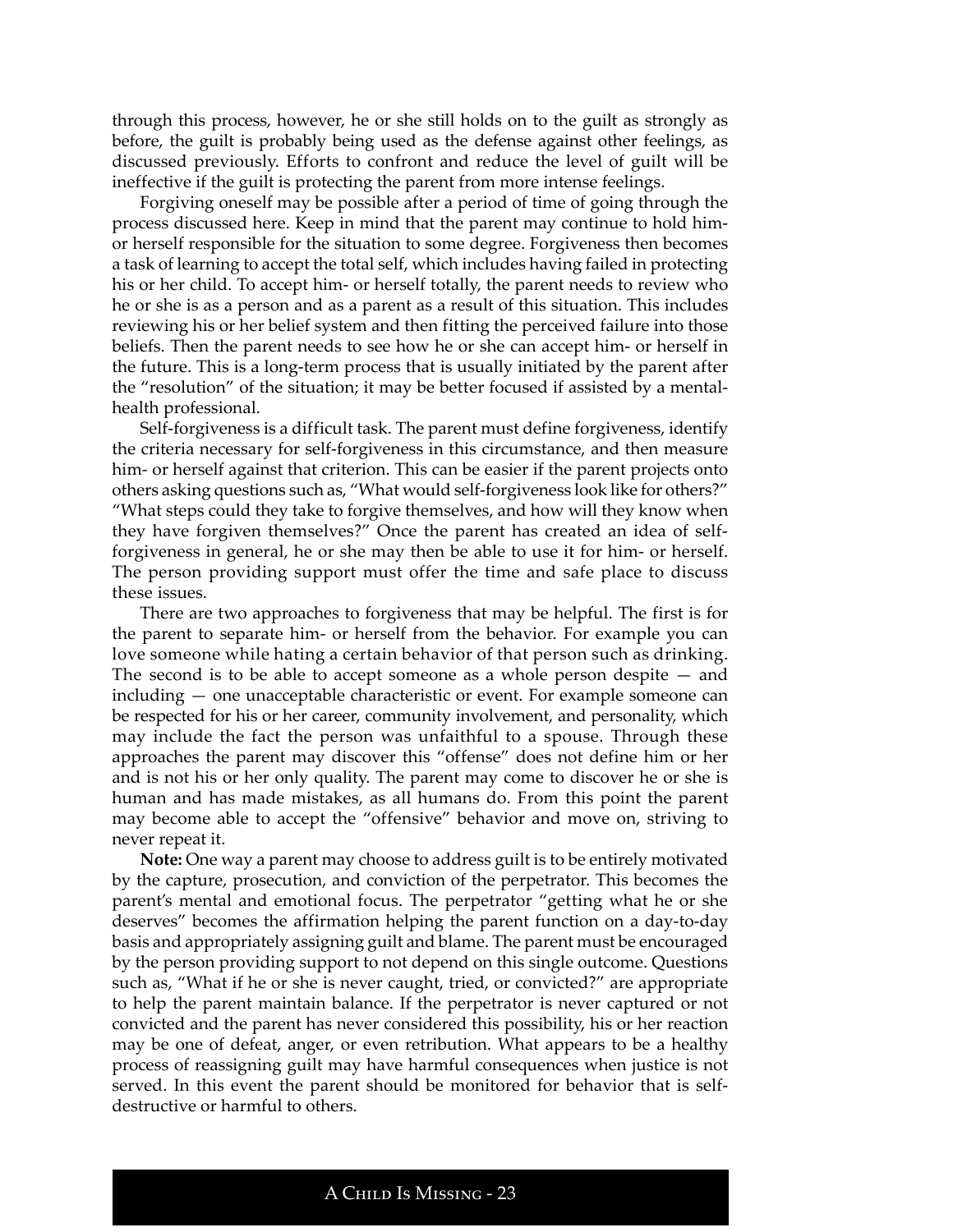through this process, however, he or she still holds on to the guilt as strongly as before, the guilt is probably being used as the defense against other feelings, as discussed previously. Efforts to confront and reduce the level of guilt will be ineffective if the guilt is protecting the parent from more intense feelings.

Forgiving oneself may be possible after a period of time of going through the process discussed here. Keep in mind that the parent may continue to hold him- or herself responsible for the situation to some degree. Forgiveness then becomes a task of learning to accept the total self, which includes having failed in protecting his or her child. To accept him- or herself totally, the parent needs to review who he or she is as a person and as a parent as a result of this situation. This includes reviewing his or her belief system and then fitting the perceived failure into those beliefs. Then the parent needs to see how he or she can accept him- or herself in the future. This is a long-term process that is usually initiated by the parent after the "resolution" of the situation; it may be better focused if assisted by a mental-health professional.

Self-forgiveness is a difficult task. The parent must define forgiveness, identify the criteria necessary for self-forgiveness in this circumstance, and then measure him- or herself against that criterion. This can be easier if the parent projects onto others asking questions such as, "What would self-forgiveness look like for others?" "What steps could they take to forgive themselves, and how will they know when they have forgiven themselves?" Once the parent has created an idea of self-forgiveness in general, he or she may then be able to use it for him- or herself. The person providing support must offer the time and safe place to discuss these issues.

There are two approaches to forgiveness that may be helpful. The first is for the parent to separate him- or herself from the behavior. For example you can love someone while hating a certain behavior of that person such as drinking. The second is to be able to accept someone as a whole person despite — and including — one unacceptable characteristic or event. For example someone can be respected for his or her career, community involvement, and personality, which may include the fact the person was unfaithful to a spouse. Through these approaches the parent may discover this "offense" does not define him or her and is not his or her only quality. The parent may come to discover he or she is human and has made mistakes, as all humans do. From this point the parent may become able to accept the "offensive" behavior and move on, striving to never repeat it.

**Note:** One way a parent may choose to address guilt is to be entirely motivated by the capture, prosecution, and conviction of the perpetrator. This becomes the parent's mental and emotional focus. The perpetrator "getting what he or she deserves" becomes the affirmation helping the parent function on a day-to-day basis and appropriately assigning guilt and blame. The parent must be encouraged by the person providing support to not depend on this single outcome. Questions such as, "What if he or she is never caught, tried, or convicted?" are appropriate to help the parent maintain balance. If the perpetrator is never captured or not convicted and the parent has never considered this possibility, his or her reaction may be one of defeat, anger, or even retribution. What appears to be a healthy process of reassigning guilt may have harmful consequences when justice is not served. In this event the parent should be monitored for behavior that is self-destructive or harmful to others.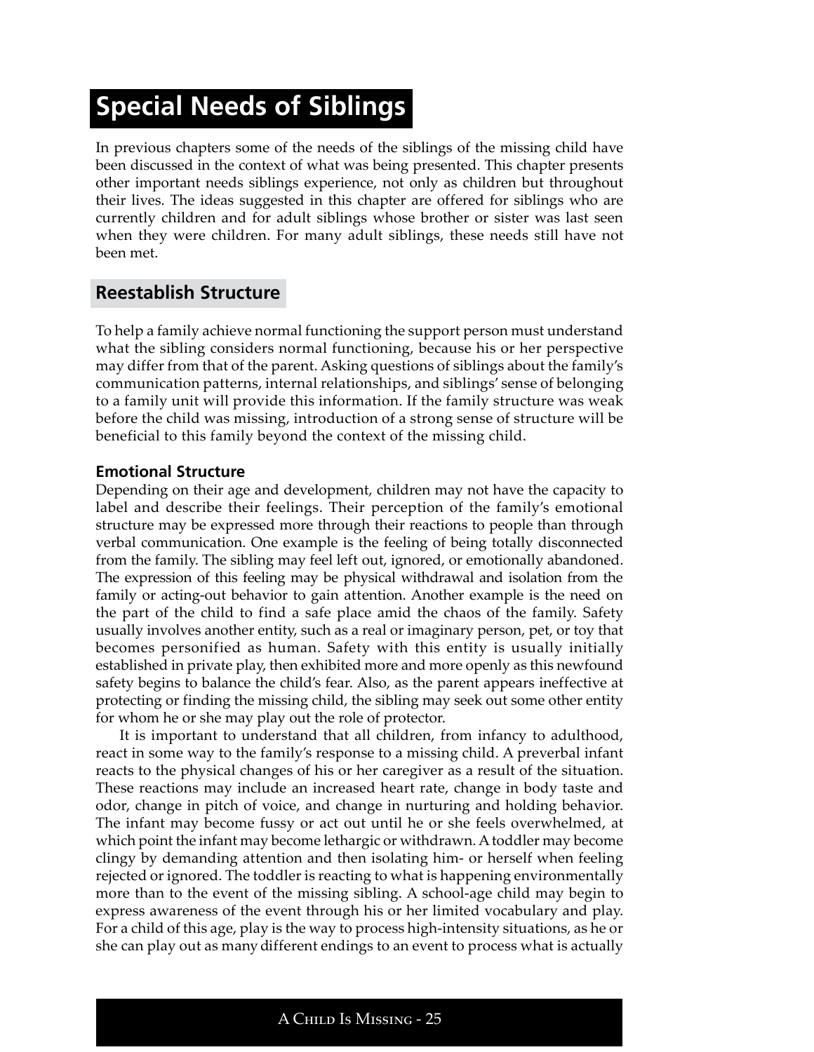# Special Needs of Siblings

In previous chapters some of the needs of the siblings of the missing child have been discussed in the context of what was being presented. This chapter presents other important needs siblings experience, not only as children but throughout their lives. The ideas suggested in this chapter are offered for siblings who are currently children and for adult siblings whose brother or sister was last seen when they were children. For many adult siblings, these needs still have not been met.

## Reestablish Structure

To help a family achieve normal functioning the support person must understand what the sibling considers normal functioning, because his or her perspective may differ from that of the parent. Asking questions of siblings about the family's communication patterns, internal relationships, and siblings' sense of belonging to a family unit will provide this information. If the family structure was weak before the child was missing, introduction of a strong sense of structure will be beneficial to this family beyond the context of the missing child.

### Emotional Structure

Depending on their age and development, children may not have the capacity to label and describe their feelings. Their perception of the family's emotional structure may be expressed more through their reactions to people than through verbal communication. One example is the feeling of being totally disconnected from the family. The sibling may feel left out, ignored, or emotionally abandoned. The expression of this feeling may be physical withdrawal and isolation from the family or acting-out behavior to gain attention. Another example is the need on the part of the child to find a safe place amid the chaos of the family. Safety usually involves another entity, such as a real or imaginary person, pet, or toy that becomes personified as human. Safety with this entity is usually initially established in private play, then exhibited more and more openly as this newfound safety begins to balance the child's fear. Also, as the parent appears ineffective at protecting or finding the missing child, the sibling may seek out some other entity for whom he or she may play out the role of protector.

It is important to understand that all children, from infancy to adulthood, react in some way to the family's response to a missing child. A preverbal infant reacts to the physical changes of his or her caregiver as a result of the situation. These reactions may include an increased heart rate, change in body taste and odor, change in pitch of voice, and change in nurturing and holding behavior. The infant may become fussy or act out until he or she feels overwhelmed, at which point the infant may become lethargic or withdrawn. A toddler may become clingy by demanding attention and then isolating him- or herself when feeling rejected or ignored. The toddler is reacting to what is happening environmentally more than to the event of the missing sibling. A school-age child may begin to express awareness of the event through his or her limited vocabulary and play. For a child of this age, play is the way to process high-intensity situations, as he or she can play out as many different endings to an event to process what is actually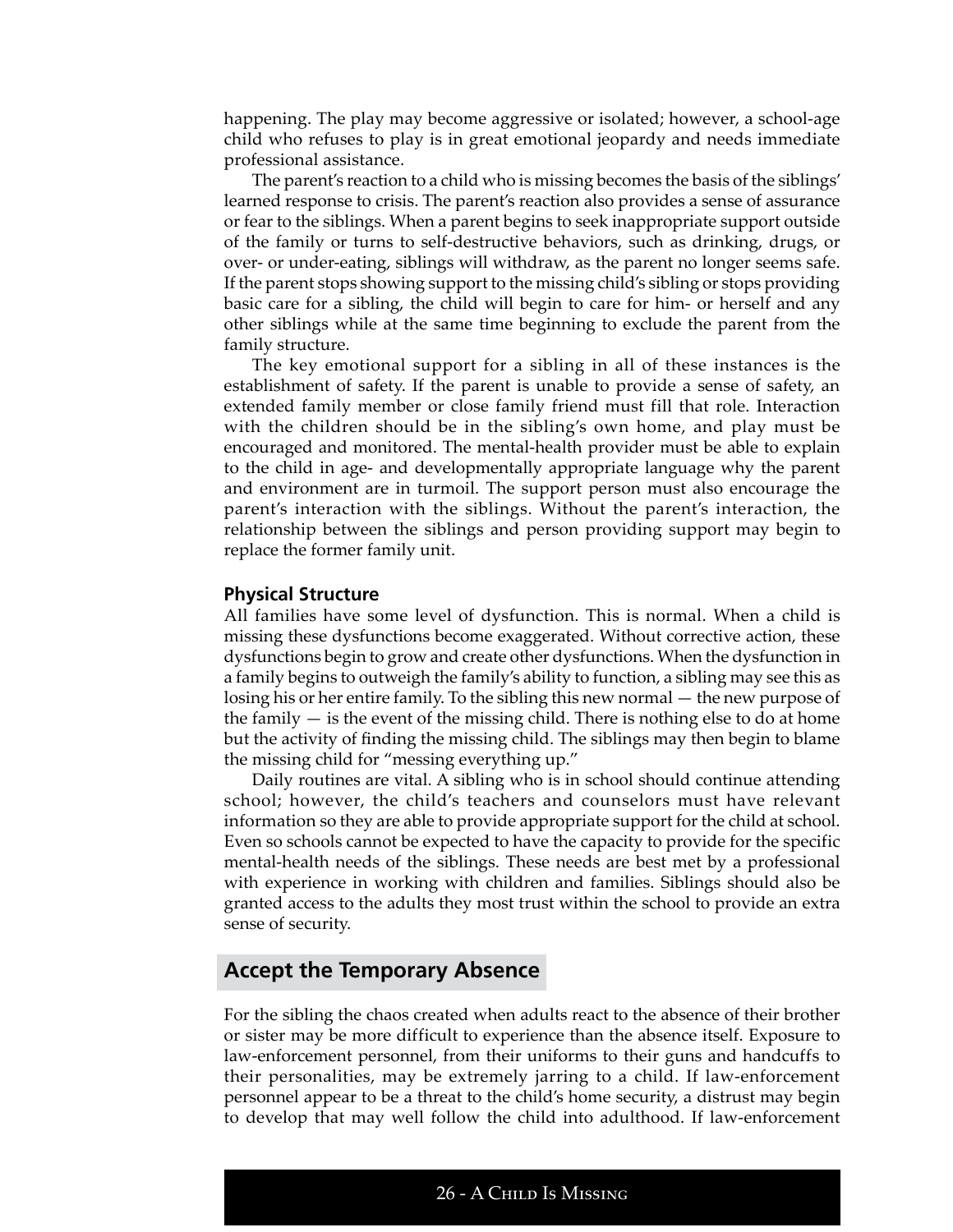happening. The play may become aggressive or isolated; however, a school-age child who refuses to play is in great emotional jeopardy and needs immediate professional assistance.

The parent's reaction to a child who is missing becomes the basis of the siblings' learned response to crisis. The parent's reaction also provides a sense of assurance or fear to the siblings. When a parent begins to seek inappropriate support outside of the family or turns to self-destructive behaviors, such as drinking, drugs, or over- or under-eating, siblings will withdraw, as the parent no longer seems safe. If the parent stops showing support to the missing child's sibling or stops providing basic care for a sibling, the child will begin to care for him- or herself and any other siblings while at the same time beginning to exclude the parent from the family structure.

The key emotional support for a sibling in all of these instances is the establishment of safety. If the parent is unable to provide a sense of safety, an extended family member or close family friend must fill that role. Interaction with the children should be in the sibling's own home, and play must be encouraged and monitored. The mental-health provider must be able to explain to the child in age- and developmentally appropriate language why the parent and environment are in turmoil. The support person must also encourage the parent's interaction with the siblings. Without the parent's interaction, the relationship between the siblings and person providing support may begin to replace the former family unit.

### Physical Structure

All families have some level of dysfunction. This is normal. When a child is missing these dysfunctions become exaggerated. Without corrective action, these dysfunctions begin to grow and create other dysfunctions. When the dysfunction in a family begins to outweigh the family's ability to function, a sibling may see this as losing his or her entire family. To the sibling this new normal — the new purpose of the family — is the event of the missing child. There is nothing else to do at home but the activity of finding the missing child. The siblings may then begin to blame the missing child for "messing everything up."

Daily routines are vital. A sibling who is in school should continue attending school; however, the child's teachers and counselors must have relevant information so they are able to provide appropriate support for the child at school. Even so schools cannot be expected to have the capacity to provide for the specific mental-health needs of the siblings. These needs are best met by a professional with experience in working with children and families. Siblings should also be granted access to the adults they most trust within the school to provide an extra sense of security.

## Accept the Temporary Absence

For the sibling the chaos created when adults react to the absence of their brother or sister may be more difficult to experience than the absence itself. Exposure to law-enforcement personnel, from their uniforms to their guns and handcuffs to their personalities, may be extremely jarring to a child. If law-enforcement personnel appear to be a threat to the child's home security, a distrust may begin to develop that may well follow the child into adulthood. If law-enforcement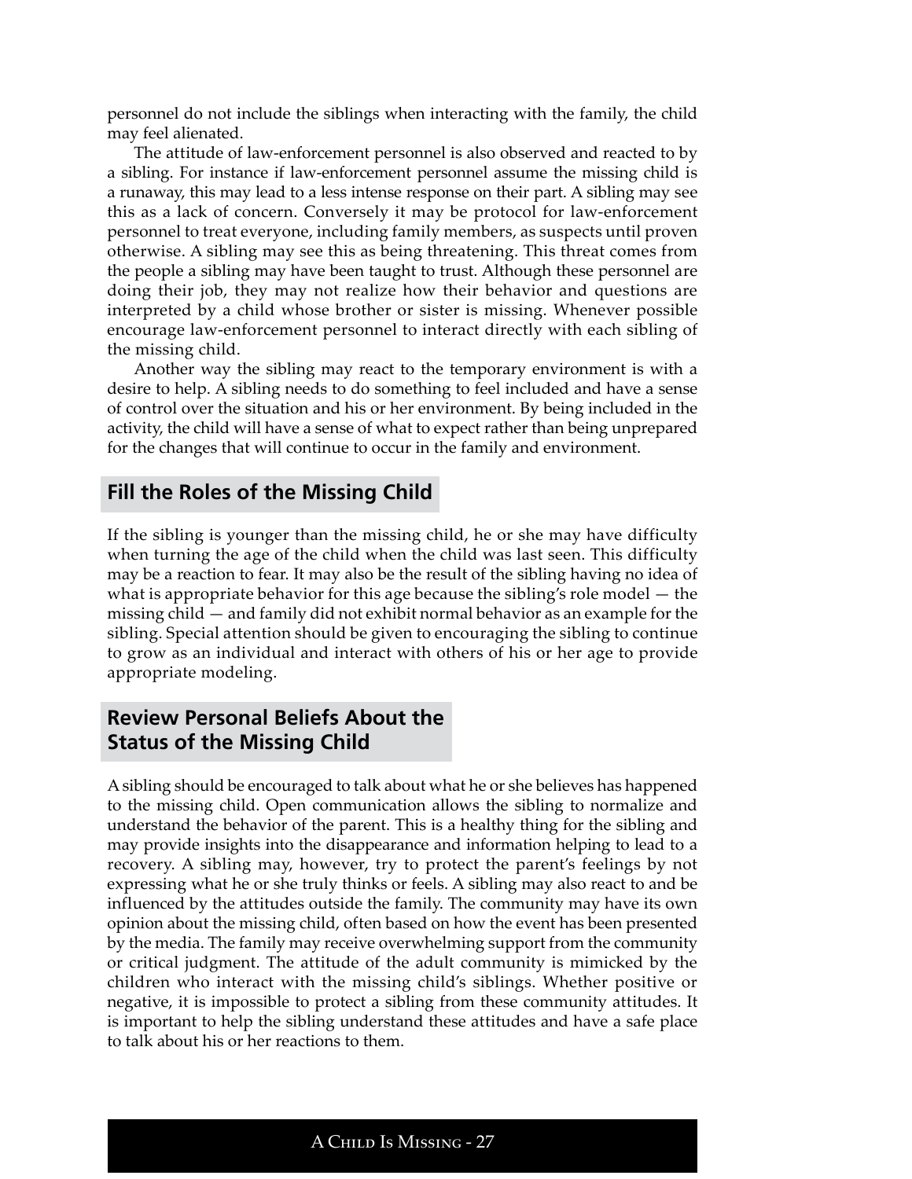personnel do not include the siblings when interacting with the family, the child may feel alienated.

The attitude of law-enforcement personnel is also observed and reacted to by a sibling. For instance if law-enforcement personnel assume the missing child is a runaway, this may lead to a less intense response on their part. A sibling may see this as a lack of concern. Conversely it may be protocol for law-enforcement personnel to treat everyone, including family members, as suspects until proven otherwise. A sibling may see this as being threatening. This threat comes from the people a sibling may have been taught to trust. Although these personnel are doing their job, they may not realize how their behavior and questions are interpreted by a child whose brother or sister is missing. Whenever possible encourage law-enforcement personnel to interact directly with each sibling of the missing child.

Another way the sibling may react to the temporary environment is with a desire to help. A sibling needs to do something to feel included and have a sense of control over the situation and his or her environment. By being included in the activity, the child will have a sense of what to expect rather than being unprepared for the changes that will continue to occur in the family and environment.

## Fill the Roles of the Missing Child

If the sibling is younger than the missing child, he or she may have difficulty when turning the age of the child when the child was last seen. This difficulty may be a reaction to fear. It may also be the result of the sibling having no idea of what is appropriate behavior for this age because the sibling's role model — the missing child — and family did not exhibit normal behavior as an example for the sibling. Special attention should be given to encouraging the sibling to continue to grow as an individual and interact with others of his or her age to provide appropriate modeling.

## Review Personal Beliefs About the Status of the Missing Child

A sibling should be encouraged to talk about what he or she believes has happened to the missing child. Open communication allows the sibling to normalize and understand the behavior of the parent. This is a healthy thing for the sibling and may provide insights into the disappearance and information helping to lead to a recovery. A sibling may, however, try to protect the parent's feelings by not expressing what he or she truly thinks or feels. A sibling may also react to and be influenced by the attitudes outside the family. The community may have its own opinion about the missing child, often based on how the event has been presented by the media. The family may receive overwhelming support from the community or critical judgment. The attitude of the adult community is mimicked by the children who interact with the missing child's siblings. Whether positive or negative, it is impossible to protect a sibling from these community attitudes. It is important to help the sibling understand these attitudes and have a safe place to talk about his or her reactions to them.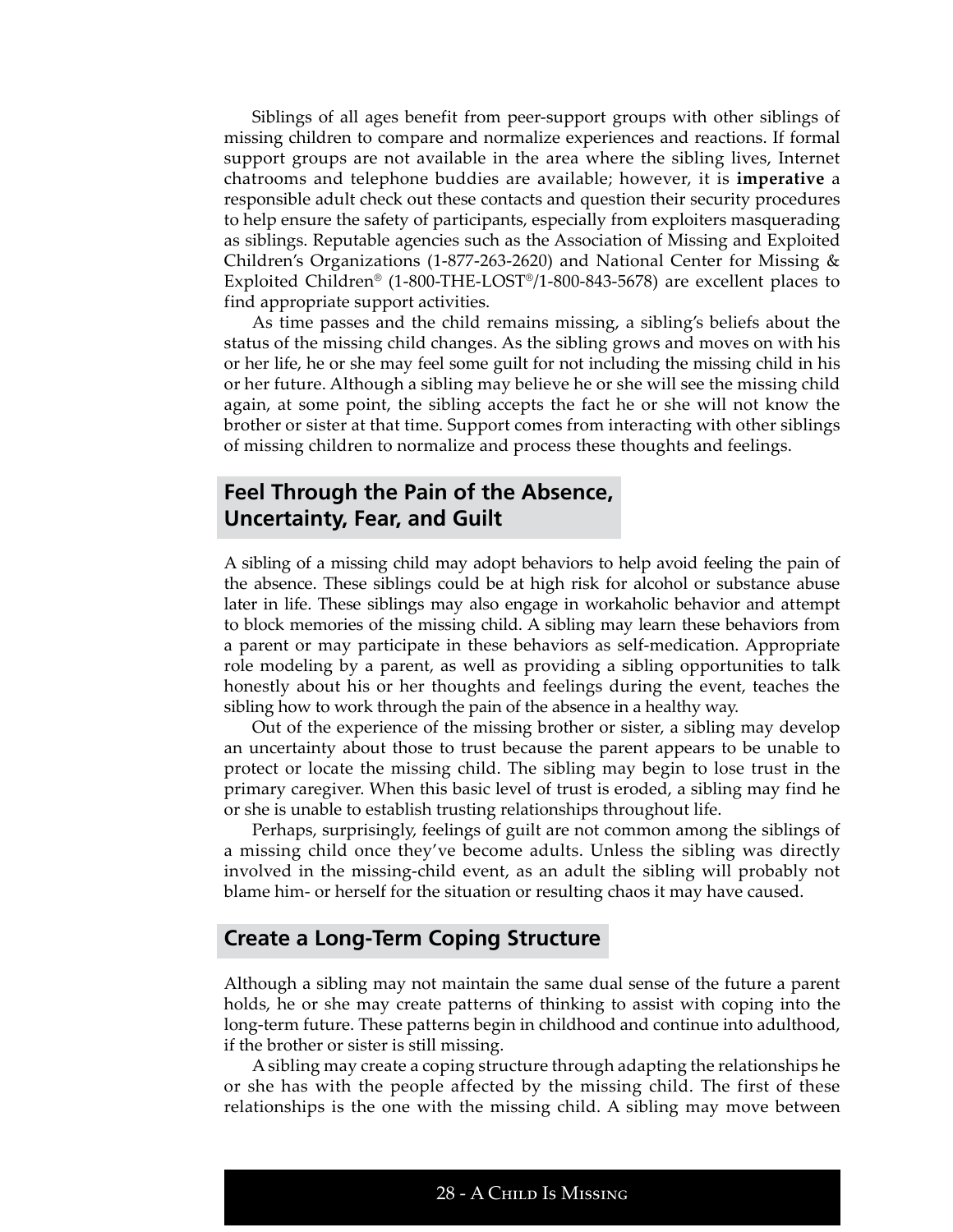Siblings of all ages benefit from peer-support groups with other siblings of missing children to compare and normalize experiences and reactions. If formal support groups are not available in the area where the sibling lives, Internet chatrooms and telephone buddies are available; however, it is **imperative** a responsible adult check out these contacts and question their security procedures to help ensure the safety of participants, especially from exploiters masquerading as siblings. Reputable agencies such as the Association of Missing and Exploited Children's Organizations (1-877-263-2620) and National Center for Missing & Exploited Children® (1-800-THE-LOST®/1-800-843-5678) are excellent places to find appropriate support activities.

As time passes and the child remains missing, a sibling's beliefs about the status of the missing child changes. As the sibling grows and moves on with his or her life, he or she may feel some guilt for not including the missing child in his or her future. Although a sibling may believe he or she will see the missing child again, at some point, the sibling accepts the fact he or she will not know the brother or sister at that time. Support comes from interacting with other siblings of missing children to normalize and process these thoughts and feelings.

## Feel Through the Pain of the Absence, Uncertainty, Fear, and Guilt

A sibling of a missing child may adopt behaviors to help avoid feeling the pain of the absence. These siblings could be at high risk for alcohol or substance abuse later in life. These siblings may also engage in workaholic behavior and attempt to block memories of the missing child. A sibling may learn these behaviors from a parent or may participate in these behaviors as self-medication. Appropriate role modeling by a parent, as well as providing a sibling opportunities to talk honestly about his or her thoughts and feelings during the event, teaches the sibling how to work through the pain of the absence in a healthy way.

Out of the experience of the missing brother or sister, a sibling may develop an uncertainty about those to trust because the parent appears to be unable to protect or locate the missing child. The sibling may begin to lose trust in the primary caregiver. When this basic level of trust is eroded, a sibling may find he or she is unable to establish trusting relationships throughout life.

Perhaps, surprisingly, feelings of guilt are not common among the siblings of a missing child once they've become adults. Unless the sibling was directly involved in the missing-child event, as an adult the sibling will probably not blame him- or herself for the situation or resulting chaos it may have caused.

## Create a Long-Term Coping Structure

Although a sibling may not maintain the same dual sense of the future a parent holds, he or she may create patterns of thinking to assist with coping into the long-term future. These patterns begin in childhood and continue into adulthood, if the brother or sister is still missing.

A sibling may create a coping structure through adapting the relationships he or she has with the people affected by the missing child. The first of these relationships is the one with the missing child. A sibling may move between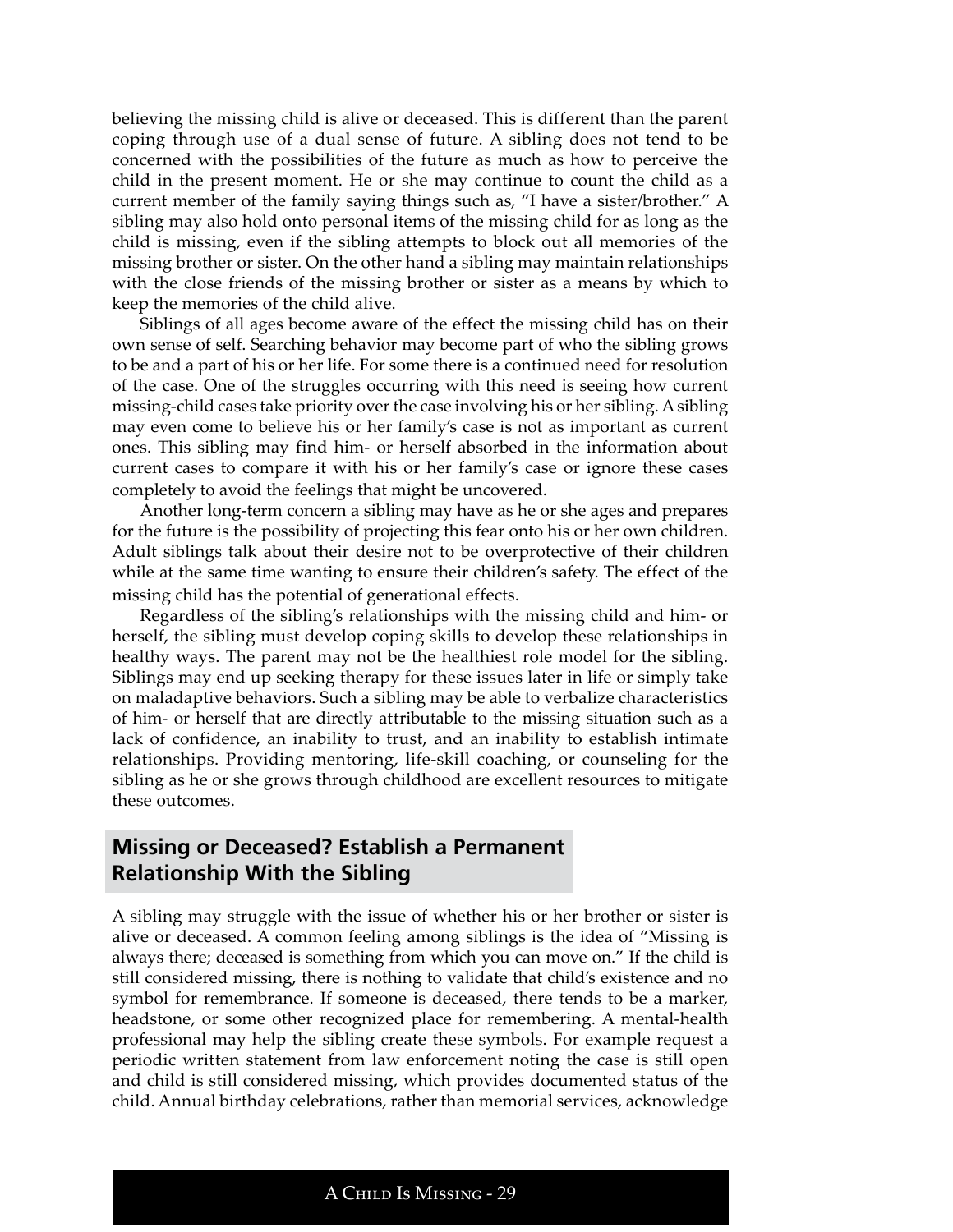believing the missing child is alive or deceased. This is different than the parent coping through use of a dual sense of future. A sibling does not tend to be concerned with the possibilities of the future as much as how to perceive the child in the present moment. He or she may continue to count the child as a current member of the family saying things such as, "I have a sister/brother." A sibling may also hold onto personal items of the missing child for as long as the child is missing, even if the sibling attempts to block out all memories of the missing brother or sister. On the other hand a sibling may maintain relationships with the close friends of the missing brother or sister as a means by which to keep the memories of the child alive.

Siblings of all ages become aware of the effect the missing child has on their own sense of self. Searching behavior may become part of who the sibling grows to be and a part of his or her life. For some there is a continued need for resolution of the case. One of the struggles occurring with this need is seeing how current missing-child cases take priority over the case involving his or her sibling. A sibling may even come to believe his or her family's case is not as important as current ones. This sibling may find him- or herself absorbed in the information about current cases to compare it with his or her family's case or ignore these cases completely to avoid the feelings that might be uncovered.

Another long-term concern a sibling may have as he or she ages and prepares for the future is the possibility of projecting this fear onto his or her own children. Adult siblings talk about their desire not to be overprotective of their children while at the same time wanting to ensure their children's safety. The effect of the missing child has the potential of generational effects.

Regardless of the sibling's relationships with the missing child and him- or herself, the sibling must develop coping skills to develop these relationships in healthy ways. The parent may not be the healthiest role model for the sibling. Siblings may end up seeking therapy for these issues later in life or simply take on maladaptive behaviors. Such a sibling may be able to verbalize characteristics of him- or herself that are directly attributable to the missing situation such as a lack of confidence, an inability to trust, and an inability to establish intimate relationships. Providing mentoring, life-skill coaching, or counseling for the sibling as he or she grows through childhood are excellent resources to mitigate these outcomes.

## Missing or Deceased? Establish a Permanent Relationship With the Sibling

A sibling may struggle with the issue of whether his or her brother or sister is alive or deceased. A common feeling among siblings is the idea of "Missing is always there; deceased is something from which you can move on." If the child is still considered missing, there is nothing to validate that child's existence and no symbol for remembrance. If someone is deceased, there tends to be a marker, headstone, or some other recognized place for remembering. A mental-health professional may help the sibling create these symbols. For example request a periodic written statement from law enforcement noting the case is still open and child is still considered missing, which provides documented status of the child. Annual birthday celebrations, rather than memorial services, acknowledge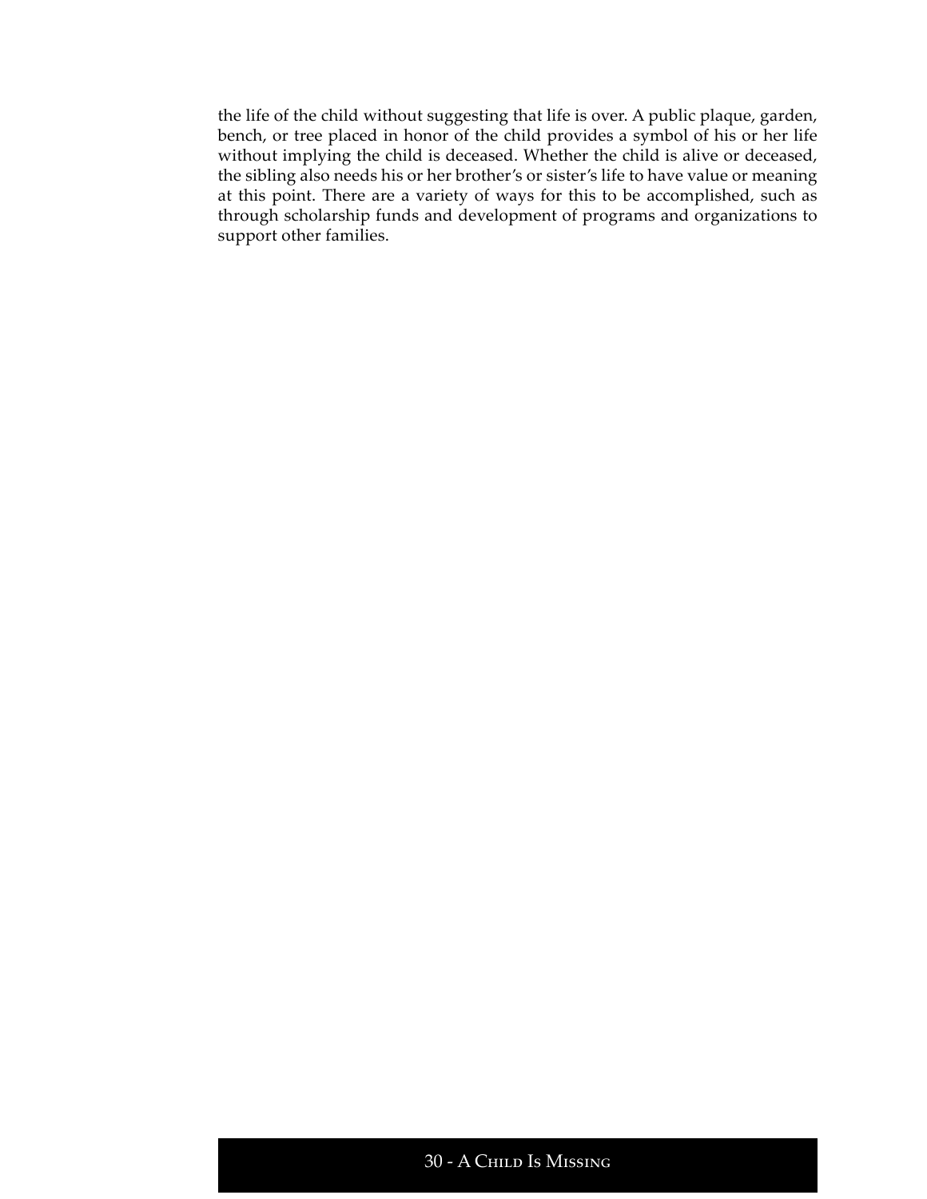the life of the child without suggesting that life is over. A public plaque, garden, bench, or tree placed in honor of the child provides a symbol of his or her life without implying the child is deceased. Whether the child is alive or deceased, the sibling also needs his or her brother's or sister's life to have value or meaning at this point. There are a variety of ways for this to be accomplished, such as through scholarship funds and development of programs and organizations to support other families.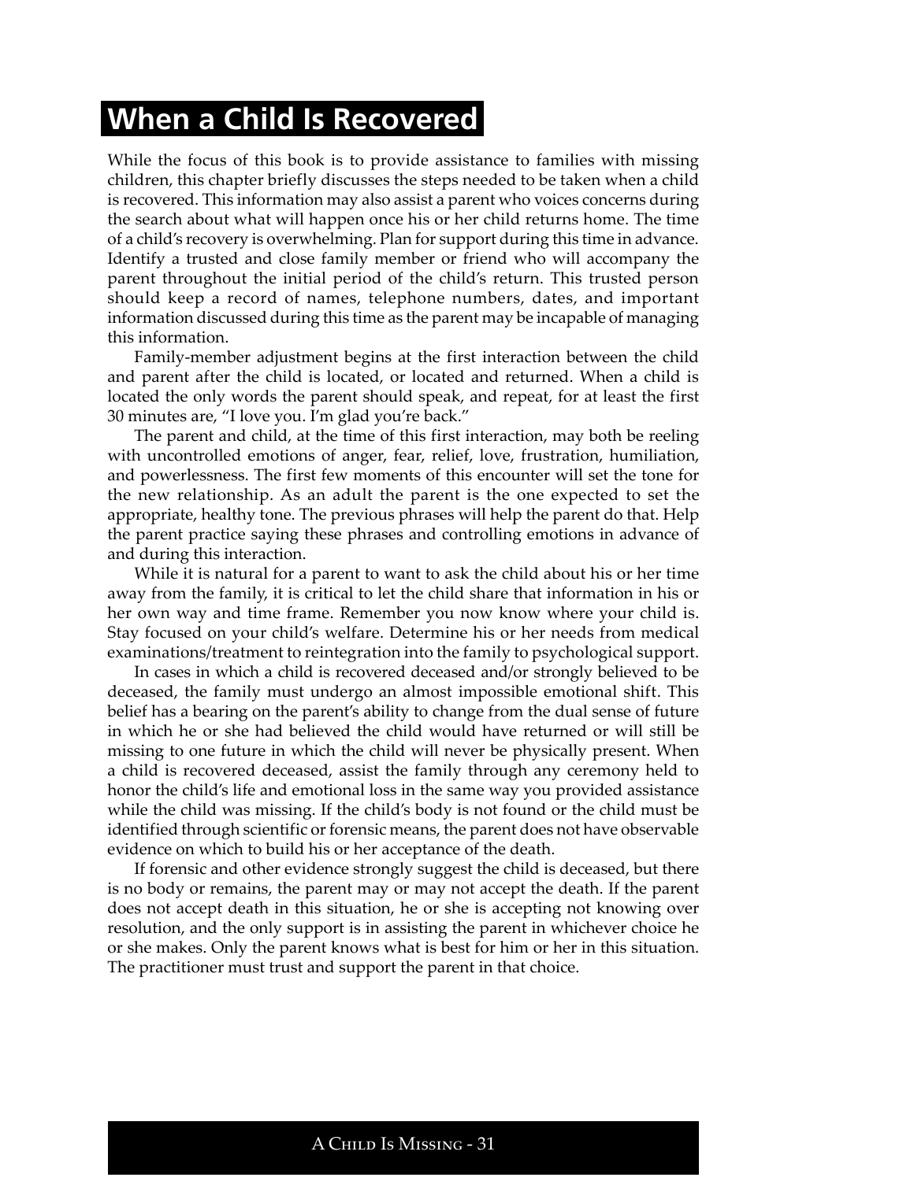# When a Child Is Recovered

While the focus of this book is to provide assistance to families with missing children, this chapter briefly discusses the steps needed to be taken when a child is recovered. This information may also assist a parent who voices concerns during the search about what will happen once his or her child returns home. The time of a child's recovery is overwhelming. Plan for support during this time in advance. Identify a trusted and close family member or friend who will accompany the parent throughout the initial period of the child's return. This trusted person should keep a record of names, telephone numbers, dates, and important information discussed during this time as the parent may be incapable of managing this information.

Family-member adjustment begins at the first interaction between the child and parent after the child is located, or located and returned. When a child is located the only words the parent should speak, and repeat, for at least the first 30 minutes are, "I love you. I'm glad you're back."

The parent and child, at the time of this first interaction, may both be reeling with uncontrolled emotions of anger, fear, relief, love, frustration, humiliation, and powerlessness. The first few moments of this encounter will set the tone for the new relationship. As an adult the parent is the one expected to set the appropriate, healthy tone. The previous phrases will help the parent do that. Help the parent practice saying these phrases and controlling emotions in advance of and during this interaction.

While it is natural for a parent to want to ask the child about his or her time away from the family, it is critical to let the child share that information in his or her own way and time frame. Remember you now know where your child is. Stay focused on your child's welfare. Determine his or her needs from medical examinations/treatment to reintegration into the family to psychological support.

In cases in which a child is recovered deceased and/or strongly believed to be deceased, the family must undergo an almost impossible emotional shift. This belief has a bearing on the parent's ability to change from the dual sense of future in which he or she had believed the child would have returned or will still be missing to one future in which the child will never be physically present. When a child is recovered deceased, assist the family through any ceremony held to honor the child's life and emotional loss in the same way you provided assistance while the child was missing. If the child's body is not found or the child must be identified through scientific or forensic means, the parent does not have observable evidence on which to build his or her acceptance of the death.

If forensic and other evidence strongly suggest the child is deceased, but there is no body or remains, the parent may or may not accept the death. If the parent does not accept death in this situation, he or she is accepting not knowing over resolution, and the only support is in assisting the parent in whichever choice he or she makes. Only the parent knows what is best for him or her in this situation. The practitioner must trust and support the parent in that choice.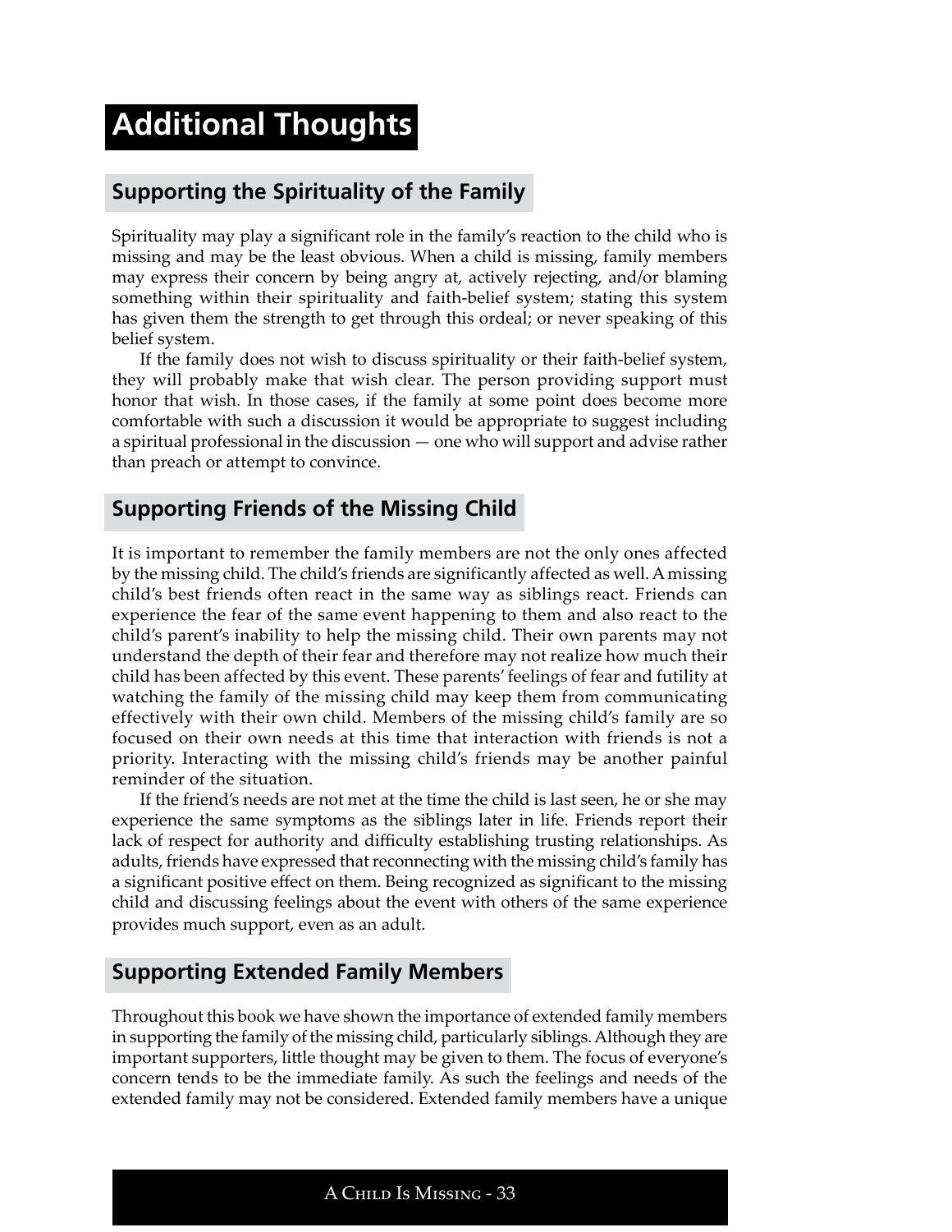# Additional Thoughts

## Supporting the Spirituality of the Family

Spirituality may play a significant role in the family's reaction to the child who is missing and may be the least obvious. When a child is missing, family members may express their concern by being angry at, actively rejecting, and/or blaming something within their spirituality and faith-belief system; stating this system has given them the strength to get through this ordeal; or never speaking of this belief system.

If the family does not wish to discuss spirituality or their faith-belief system, they will probably make that wish clear. The person providing support must honor that wish. In those cases, if the family at some point does become more comfortable with such a discussion it would be appropriate to suggest including a spiritual professional in the discussion — one who will support and advise rather than preach or attempt to convince.

## Supporting Friends of the Missing Child

It is important to remember the family members are not the only ones affected by the missing child. The child's friends are significantly affected as well. A missing child's best friends often react in the same way as siblings react. Friends can experience the fear of the same event happening to them and also react to the child's parent's inability to help the missing child. Their own parents may not understand the depth of their fear and therefore may not realize how much their child has been affected by this event. These parents' feelings of fear and futility at watching the family of the missing child may keep them from communicating effectively with their own child. Members of the missing child's family are so focused on their own needs at this time that interaction with friends is not a priority. Interacting with the missing child's friends may be another painful reminder of the situation.

If the friend's needs are not met at the time the child is last seen, he or she may experience the same symptoms as the siblings later in life. Friends report their lack of respect for authority and difficulty establishing trusting relationships. As adults, friends have expressed that reconnecting with the missing child's family has a significant positive effect on them. Being recognized as significant to the missing child and discussing feelings about the event with others of the same experience provides much support, even as an adult.

## Supporting Extended Family Members

Throughout this book we have shown the importance of extended family members in supporting the family of the missing child, particularly siblings. Although they are important supporters, little thought may be given to them. The focus of everyone's concern tends to be the immediate family. As such the feelings and needs of the extended family may not be considered. Extended family members have a unique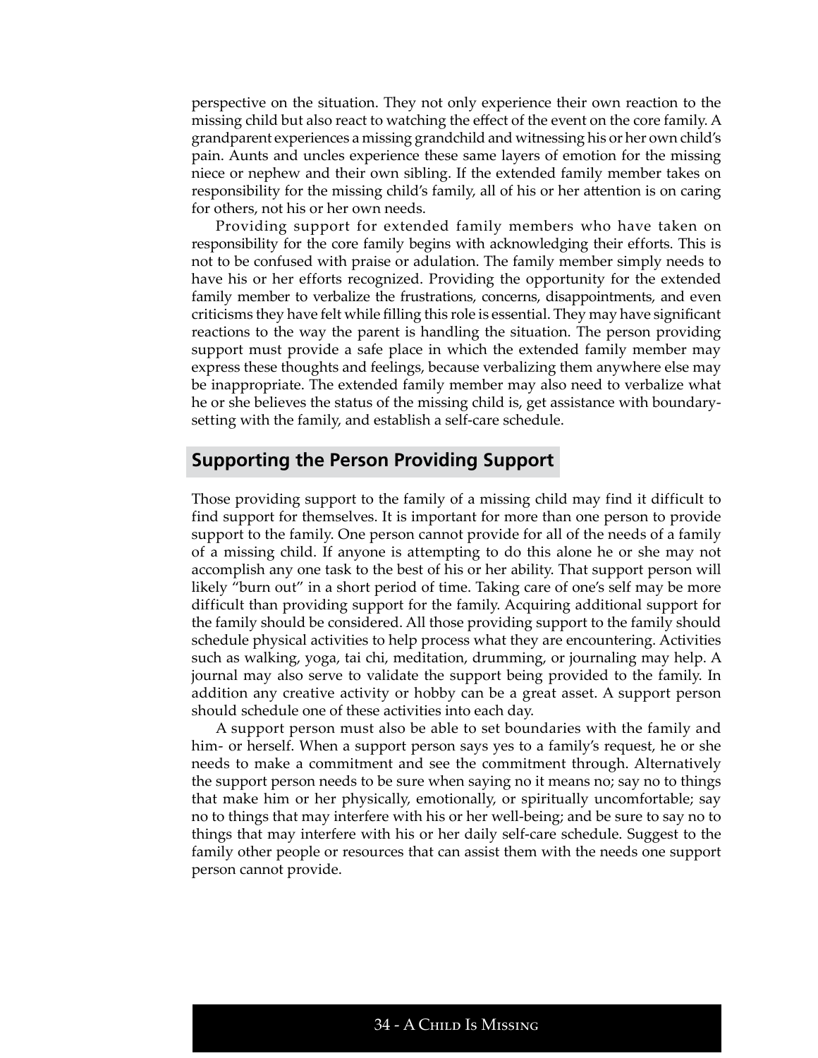perspective on the situation. They not only experience their own reaction to the missing child but also react to watching the effect of the event on the core family. A grandparent experiences a missing grandchild and witnessing his or her own child's pain. Aunts and uncles experience these same layers of emotion for the missing niece or nephew and their own sibling. If the extended family member takes on responsibility for the missing child's family, all of his or her attention is on caring for others, not his or her own needs.

Providing support for extended family members who have taken on responsibility for the core family begins with acknowledging their efforts. This is not to be confused with praise or adulation. The family member simply needs to have his or her efforts recognized. Providing the opportunity for the extended family member to verbalize the frustrations, concerns, disappointments, and even criticisms they have felt while filling this role is essential. They may have significant reactions to the way the parent is handling the situation. The person providing support must provide a safe place in which the extended family member may express these thoughts and feelings, because verbalizing them anywhere else may be inappropriate. The extended family member may also need to verbalize what he or she believes the status of the missing child is, get assistance with boundary-setting with the family, and establish a self-care schedule.

## Supporting the Person Providing Support

Those providing support to the family of a missing child may find it difficult to find support for themselves. It is important for more than one person to provide support to the family. One person cannot provide for all of the needs of a family of a missing child. If anyone is attempting to do this alone he or she may not accomplish any one task to the best of his or her ability. That support person will likely "burn out" in a short period of time. Taking care of one's self may be more difficult than providing support for the family. Acquiring additional support for the family should be considered. All those providing support to the family should schedule physical activities to help process what they are encountering. Activities such as walking, yoga, tai chi, meditation, drumming, or journaling may help. A journal may also serve to validate the support being provided to the family. In addition any creative activity or hobby can be a great asset. A support person should schedule one of these activities into each day.

A support person must also be able to set boundaries with the family and him- or herself. When a support person says yes to a family's request, he or she needs to make a commitment and see the commitment through. Alternatively the support person needs to be sure when saying no it means no; say no to things that make him or her physically, emotionally, or spiritually uncomfortable; say no to things that may interfere with his or her well-being; and be sure to say no to things that may interfere with his or her daily self-care schedule. Suggest to the family other people or resources that can assist them with the needs one support person cannot provide.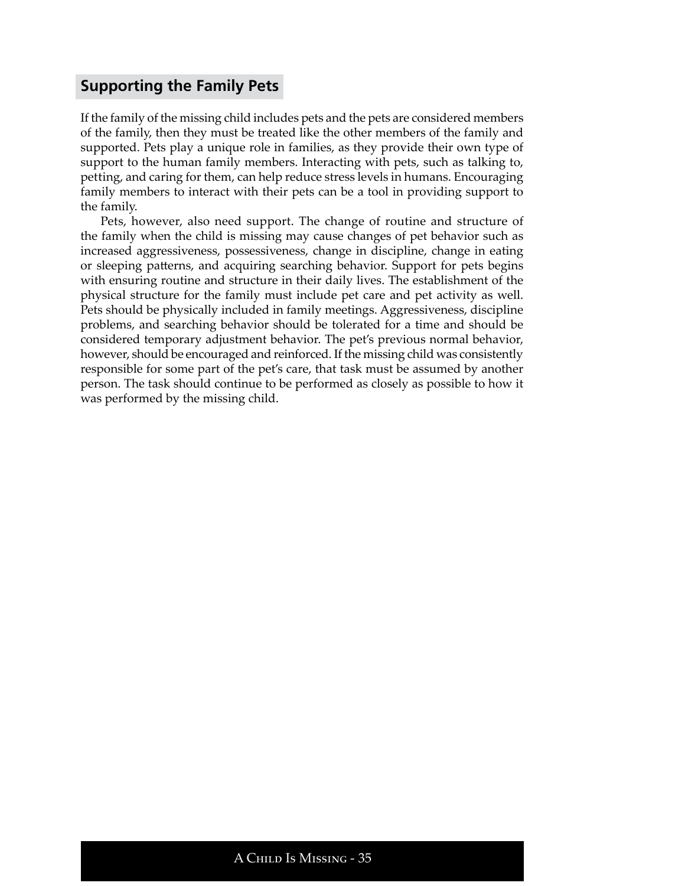## Supporting the Family Pets

If the family of the missing child includes pets and the pets are considered members of the family, then they must be treated like the other members of the family and supported. Pets play a unique role in families, as they provide their own type of support to the human family members. Interacting with pets, such as talking to, petting, and caring for them, can help reduce stress levels in humans. Encouraging family members to interact with their pets can be a tool in providing support to the family.

Pets, however, also need support. The change of routine and structure of the family when the child is missing may cause changes of pet behavior such as increased aggressiveness, possessiveness, change in discipline, change in eating or sleeping patterns, and acquiring searching behavior. Support for pets begins with ensuring routine and structure in their daily lives. The establishment of the physical structure for the family must include pet care and pet activity as well. Pets should be physically included in family meetings. Aggressiveness, discipline problems, and searching behavior should be tolerated for a time and should be considered temporary adjustment behavior. The pet's previous normal behavior, however, should be encouraged and reinforced. If the missing child was consistently responsible for some part of the pet's care, that task must be assumed by another person. The task should continue to be performed as closely as possible to how it was performed by the missing child.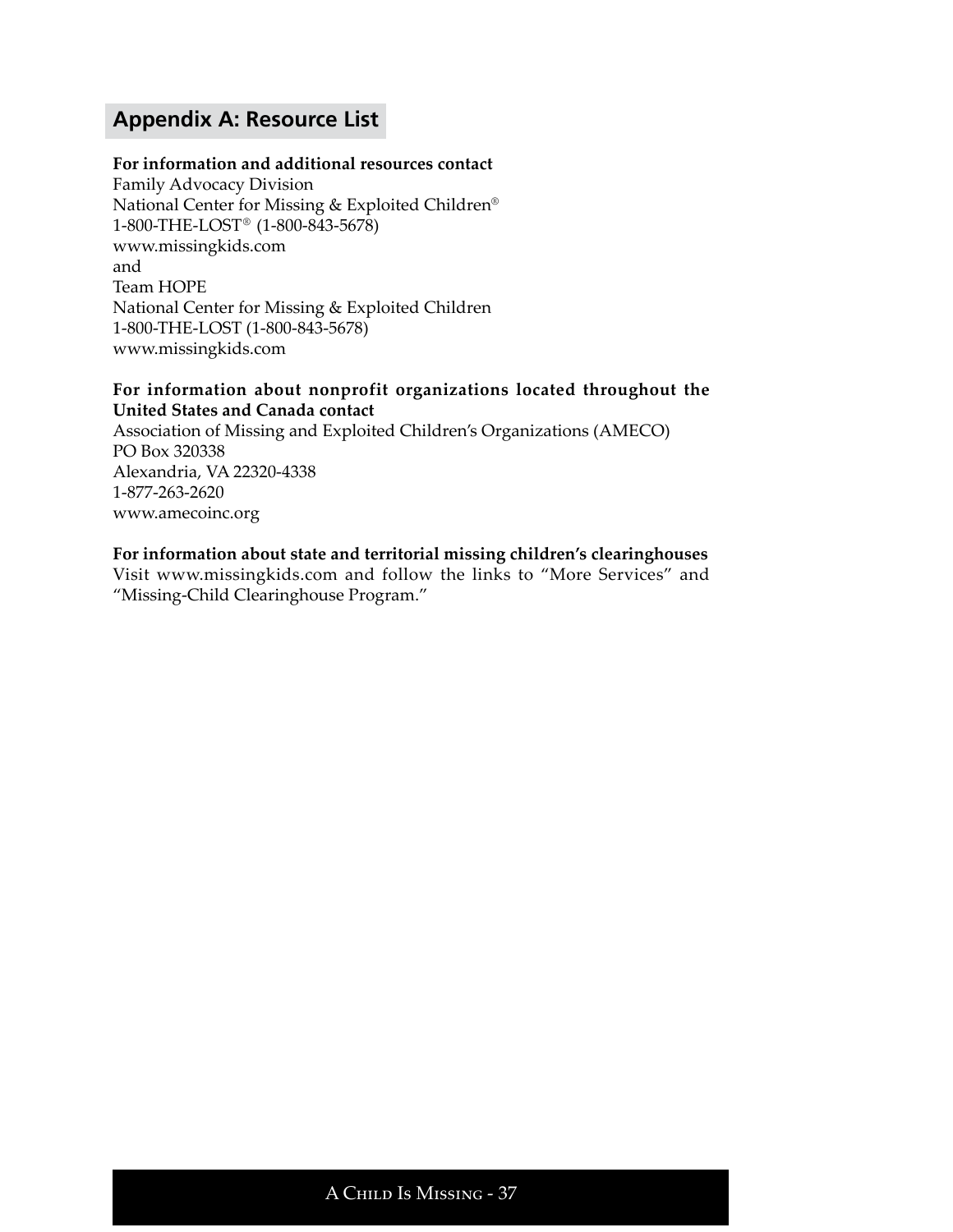## Appendix A: Resource List

**For information and additional resources contact**
Family Advocacy Division
National Center for Missing & Exploited Children®
1-800-THE-LOST® (1-800-843-5678)
www.missingkids.com
and
Team HOPE
National Center for Missing & Exploited Children
1-800-THE-LOST (1-800-843-5678)
www.missingkids.com

**For information about nonprofit organizations located throughout the United States and Canada contact**
Association of Missing and Exploited Children's Organizations (AMECO)
PO Box 320338
Alexandria, VA 22320-4338
1-877-263-2620
www.amecoinc.org

**For information about state and territorial missing children's clearinghouses**
Visit www.missingkids.com and follow the links to "More Services" and "Missing-Child Clearinghouse Program."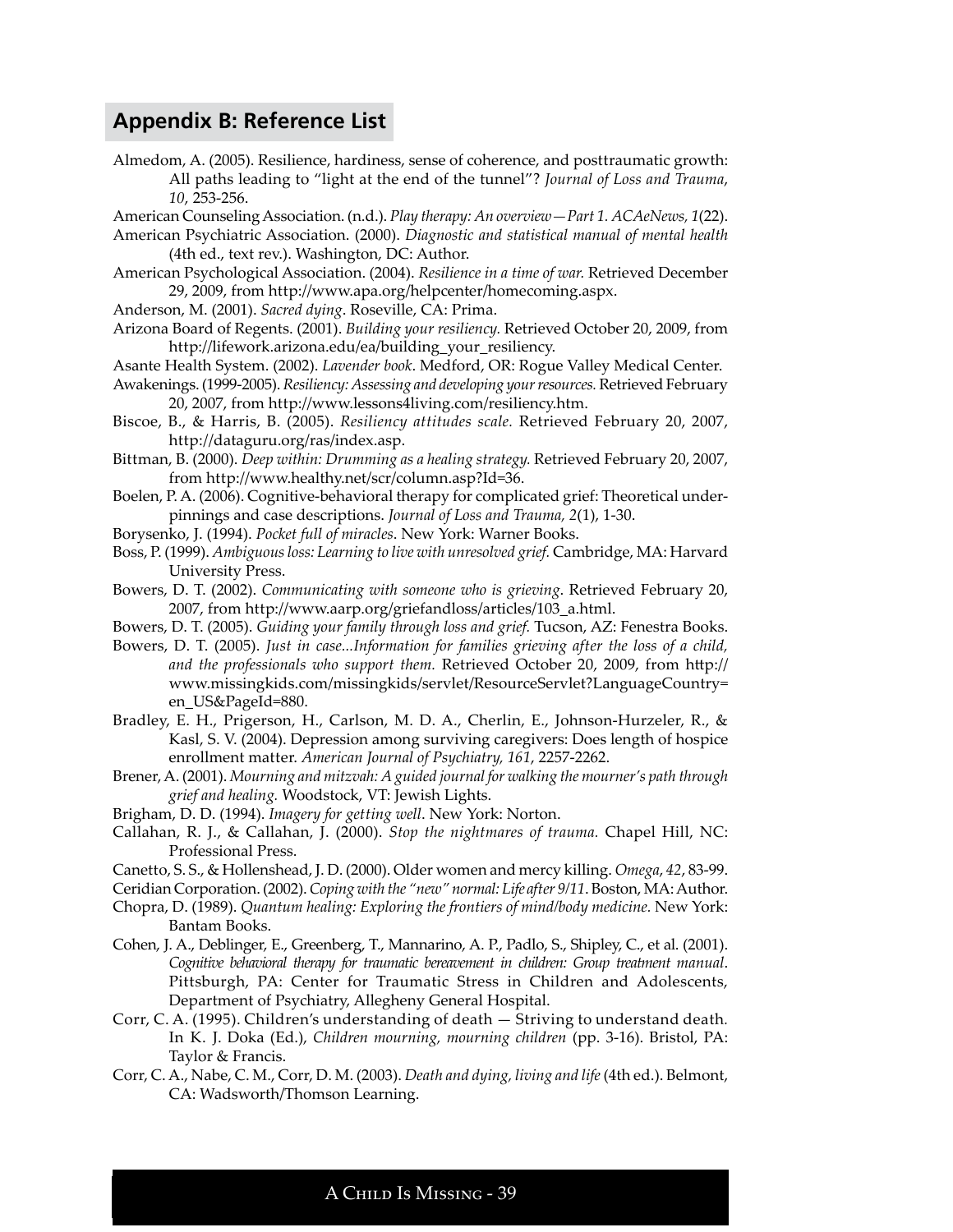## Appendix B: Reference List

Almedom, A. (2005). Resilience, hardiness, sense of coherence, and posttraumatic growth: All paths leading to "light at the end of the tunnel"? *Journal of Loss and Trauma*, *10*, 253-256.

American Counseling Association. (n.d.). *Play therapy: An overview—Part 1. ACAeNews, 1*(22).

American Psychiatric Association. (2000). *Diagnostic and statistical manual of mental health* (4th ed., text rev.). Washington, DC: Author.

American Psychological Association. (2004). *Resilience in a time of war.* Retrieved December 29, 2009, from http://www.apa.org/helpcenter/homecoming.aspx.

Anderson, M. (2001). *Sacred dying*. Roseville, CA: Prima.

Arizona Board of Regents. (2001). *Building your resiliency.* Retrieved October 20, 2009, from http://lifework.arizona.edu/ea/building_your_resiliency.

Asante Health System. (2002). *Lavender book*. Medford, OR: Rogue Valley Medical Center.

Awakenings. (1999-2005). *Resiliency: Assessing and developing your resources.* Retrieved February 20, 2007, from http://www.lessons4living.com/resiliency.htm.

Biscoe, B., & Harris, B. (2005). *Resiliency attitudes scale.* Retrieved February 20, 2007, http://dataguru.org/ras/index.asp.

Bittman, B. (2000). *Deep within: Drumming as a healing strategy.* Retrieved February 20, 2007, from http://www.healthy.net/scr/column.asp?Id=36.

Boelen, P. A. (2006). Cognitive-behavioral therapy for complicated grief: Theoretical underpinnings and case descriptions. *Journal of Loss and Trauma, 2*(1), 1-30.

Borysenko, J. (1994). *Pocket full of miracles*. New York: Warner Books.

Boss, P. (1999). *Ambiguous loss: Learning to live with unresolved grief.* Cambridge, MA: Harvard University Press.

Bowers, D. T. (2002). *Communicating with someone who is grieving*. Retrieved February 20, 2007, from http://www.aarp.org/griefandloss/articles/103_a.html.

Bowers, D. T. (2005). *Guiding your family through loss and grief.* Tucson, AZ: Fenestra Books.

Bowers, D. T. (2005). *Just in case...Information for families grieving after the loss of a child, and the professionals who support them.* Retrieved October 20, 2009, from http://www.missingkids.com/missingkids/servlet/ResourceServlet?LanguageCountry=en_US&PageId=880.

Bradley, E. H., Prigerson, H., Carlson, M. D. A., Cherlin, E., Johnson-Hurzeler, R., & Kasl, S. V. (2004). Depression among surviving caregivers: Does length of hospice enrollment matter. *American Journal of Psychiatry, 161*, 2257-2262.

Brener, A. (2001). *Mourning and mitzvah: A guided journal for walking the mourner's path through grief and healing.* Woodstock, VT: Jewish Lights.

Brigham, D. D. (1994). *Imagery for getting well*. New York: Norton.

Callahan, R. J., & Callahan, J. (2000). *Stop the nightmares of trauma.* Chapel Hill, NC: Professional Press.

Canetto, S. S., & Hollenshead, J. D. (2000). Older women and mercy killing. *Omega*, *42*, 83-99.

Ceridian Corporation. (2002). *Coping with the "new" normal: Life after 9/11*. Boston, MA: Author.

Chopra, D. (1989). *Quantum healing: Exploring the frontiers of mind/body medicine.* New York: Bantam Books.

Cohen, J. A., Deblinger, E., Greenberg, T., Mannarino, A. P., Padlo, S., Shipley, C., et al. (2001). *Cognitive behavioral therapy for traumatic bereavement in children: Group treatment manual*. Pittsburgh, PA: Center for Traumatic Stress in Children and Adolescents, Department of Psychiatry, Allegheny General Hospital.

Corr, C. A. (1995). Children's understanding of death — Striving to understand death. In K. J. Doka (Ed.), *Children mourning, mourning children* (pp. 3-16). Bristol, PA: Taylor & Francis.

Corr, C. A., Nabe, C. M., Corr, D. M. (2003). *Death and dying, living and life* (4th ed.). Belmont, CA: Wadsworth/Thomson Learning.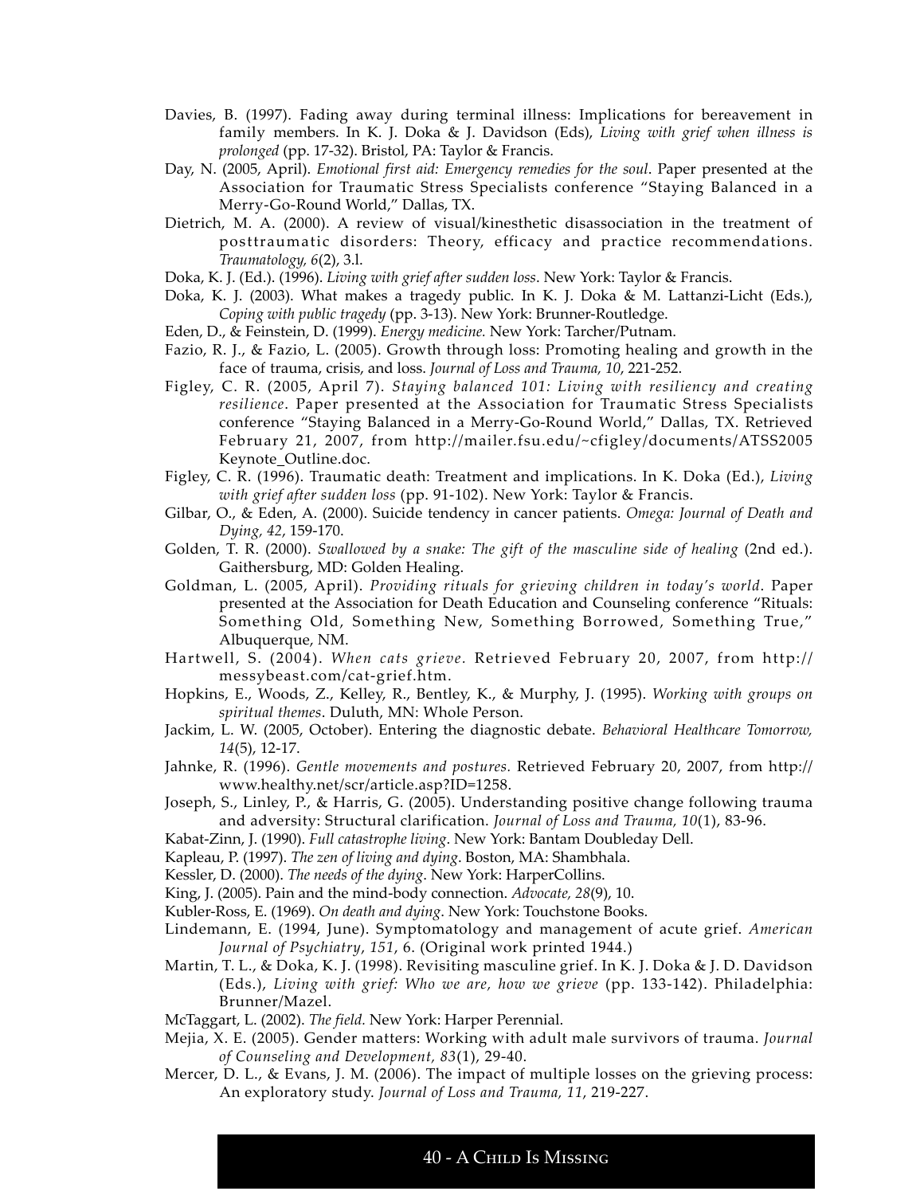Davies, B. (1997). Fading away during terminal illness: Implications for bereavement in family members. In K. J. Doka & J. Davidson (Eds), *Living with grief when illness is prolonged* (pp. 17-32). Bristol, PA: Taylor & Francis.

Day, N. (2005, April). *Emotional first aid: Emergency remedies for the soul*. Paper presented at the Association for Traumatic Stress Specialists conference "Staying Balanced in a Merry-Go-Round World," Dallas, TX.

Dietrich, M. A. (2000). A review of visual/kinesthetic disassociation in the treatment of posttraumatic disorders: Theory, efficacy and practice recommendations. *Traumatology, 6*(2), 3.l.

Doka, K. J. (Ed.). (1996). *Living with grief after sudden loss*. New York: Taylor & Francis.

Doka, K. J. (2003). What makes a tragedy public. In K. J. Doka & M. Lattanzi-Licht (Eds.), *Coping with public tragedy* (pp. 3-13). New York: Brunner-Routledge.

Eden, D., & Feinstein, D. (1999). *Energy medicine.* New York: Tarcher/Putnam.

Fazio, R. J., & Fazio, L. (2005). Growth through loss: Promoting healing and growth in the face of trauma, crisis, and loss. *Journal of Loss and Trauma, 10*, 221-252.

Figley, C. R. (2005, April 7). *Staying balanced 101: Living with resiliency and creating resilience*. Paper presented at the Association for Traumatic Stress Specialists conference "Staying Balanced in a Merry-Go-Round World," Dallas, TX. Retrieved February 21, 2007, from http://mailer.fsu.edu/~cfigley/documents/ATSS2005 Keynote_Outline.doc.

Figley, C. R. (1996). Traumatic death: Treatment and implications. In K. Doka (Ed.), *Living with grief after sudden loss* (pp. 91-102). New York: Taylor & Francis.

Gilbar, O., & Eden, A. (2000). Suicide tendency in cancer patients. *Omega: Journal of Death and Dying, 42*, 159-170.

Golden, T. R. (2000). *Swallowed by a snake: The gift of the masculine side of healing* (2nd ed.). Gaithersburg, MD: Golden Healing.

Goldman, L. (2005, April). *Providing rituals for grieving children in today's world*. Paper presented at the Association for Death Education and Counseling conference "Rituals: Something Old, Something New, Something Borrowed, Something True," Albuquerque, NM.

Hartwell, S. (2004). *When cats grieve.* Retrieved February 20, 2007, from http://messybeast.com/cat-grief.htm.

Hopkins, E., Woods, Z., Kelley, R., Bentley, K., & Murphy, J. (1995). *Working with groups on spiritual themes*. Duluth, MN: Whole Person.

Jackim, L. W. (2005, October). Entering the diagnostic debate. *Behavioral Healthcare Tomorrow, 14*(5), 12-17.

Jahnke, R. (1996). *Gentle movements and postures.* Retrieved February 20, 2007, from http://www.healthy.net/scr/article.asp?ID=1258.

Joseph, S., Linley, P., & Harris, G. (2005). Understanding positive change following trauma and adversity: Structural clarification. *Journal of Loss and Trauma, 10*(1), 83-96.

Kabat-Zinn, J. (1990). *Full catastrophe living*. New York: Bantam Doubleday Dell.

Kapleau, P. (1997). *The zen of living and dying*. Boston, MA: Shambhala.

Kessler, D. (2000). *The needs of the dying*. New York: HarperCollins.

King, J. (2005). Pain and the mind-body connection. *Advocate, 28*(9), 10.

Kubler-Ross, E. (1969). *On death and dying*. New York: Touchstone Books.

Lindemann, E. (1994, June). Symptomatology and management of acute grief. *American Journal of Psychiatry*, *151*, 6. (Original work printed 1944.)

Martin, T. L., & Doka, K. J. (1998). Revisiting masculine grief. In K. J. Doka & J. D. Davidson (Eds.), *Living with grief: Who we are, how we grieve* (pp. 133-142). Philadelphia: Brunner/Mazel.

McTaggart, L. (2002). *The field*. New York: Harper Perennial.

Mejia, X. E. (2005). Gender matters: Working with adult male survivors of trauma. *Journal of Counseling and Development, 83*(1), 29-40.

Mercer, D. L., & Evans, J. M. (2006). The impact of multiple losses on the grieving process: An exploratory study. *Journal of Loss and Trauma, 11*, 219-227.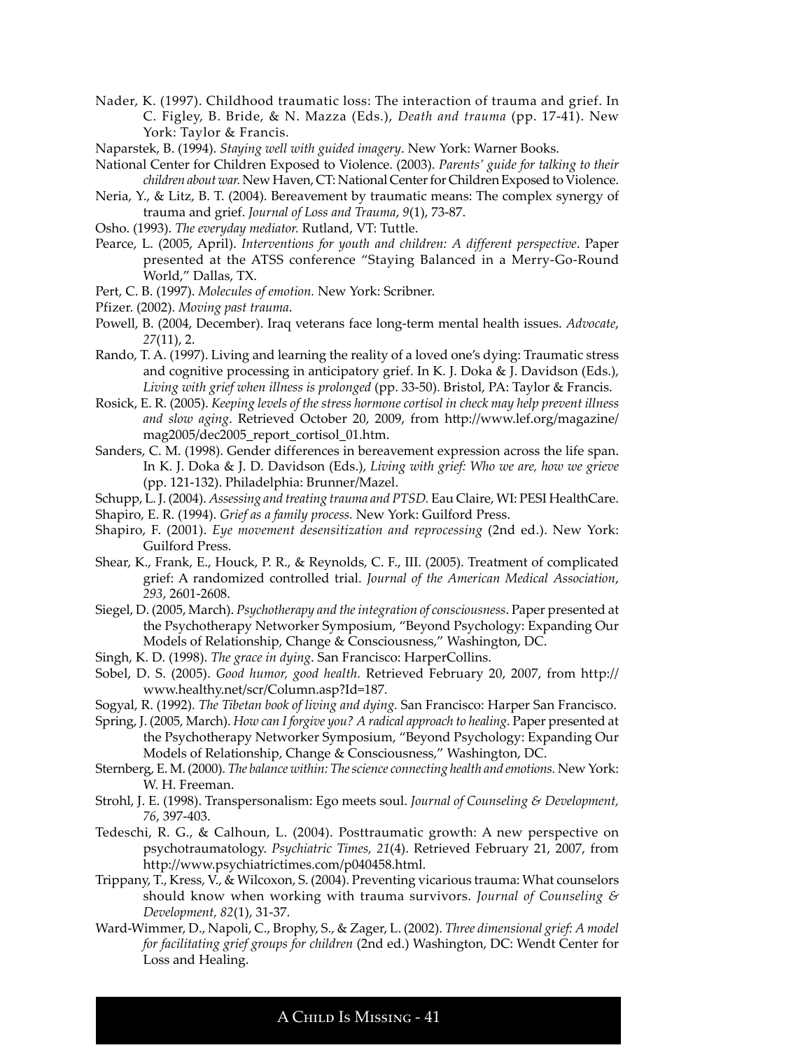Nader, K. (1997). Childhood traumatic loss: The interaction of trauma and grief. In C. Figley, B. Bride, & N. Mazza (Eds.), *Death and trauma* (pp. 17-41). New York: Taylor & Francis.

Naparstek, B. (1994). *Staying well with guided imagery*. New York: Warner Books.

National Center for Children Exposed to Violence. (2003). *Parents' guide for talking to their children about war.* New Haven, CT: National Center for Children Exposed to Violence.

Neria, Y., & Litz, B. T. (2004). Bereavement by traumatic means: The complex synergy of trauma and grief. *Journal of Loss and Trauma*, *9*(1), 73-87.

Osho. (1993). *The everyday mediator.* Rutland, VT: Tuttle.

Pearce, L. (2005, April). *Interventions for youth and children: A different perspective*. Paper presented at the ATSS conference "Staying Balanced in a Merry-Go-Round World," Dallas, TX.

Pert, C. B. (1997). *Molecules of emotion.* New York: Scribner.

Pfizer. (2002). *Moving past trauma*.

Powell, B. (2004, December). Iraq veterans face long-term mental health issues. *Advocate*, *27*(11), 2.

Rando, T. A. (1997). Living and learning the reality of a loved one's dying: Traumatic stress and cognitive processing in anticipatory grief. In K. J. Doka & J. Davidson (Eds.), *Living with grief when illness is prolonged* (pp. 33-50). Bristol, PA: Taylor & Francis.

Rosick, E. R. (2005). *Keeping levels of the stress hormone cortisol in check may help prevent illness and slow aging*. Retrieved October 20, 2009, from http://www.lef.org/magazine/mag2005/dec2005_report_cortisol_01.htm.

Sanders, C. M. (1998). Gender differences in bereavement expression across the life span. In K. J. Doka & J. D. Davidson (Eds.), *Living with grief: Who we are, how we grieve* (pp. 121-132). Philadelphia: Brunner/Mazel.

Schupp, L. J. (2004). *Assessing and treating trauma and PTSD.* Eau Claire, WI: PESI HealthCare.

Shapiro, E. R. (1994). *Grief as a family process.* New York: Guilford Press.

Shapiro, F. (2001). *Eye movement desensitization and reprocessing* (2nd ed.). New York: Guilford Press.

Shear, K., Frank, E., Houck, P. R., & Reynolds, C. F., III. (2005). Treatment of complicated grief: A randomized controlled trial. *Journal of the American Medical Association*, *293*, 2601-2608.

Siegel, D. (2005, March). *Psychotherapy and the integration of consciousness*. Paper presented at the Psychotherapy Networker Symposium, "Beyond Psychology: Expanding Our Models of Relationship, Change & Consciousness," Washington, DC.

Singh, K. D. (1998). *The grace in dying*. San Francisco: HarperCollins.

Sobel, D. S. (2005). *Good humor, good health.* Retrieved February 20, 2007, from http://www.healthy.net/scr/Column.asp?Id=187.

Sogyal, R. (1992). *The Tibetan book of living and dying.* San Francisco: Harper San Francisco.

Spring, J. (2005, March). *How can I forgive you? A radical approach to healing*. Paper presented at the Psychotherapy Networker Symposium, "Beyond Psychology: Expanding Our Models of Relationship, Change & Consciousness," Washington, DC.

Sternberg, E. M. (2000). *The balance within: The science connecting health and emotions.* New York: W. H. Freeman.

Strohl, J. E. (1998). Transpersonalism: Ego meets soul. *Journal of Counseling & Development, 76*, 397-403.

Tedeschi, R. G., & Calhoun, L. (2004). Posttraumatic growth: A new perspective on psychotraumatology. *Psychiatric Times, 21*(4). Retrieved February 21, 2007, from http://www.psychiatrictimes.com/p040458.html.

Trippany, T., Kress, V., & Wilcoxon, S. (2004). Preventing vicarious trauma: What counselors should know when working with trauma survivors. *Journal of Counseling & Development, 82*(1), 31-37.

Ward-Wimmer, D., Napoli, C., Brophy, S., & Zager, L. (2002). *Three dimensional grief: A model for facilitating grief groups for children* (2nd ed.) Washington, DC: Wendt Center for Loss and Healing.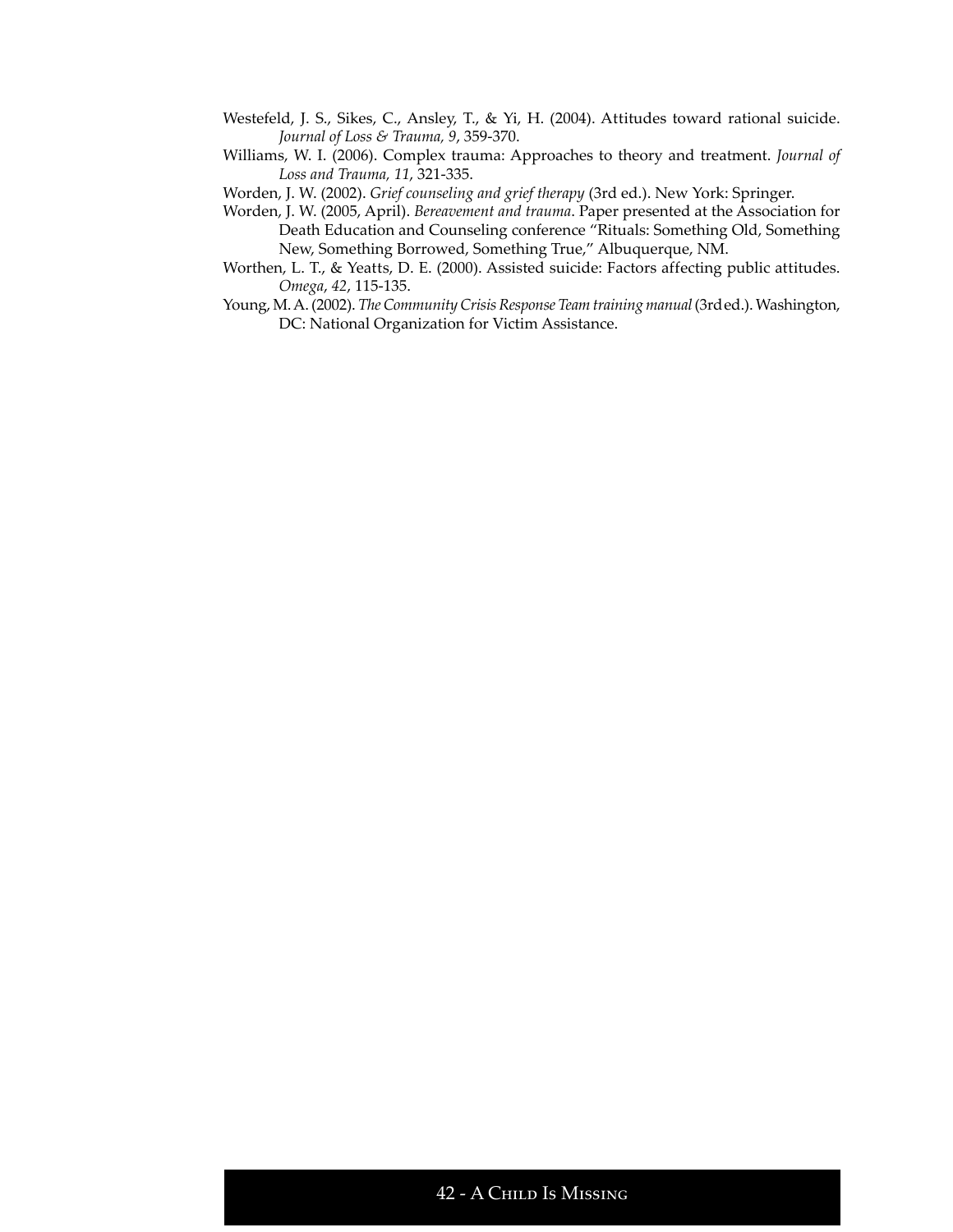Westefeld, J. S., Sikes, C., Ansley, T., & Yi, H. (2004). Attitudes toward rational suicide. *Journal of Loss & Trauma, 9*, 359-370.

Williams, W. I. (2006). Complex trauma: Approaches to theory and treatment. *Journal of Loss and Trauma, 11*, 321-335.

Worden, J. W. (2002). *Grief counseling and grief therapy* (3rd ed.). New York: Springer.

Worden, J. W. (2005, April). *Bereavement and trauma*. Paper presented at the Association for Death Education and Counseling conference "Rituals: Something Old, Something New, Something Borrowed, Something True," Albuquerque, NM.

Worthen, L. T., & Yeatts, D. E. (2000). Assisted suicide: Factors affecting public attitudes. *Omega, 42*, 115-135.

Young, M. A. (2002). *The Community Crisis Response Team training manual* (3rd ed.). Washington, DC: National Organization for Victim Assistance.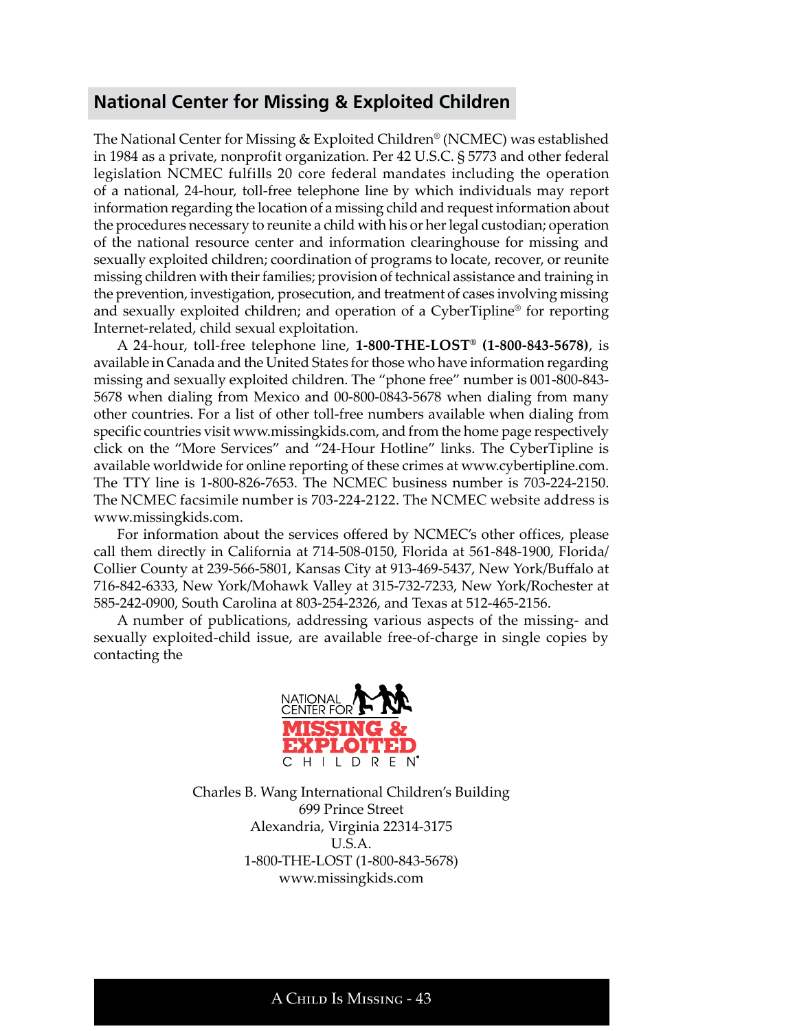## National Center for Missing & Exploited Children

The National Center for Missing & Exploited Children® (NCMEC) was established in 1984 as a private, nonprofit organization. Per 42 U.S.C. § 5773 and other federal legislation NCMEC fulfills 20 core federal mandates including the operation of a national, 24-hour, toll-free telephone line by which individuals may report information regarding the location of a missing child and request information about the procedures necessary to reunite a child with his or her legal custodian; operation of the national resource center and information clearinghouse for missing and sexually exploited children; coordination of programs to locate, recover, or reunite missing children with their families; provision of technical assistance and training in the prevention, investigation, prosecution, and treatment of cases involving missing and sexually exploited children; and operation of a CyberTipline® for reporting Internet-related, child sexual exploitation.

A 24-hour, toll-free telephone line, **1-800-THE-LOST® (1-800-843-5678)**, is available in Canada and the United States for those who have information regarding missing and sexually exploited children. The "phone free" number is 001-800-843-5678 when dialing from Mexico and 00-800-0843-5678 when dialing from many other countries. For a list of other toll-free numbers available when dialing from specific countries visit www.missingkids.com, and from the home page respectively click on the "More Services" and "24-Hour Hotline" links. The CyberTipline is available worldwide for online reporting of these crimes at www.cybertipline.com. The TTY line is 1-800-826-7653. The NCMEC business number is 703-224-2150. The NCMEC facsimile number is 703-224-2122. The NCMEC website address is www.missingkids.com.

For information about the services offered by NCMEC's other offices, please call them directly in California at 714-508-0150, Florida at 561-848-1900, Florida/Collier County at 239-566-5801, Kansas City at 913-469-5437, New York/Buffalo at 716-842-6333, New York/Mohawk Valley at 315-732-7233, New York/Rochester at 585-242-0900, South Carolina at 803-254-2326, and Texas at 512-465-2156.

A number of publications, addressing various aspects of the missing- and sexually exploited-child issue, are available free-of-charge in single copies by contacting the

NATIONAL CENTER FOR MISSING & EXPLOITED CHILDREN®

Charles B. Wang International Children's Building
699 Prince Street
Alexandria, Virginia 22314-3175
U.S.A.
1-800-THE-LOST (1-800-843-5678)
www.missingkids.com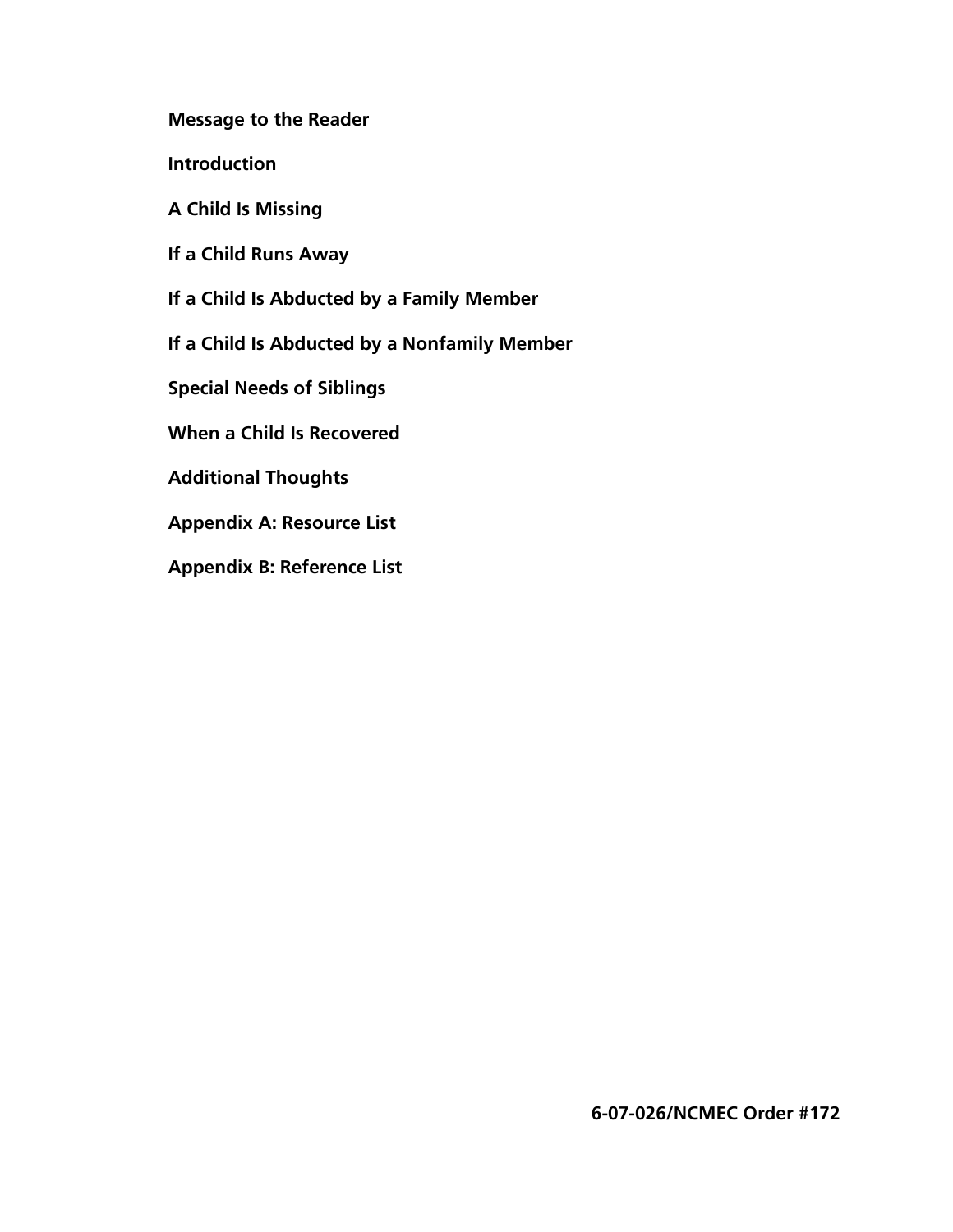**Message to the Reader**

**Introduction**

**A Child Is Missing**

**If a Child Runs Away**

**If a Child Is Abducted by a Family Member**

**If a Child Is Abducted by a Nonfamily Member**

**Special Needs of Siblings**

**When a Child Is Recovered**

**Additional Thoughts**

**Appendix A: Resource List**

**Appendix B: Reference List**

**6-07-026/NCMEC Order #172**